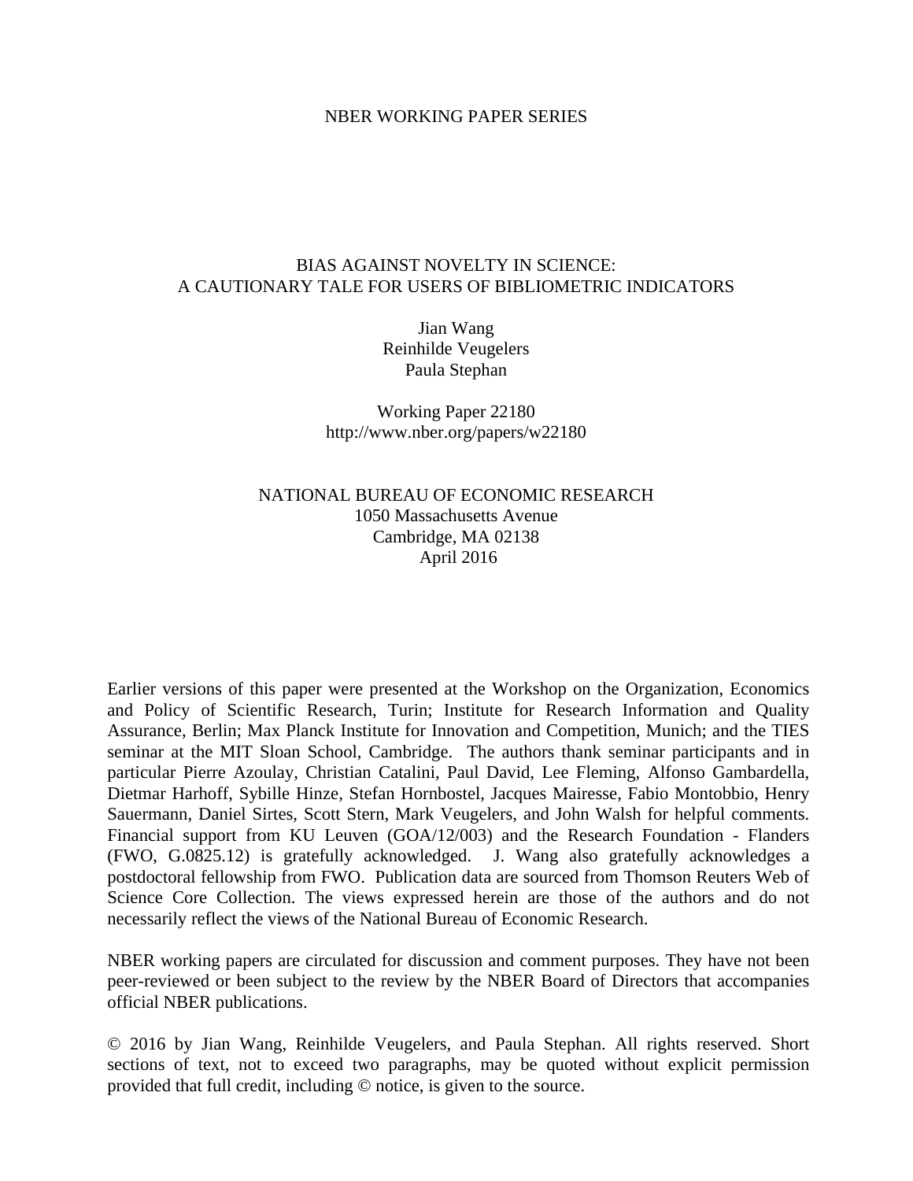NBER WORKING PAPER SERIES

# BIAS AGAINST NOVELTY IN SCIENCE: A CAUTIONARY TALE FOR USERS OF BIBLIOMETRIC INDICATORS

Jian Wang
Reinhilde Veugelers
Paula Stephan

Working Paper 22180
http://www.nber.org/papers/w22180

NATIONAL BUREAU OF ECONOMIC RESEARCH
1050 Massachusetts Avenue
Cambridge, MA 02138
April 2016

Earlier versions of this paper were presented at the Workshop on the Organization, Economics and Policy of Scientific Research, Turin; Institute for Research Information and Quality Assurance, Berlin; Max Planck Institute for Innovation and Competition, Munich; and the TIES seminar at the MIT Sloan School, Cambridge. The authors thank seminar participants and in particular Pierre Azoulay, Christian Catalini, Paul David, Lee Fleming, Alfonso Gambardella, Dietmar Harhoff, Sybille Hinze, Stefan Hornbostel, Jacques Mairesse, Fabio Montobbio, Henry Sauermann, Daniel Sirtes, Scott Stern, Mark Veugelers, and John Walsh for helpful comments. Financial support from KU Leuven (GOA/12/003) and the Research Foundation - Flanders (FWO, G.0825.12) is gratefully acknowledged. J. Wang also gratefully acknowledges a postdoctoral fellowship from FWO. Publication data are sourced from Thomson Reuters Web of Science Core Collection. The views expressed herein are those of the authors and do not necessarily reflect the views of the National Bureau of Economic Research.

NBER working papers are circulated for discussion and comment purposes. They have not been peer-reviewed or been subject to the review by the NBER Board of Directors that accompanies official NBER publications.

© 2016 by Jian Wang, Reinhilde Veugelers, and Paula Stephan. All rights reserved. Short sections of text, not to exceed two paragraphs, may be quoted without explicit permission provided that full credit, including © notice, is given to the source.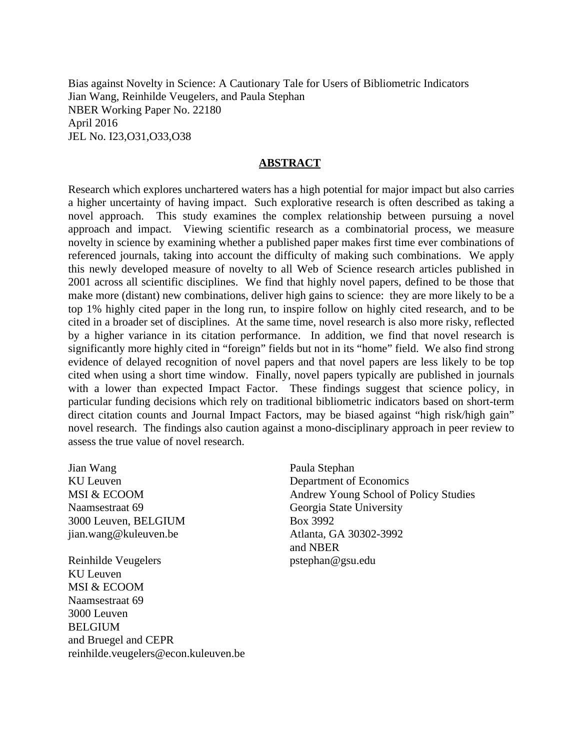Bias against Novelty in Science: A Cautionary Tale for Users of Bibliometric Indicators
Jian Wang, Reinhilde Veugelers, and Paula Stephan
NBER Working Paper No. 22180
April 2016
JEL No. I23,O31,O33,O38

## ABSTRACT

Research which explores unchartered waters has a high potential for major impact but also carries a higher uncertainty of having impact. Such explorative research is often described as taking a novel approach. This study examines the complex relationship between pursuing a novel approach and impact. Viewing scientific research as a combinatorial process, we measure novelty in science by examining whether a published paper makes first time ever combinations of referenced journals, taking into account the difficulty of making such combinations. We apply this newly developed measure of novelty to all Web of Science research articles published in 2001 across all scientific disciplines. We find that highly novel papers, defined to be those that make more (distant) new combinations, deliver high gains to science: they are more likely to be a top 1% highly cited paper in the long run, to inspire follow on highly cited research, and to be cited in a broader set of disciplines. At the same time, novel research is also more risky, reflected by a higher variance in its citation performance. In addition, we find that novel research is significantly more highly cited in "foreign" fields but not in its "home" field. We also find strong evidence of delayed recognition of novel papers and that novel papers are less likely to be top cited when using a short time window. Finally, novel papers typically are published in journals with a lower than expected Impact Factor. These findings suggest that science policy, in particular funding decisions which rely on traditional bibliometric indicators based on short-term direct citation counts and Journal Impact Factors, may be biased against "high risk/high gain" novel research. The findings also caution against a mono-disciplinary approach in peer review to assess the true value of novel research.

Jian Wang
KU Leuven
MSI & ECOOM
Naamsestraat 69
3000 Leuven, BELGIUM
jian.wang@kuleuven.be

Reinhilde Veugelers
KU Leuven
MSI & ECOOM
Naamsestraat 69
3000 Leuven
BELGIUM
and Bruegel and CEPR
reinhilde.veugelers@econ.kuleuven.be

Paula Stephan
Department of Economics
Andrew Young School of Policy Studies
Georgia State University
Box 3992
Atlanta, GA 30302-3992
and NBER
pstephan@gsu.edu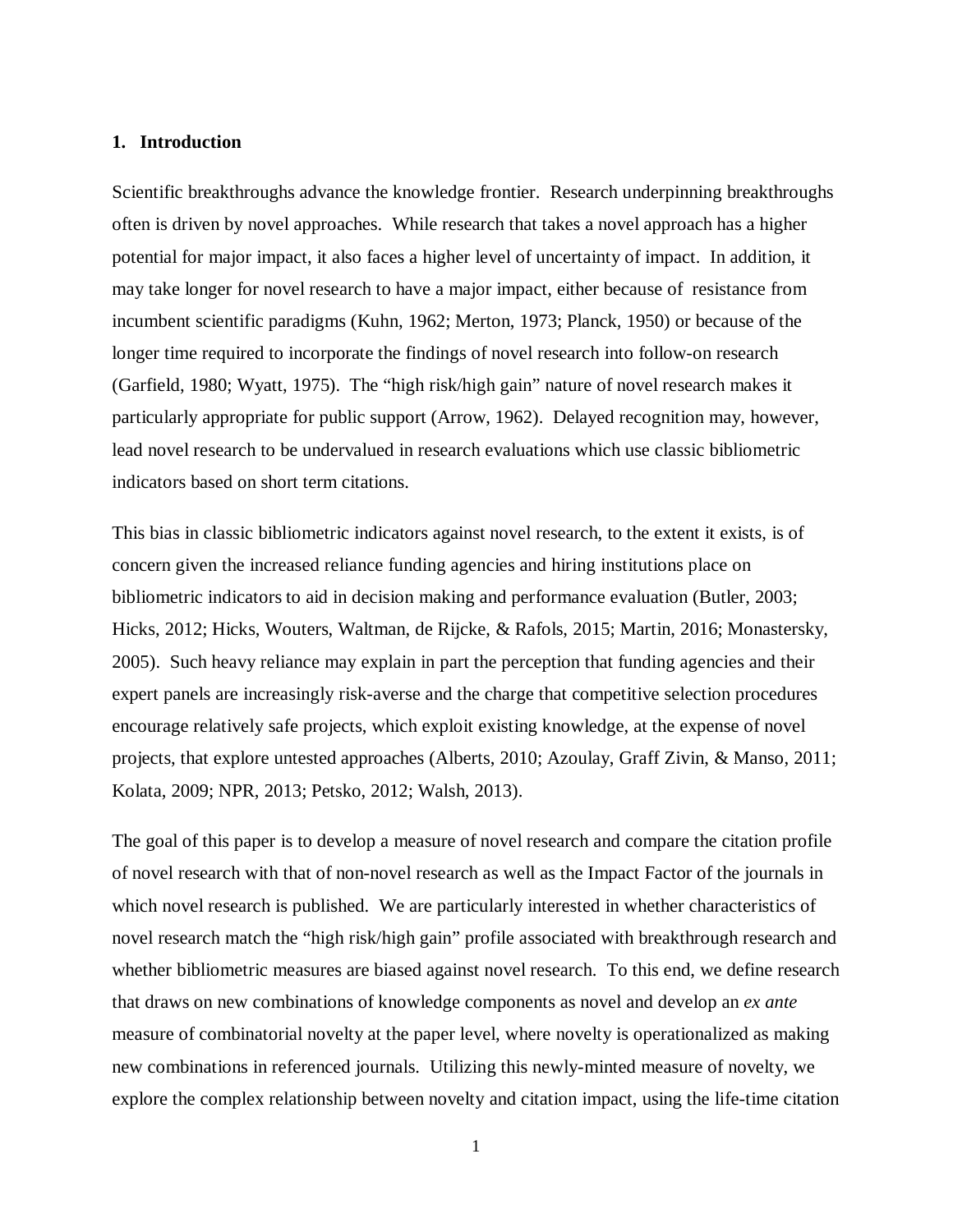## 1. Introduction

Scientific breakthroughs advance the knowledge frontier. Research underpinning breakthroughs often is driven by novel approaches. While research that takes a novel approach has a higher potential for major impact, it also faces a higher level of uncertainty of impact. In addition, it may take longer for novel research to have a major impact, either because of resistance from incumbent scientific paradigms (Kuhn, 1962; Merton, 1973; Planck, 1950) or because of the longer time required to incorporate the findings of novel research into follow-on research (Garfield, 1980; Wyatt, 1975). The "high risk/high gain" nature of novel research makes it particularly appropriate for public support (Arrow, 1962). Delayed recognition may, however, lead novel research to be undervalued in research evaluations which use classic bibliometric indicators based on short term citations.

This bias in classic bibliometric indicators against novel research, to the extent it exists, is of concern given the increased reliance funding agencies and hiring institutions place on bibliometric indicators to aid in decision making and performance evaluation (Butler, 2003; Hicks, 2012; Hicks, Wouters, Waltman, de Rijcke, & Rafols, 2015; Martin, 2016; Monastersky, 2005). Such heavy reliance may explain in part the perception that funding agencies and their expert panels are increasingly risk-averse and the charge that competitive selection procedures encourage relatively safe projects, which exploit existing knowledge, at the expense of novel projects, that explore untested approaches (Alberts, 2010; Azoulay, Graff Zivin, & Manso, 2011; Kolata, 2009; NPR, 2013; Petsko, 2012; Walsh, 2013).

The goal of this paper is to develop a measure of novel research and compare the citation profile of novel research with that of non-novel research as well as the Impact Factor of the journals in which novel research is published. We are particularly interested in whether characteristics of novel research match the "high risk/high gain" profile associated with breakthrough research and whether bibliometric measures are biased against novel research. To this end, we define research that draws on new combinations of knowledge components as novel and develop an *ex ante* measure of combinatorial novelty at the paper level, where novelty is operationalized as making new combinations in referenced journals. Utilizing this newly-minted measure of novelty, we explore the complex relationship between novelty and citation impact, using the life-time citation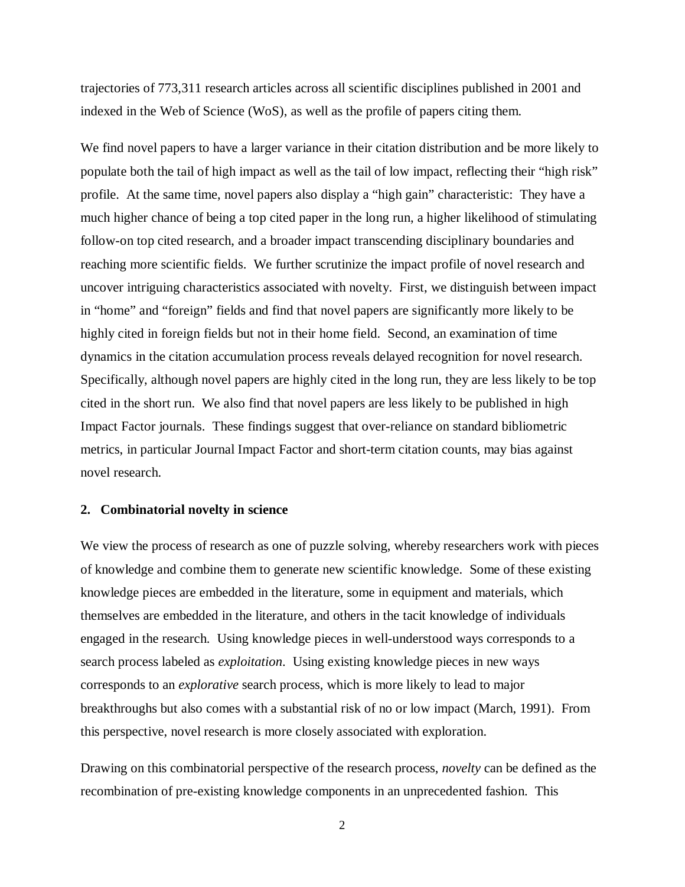trajectories of 773,311 research articles across all scientific disciplines published in 2001 and indexed in the Web of Science (WoS), as well as the profile of papers citing them.

We find novel papers to have a larger variance in their citation distribution and be more likely to populate both the tail of high impact as well as the tail of low impact, reflecting their "high risk" profile. At the same time, novel papers also display a "high gain" characteristic: They have a much higher chance of being a top cited paper in the long run, a higher likelihood of stimulating follow-on top cited research, and a broader impact transcending disciplinary boundaries and reaching more scientific fields. We further scrutinize the impact profile of novel research and uncover intriguing characteristics associated with novelty. First, we distinguish between impact in "home" and "foreign" fields and find that novel papers are significantly more likely to be highly cited in foreign fields but not in their home field. Second, an examination of time dynamics in the citation accumulation process reveals delayed recognition for novel research. Specifically, although novel papers are highly cited in the long run, they are less likely to be top cited in the short run. We also find that novel papers are less likely to be published in high Impact Factor journals. These findings suggest that over-reliance on standard bibliometric metrics, in particular Journal Impact Factor and short-term citation counts, may bias against novel research.

## 2. Combinatorial novelty in science

We view the process of research as one of puzzle solving, whereby researchers work with pieces of knowledge and combine them to generate new scientific knowledge. Some of these existing knowledge pieces are embedded in the literature, some in equipment and materials, which themselves are embedded in the literature, and others in the tacit knowledge of individuals engaged in the research. Using knowledge pieces in well-understood ways corresponds to a search process labeled as *exploitation*. Using existing knowledge pieces in new ways corresponds to an *explorative* search process, which is more likely to lead to major breakthroughs but also comes with a substantial risk of no or low impact (March, 1991). From this perspective, novel research is more closely associated with exploration.

Drawing on this combinatorial perspective of the research process, *novelty* can be defined as the recombination of pre-existing knowledge components in an unprecedented fashion. This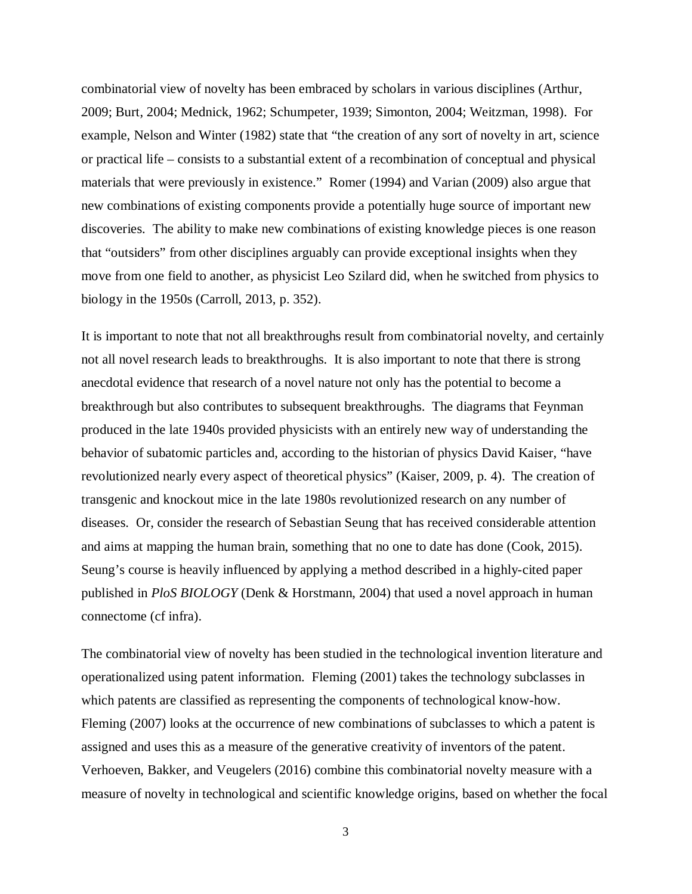combinatorial view of novelty has been embraced by scholars in various disciplines (Arthur, 2009; Burt, 2004; Mednick, 1962; Schumpeter, 1939; Simonton, 2004; Weitzman, 1998). For example, Nelson and Winter (1982) state that "the creation of any sort of novelty in art, science or practical life – consists to a substantial extent of a recombination of conceptual and physical materials that were previously in existence." Romer (1994) and Varian (2009) also argue that new combinations of existing components provide a potentially huge source of important new discoveries. The ability to make new combinations of existing knowledge pieces is one reason that "outsiders" from other disciplines arguably can provide exceptional insights when they move from one field to another, as physicist Leo Szilard did, when he switched from physics to biology in the 1950s (Carroll, 2013, p. 352).

It is important to note that not all breakthroughs result from combinatorial novelty, and certainly not all novel research leads to breakthroughs. It is also important to note that there is strong anecdotal evidence that research of a novel nature not only has the potential to become a breakthrough but also contributes to subsequent breakthroughs. The diagrams that Feynman produced in the late 1940s provided physicists with an entirely new way of understanding the behavior of subatomic particles and, according to the historian of physics David Kaiser, "have revolutionized nearly every aspect of theoretical physics" (Kaiser, 2009, p. 4). The creation of transgenic and knockout mice in the late 1980s revolutionized research on any number of diseases. Or, consider the research of Sebastian Seung that has received considerable attention and aims at mapping the human brain, something that no one to date has done (Cook, 2015). Seung's course is heavily influenced by applying a method described in a highly-cited paper published in *PloS BIOLOGY* (Denk & Horstmann, 2004) that used a novel approach in human connectome (cf infra).

The combinatorial view of novelty has been studied in the technological invention literature and operationalized using patent information. Fleming (2001) takes the technology subclasses in which patents are classified as representing the components of technological know-how. Fleming (2007) looks at the occurrence of new combinations of subclasses to which a patent is assigned and uses this as a measure of the generative creativity of inventors of the patent. Verhoeven, Bakker, and Veugelers (2016) combine this combinatorial novelty measure with a measure of novelty in technological and scientific knowledge origins, based on whether the focal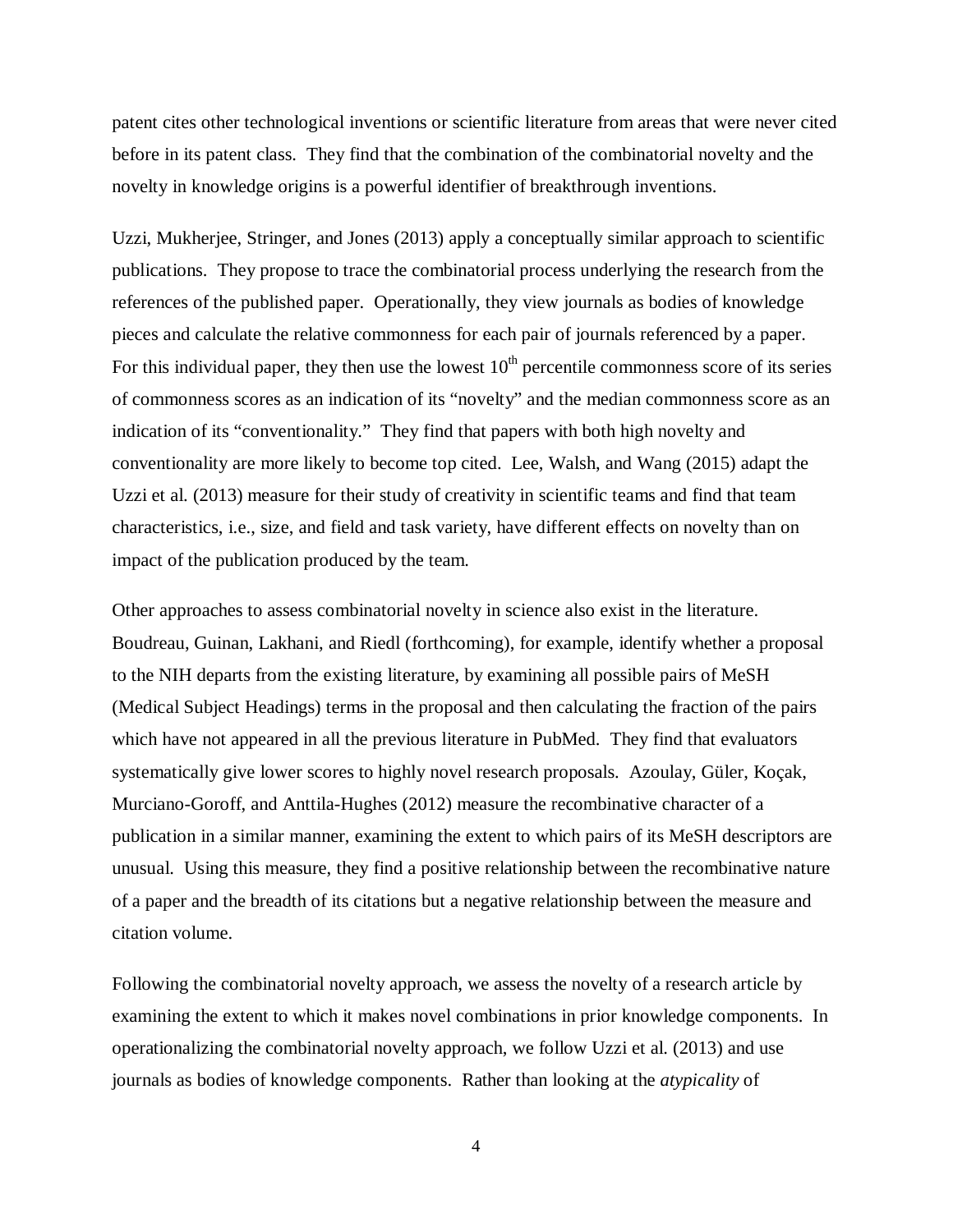patent cites other technological inventions or scientific literature from areas that were never cited before in its patent class. They find that the combination of the combinatorial novelty and the novelty in knowledge origins is a powerful identifier of breakthrough inventions.

Uzzi, Mukherjee, Stringer, and Jones (2013) apply a conceptually similar approach to scientific publications. They propose to trace the combinatorial process underlying the research from the references of the published paper. Operationally, they view journals as bodies of knowledge pieces and calculate the relative commonness for each pair of journals referenced by a paper. For this individual paper, they then use the lowest $10^{th}$ percentile commonness score of its series of commonness scores as an indication of its "novelty" and the median commonness score as an indication of its "conventionality." They find that papers with both high novelty and conventionality are more likely to become top cited. Lee, Walsh, and Wang (2015) adapt the Uzzi et al. (2013) measure for their study of creativity in scientific teams and find that team characteristics, i.e., size, and field and task variety, have different effects on novelty than on impact of the publication produced by the team.

Other approaches to assess combinatorial novelty in science also exist in the literature. Boudreau, Guinan, Lakhani, and Riedl (forthcoming), for example, identify whether a proposal to the NIH departs from the existing literature, by examining all possible pairs of MeSH (Medical Subject Headings) terms in the proposal and then calculating the fraction of the pairs which have not appeared in all the previous literature in PubMed. They find that evaluators systematically give lower scores to highly novel research proposals. Azoulay, Güler, Koçak, Murciano-Goroff, and Anttila-Hughes (2012) measure the recombinative character of a publication in a similar manner, examining the extent to which pairs of its MeSH descriptors are unusual. Using this measure, they find a positive relationship between the recombinative nature of a paper and the breadth of its citations but a negative relationship between the measure and citation volume.

Following the combinatorial novelty approach, we assess the novelty of a research article by examining the extent to which it makes novel combinations in prior knowledge components. In operationalizing the combinatorial novelty approach, we follow Uzzi et al. (2013) and use journals as bodies of knowledge components. Rather than looking at the *atypicality* of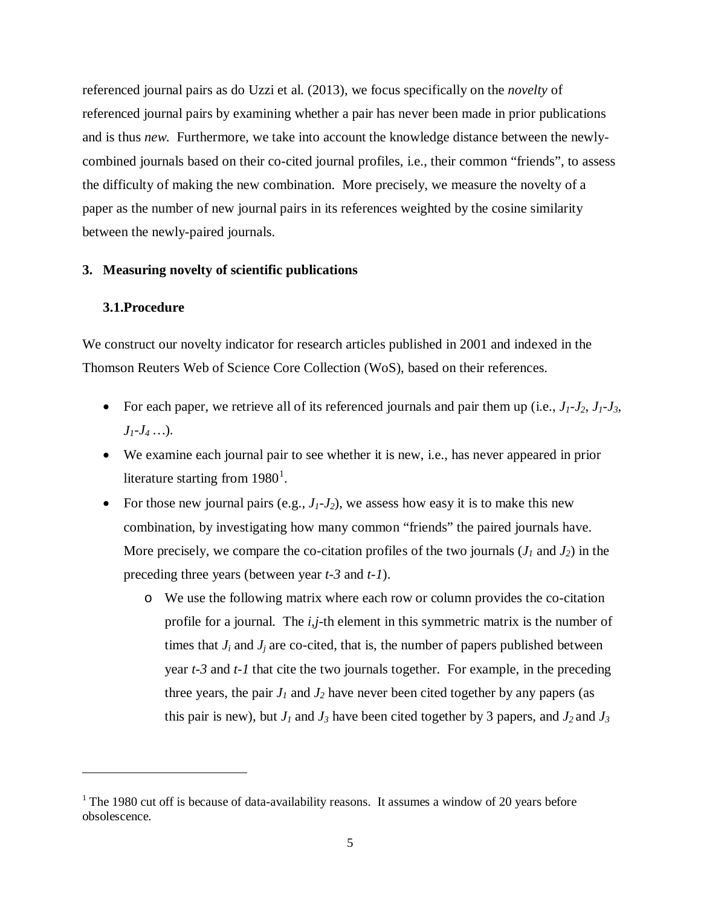referenced journal pairs as do Uzzi et al. (2013), we focus specifically on the *novelty* of referenced journal pairs by examining whether a pair has never been made in prior publications and is thus *new*. Furthermore, we take into account the knowledge distance between the newly-combined journals based on their co-cited journal profiles, i.e., their common "friends", to assess the difficulty of making the new combination. More precisely, we measure the novelty of a paper as the number of new journal pairs in its references weighted by the cosine similarity between the newly-paired journals.

## 3. Measuring novelty of scientific publications

### 3.1. Procedure

We construct our novelty indicator for research articles published in 2001 and indexed in the Thomson Reuters Web of Science Core Collection (WoS), based on their references.

- For each paper, we retrieve all of its referenced journals and pair them up (i.e., $J_1$-$J_2$, $J_1$-$J_3$, $J_1$-$J_4$ …).
- We examine each journal pair to see whether it is new, i.e., has never appeared in prior literature starting from 1980[1].
- For those new journal pairs (e.g., $J_1$-$J_2$), we assess how easy it is to make this new combination, by investigating how many common "friends" the paired journals have. More precisely, we compare the co-citation profiles of the two journals ($J_1$ and $J_2$) in the preceding three years (between year $t$-3 and $t$-1).
  - We use the following matrix where each row or column provides the co-citation profile for a journal. The $i,j$-th element in this symmetric matrix is the number of times that $J_i$ and $J_j$ are co-cited, that is, the number of papers published between year $t$-3 and $t$-1 that cite the two journals together. For example, in the preceding three years, the pair $J_1$ and $J_2$ have never been cited together by any papers (as this pair is new), but $J_1$ and $J_3$ have been cited together by 3 papers, and $J_2$ and $J_3$

[1] The 1980 cut off is because of data-availability reasons. It assumes a window of 20 years before obsolescence.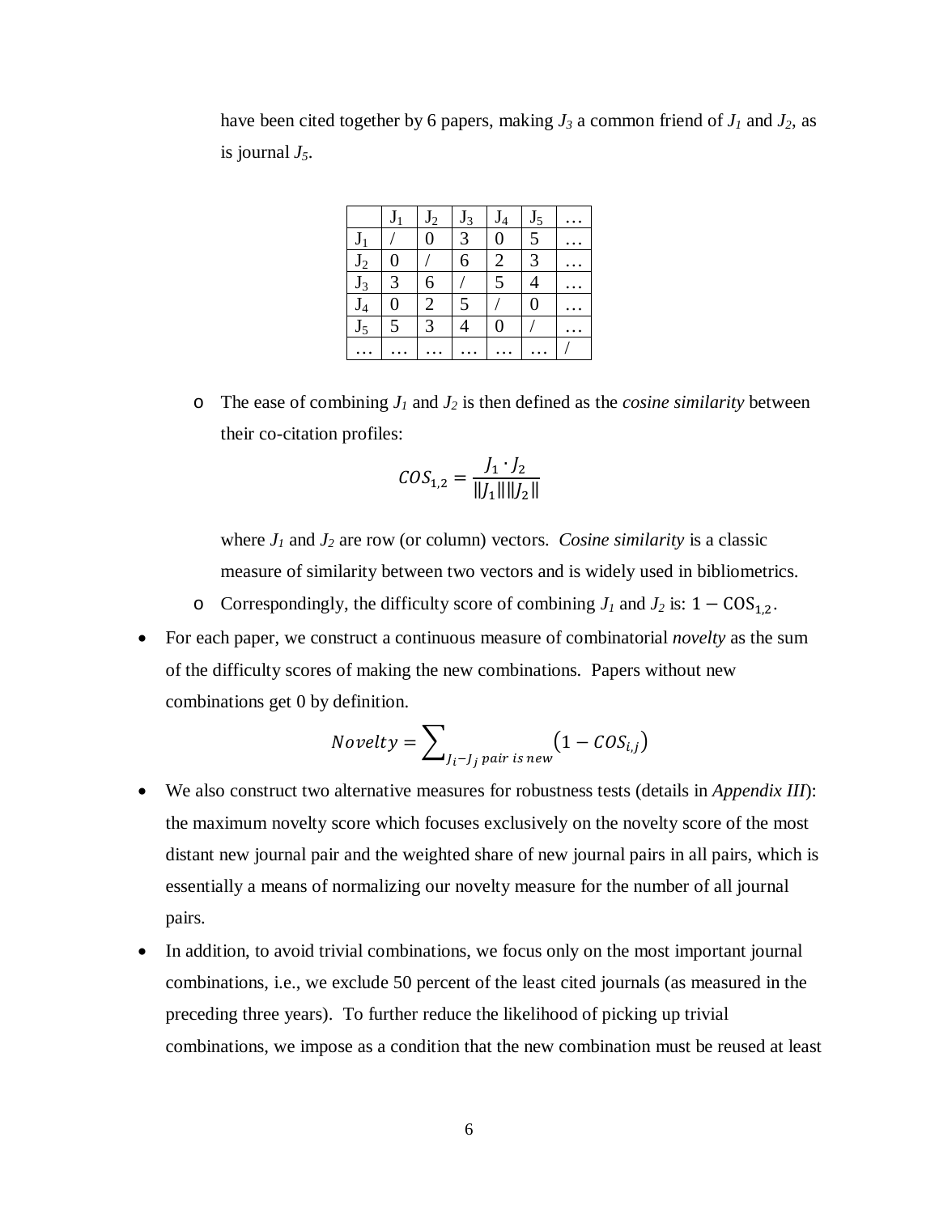have been cited together by 6 papers, making $J_3$ a common friend of $J_1$ and $J_2$, as is journal $J_5$.

| | $J_1$ | $J_2$ | $J_3$ | $J_4$ | $J_5$ | … |
|---|---|---|---|---|---|---|
| $J_1$ | / | 0 | 3 | 0 | 5 | … |
| $J_2$ | 0 | / | 6 | 2 | 3 | … |
| $J_3$ | 3 | 6 | / | 5 | 4 | … |
| $J_4$ | 0 | 2 | 5 | / | 0 | … |
| $J_5$ | 5 | 3 | 4 | 0 | / | … |
| … | … | … | … | … | … | / |

- The ease of combining $J_1$ and $J_2$ is then defined as the *cosine similarity* between their co-citation profiles:

$$COS_{1,2} = \frac{J_1 \cdot J_2}{\|J_1\| \|J_2\|}$$

  where $J_1$ and $J_2$ are row (or column) vectors. *Cosine similarity* is a classic measure of similarity between two vectors and is widely used in bibliometrics.
- Correspondingly, the difficulty score of combining $J_1$ and $J_2$ is: $1 - \mathrm{COS}_{1,2}$.

- For each paper, we construct a continuous measure of combinatorial *novelty* as the sum of the difficulty scores of making the new combinations. Papers without new combinations get 0 by definition.

$$Novelty = \sum_{J_i - J_j \ pair \ is \ new} \left(1 - COS_{i,j}\right)$$

- We also construct two alternative measures for robustness tests (details in *Appendix III*): the maximum novelty score which focuses exclusively on the novelty score of the most distant new journal pair and the weighted share of new journal pairs in all pairs, which is essentially a means of normalizing our novelty measure for the number of all journal pairs.
- In addition, to avoid trivial combinations, we focus only on the most important journal combinations, i.e., we exclude 50 percent of the least cited journals (as measured in the preceding three years). To further reduce the likelihood of picking up trivial combinations, we impose as a condition that the new combination must be reused at least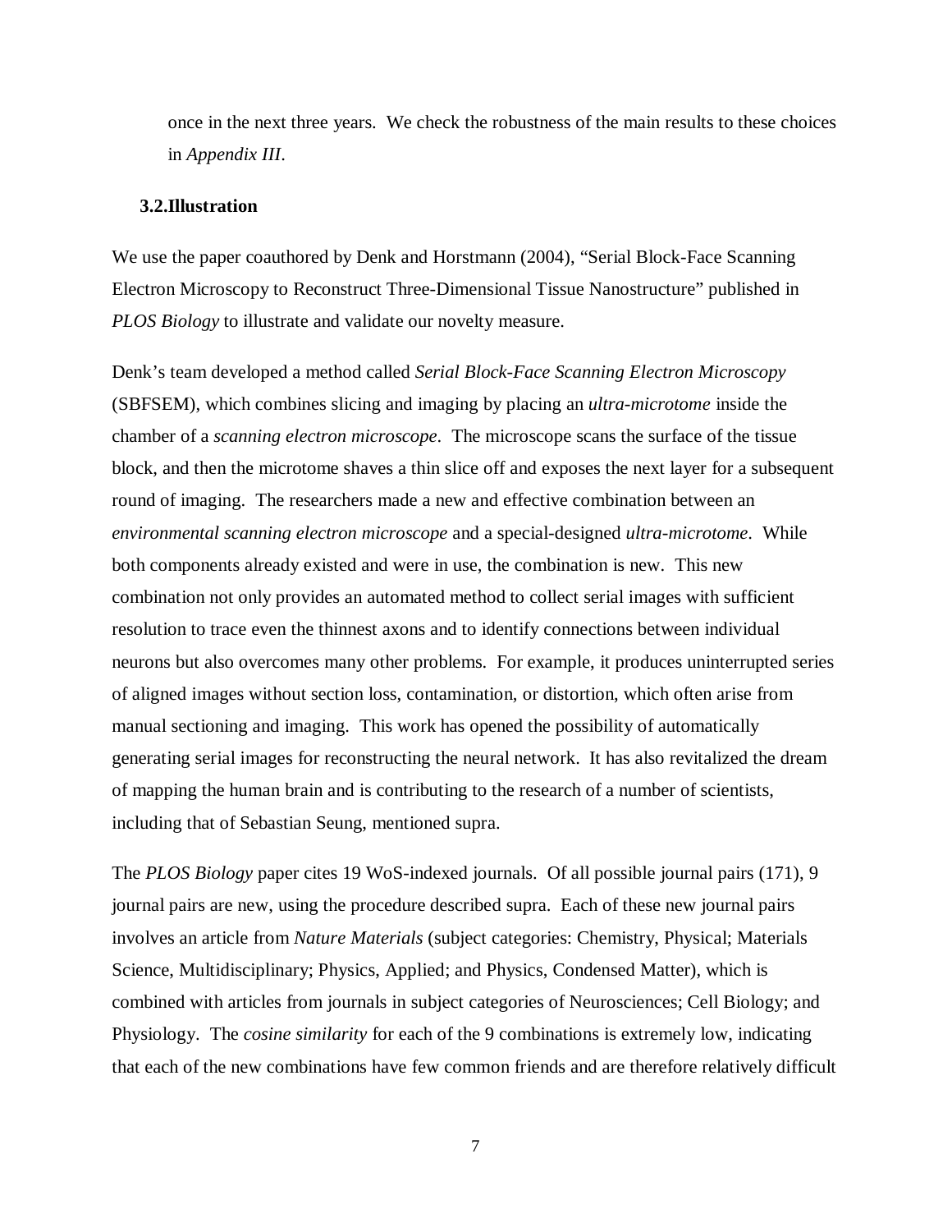once in the next three years. We check the robustness of the main results to these choices in *Appendix III*.

### 3.2. Illustration

We use the paper coauthored by Denk and Horstmann (2004), "Serial Block-Face Scanning Electron Microscopy to Reconstruct Three-Dimensional Tissue Nanostructure" published in *PLOS Biology* to illustrate and validate our novelty measure.

Denk's team developed a method called *Serial Block-Face Scanning Electron Microscopy* (SBFSEM), which combines slicing and imaging by placing an *ultra-microtome* inside the chamber of a *scanning electron microscope*. The microscope scans the surface of the tissue block, and then the microtome shaves a thin slice off and exposes the next layer for a subsequent round of imaging. The researchers made a new and effective combination between an *environmental scanning electron microscope* and a special-designed *ultra-microtome*. While both components already existed and were in use, the combination is new. This new combination not only provides an automated method to collect serial images with sufficient resolution to trace even the thinnest axons and to identify connections between individual neurons but also overcomes many other problems. For example, it produces uninterrupted series of aligned images without section loss, contamination, or distortion, which often arise from manual sectioning and imaging. This work has opened the possibility of automatically generating serial images for reconstructing the neural network. It has also revitalized the dream of mapping the human brain and is contributing to the research of a number of scientists, including that of Sebastian Seung, mentioned supra.

The *PLOS Biology* paper cites 19 WoS-indexed journals. Of all possible journal pairs (171), 9 journal pairs are new, using the procedure described supra. Each of these new journal pairs involves an article from *Nature Materials* (subject categories: Chemistry, Physical; Materials Science, Multidisciplinary; Physics, Applied; and Physics, Condensed Matter), which is combined with articles from journals in subject categories of Neurosciences; Cell Biology; and Physiology. The *cosine similarity* for each of the 9 combinations is extremely low, indicating that each of the new combinations have few common friends and are therefore relatively difficult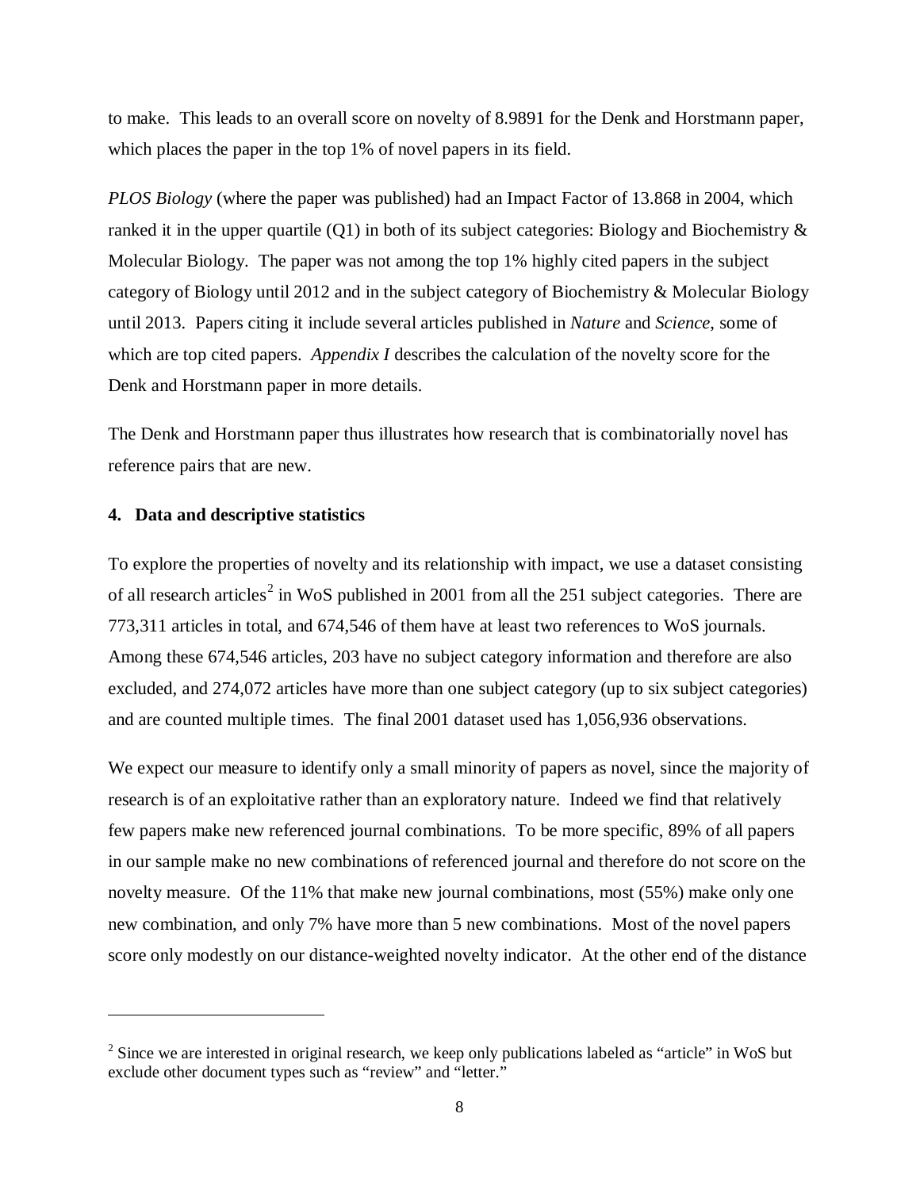to make. This leads to an overall score on novelty of 8.9891 for the Denk and Horstmann paper, which places the paper in the top 1% of novel papers in its field.

*PLOS Biology* (where the paper was published) had an Impact Factor of 13.868 in 2004, which ranked it in the upper quartile (Q1) in both of its subject categories: Biology and Biochemistry & Molecular Biology. The paper was not among the top 1% highly cited papers in the subject category of Biology until 2012 and in the subject category of Biochemistry & Molecular Biology until 2013. Papers citing it include several articles published in *Nature* and *Science*, some of which are top cited papers. *Appendix I* describes the calculation of the novelty score for the Denk and Horstmann paper in more details.

The Denk and Horstmann paper thus illustrates how research that is combinatorially novel has reference pairs that are new.

## 4. Data and descriptive statistics

To explore the properties of novelty and its relationship with impact, we use a dataset consisting of all research articles[2] in WoS published in 2001 from all the 251 subject categories. There are 773,311 articles in total, and 674,546 of them have at least two references to WoS journals. Among these 674,546 articles, 203 have no subject category information and therefore are also excluded, and 274,072 articles have more than one subject category (up to six subject categories) and are counted multiple times. The final 2001 dataset used has 1,056,936 observations.

We expect our measure to identify only a small minority of papers as novel, since the majority of research is of an exploitative rather than an exploratory nature. Indeed we find that relatively few papers make new referenced journal combinations. To be more specific, 89% of all papers in our sample make no new combinations of referenced journal and therefore do not score on the novelty measure. Of the 11% that make new journal combinations, most (55%) make only one new combination, and only 7% have more than 5 new combinations. Most of the novel papers score only modestly on our distance-weighted novelty indicator. At the other end of the distance

---

[2] Since we are interested in original research, we keep only publications labeled as "article" in WoS but exclude other document types such as "review" and "letter."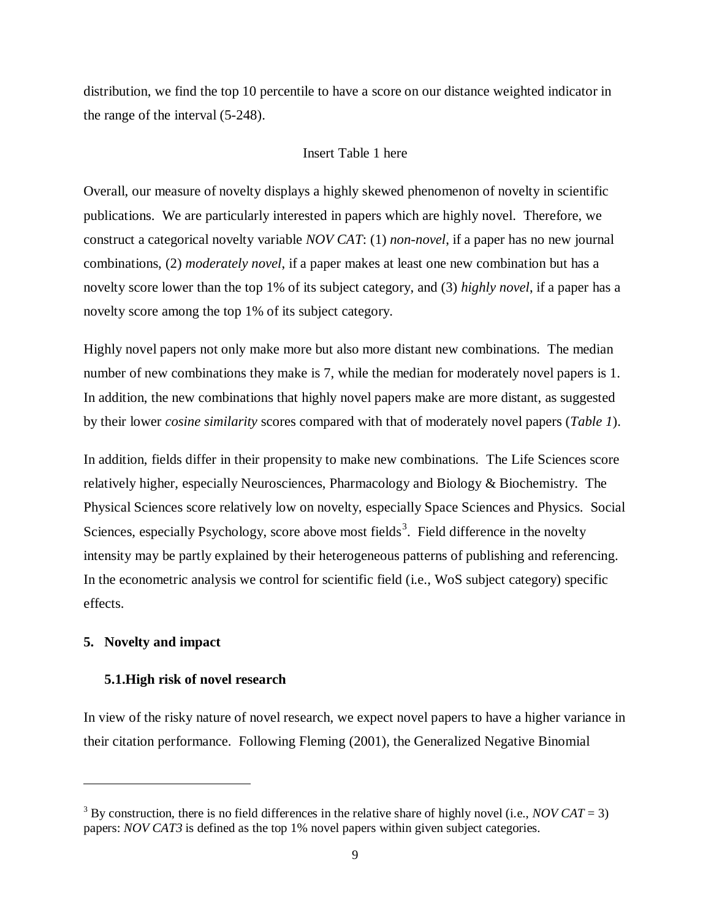distribution, we find the top 10 percentile to have a score on our distance weighted indicator in the range of the interval (5-248).

Insert Table 1 here

Overall, our measure of novelty displays a highly skewed phenomenon of novelty in scientific publications. We are particularly interested in papers which are highly novel. Therefore, we construct a categorical novelty variable *NOV CAT*: (1) *non-novel*, if a paper has no new journal combinations, (2) *moderately novel*, if a paper makes at least one new combination but has a novelty score lower than the top 1% of its subject category, and (3) *highly novel*, if a paper has a novelty score among the top 1% of its subject category.

Highly novel papers not only make more but also more distant new combinations. The median number of new combinations they make is 7, while the median for moderately novel papers is 1. In addition, the new combinations that highly novel papers make are more distant, as suggested by their lower *cosine similarity* scores compared with that of moderately novel papers (*Table 1*).

In addition, fields differ in their propensity to make new combinations. The Life Sciences score relatively higher, especially Neurosciences, Pharmacology and Biology & Biochemistry. The Physical Sciences score relatively low on novelty, especially Space Sciences and Physics. Social Sciences, especially Psychology, score above most fields[3]. Field difference in the novelty intensity may be partly explained by their heterogeneous patterns of publishing and referencing. In the econometric analysis we control for scientific field (i.e., WoS subject category) specific effects.

## 5. Novelty and impact

### 5.1. High risk of novel research

In view of the risky nature of novel research, we expect novel papers to have a higher variance in their citation performance. Following Fleming (2001), the Generalized Negative Binomial

---

[3] By construction, there is no field differences in the relative share of highly novel (i.e., *NOV CAT* = 3) papers: *NOV CAT3* is defined as the top 1% novel papers within given subject categories.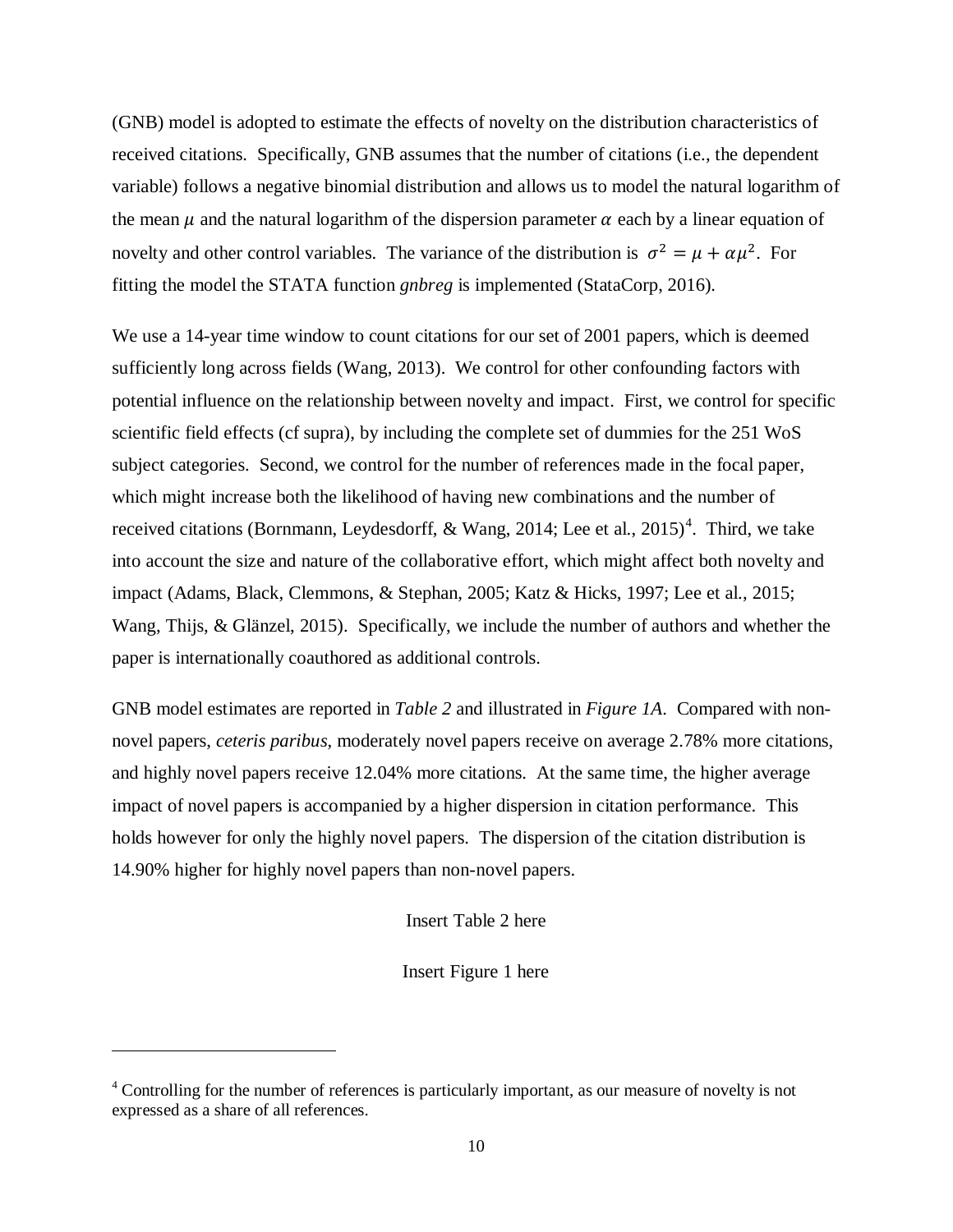(GNB) model is adopted to estimate the effects of novelty on the distribution characteristics of received citations. Specifically, GNB assumes that the number of citations (i.e., the dependent variable) follows a negative binomial distribution and allows us to model the natural logarithm of the mean $\mu$ and the natural logarithm of the dispersion parameter $\alpha$ each by a linear equation of novelty and other control variables. The variance of the distribution is $\sigma^2 = \mu + \alpha\mu^2$. For fitting the model the STATA function *gnbreg* is implemented (StataCorp, 2016).

We use a 14-year time window to count citations for our set of 2001 papers, which is deemed sufficiently long across fields (Wang, 2013). We control for other confounding factors with potential influence on the relationship between novelty and impact. First, we control for specific scientific field effects (cf supra), by including the complete set of dummies for the 251 WoS subject categories. Second, we control for the number of references made in the focal paper, which might increase both the likelihood of having new combinations and the number of received citations (Bornmann, Leydesdorff, & Wang, 2014; Lee et al., 2015)[4]. Third, we take into account the size and nature of the collaborative effort, which might affect both novelty and impact (Adams, Black, Clemmons, & Stephan, 2005; Katz & Hicks, 1997; Lee et al., 2015; Wang, Thijs, & Glänzel, 2015). Specifically, we include the number of authors and whether the paper is internationally coauthored as additional controls.

GNB model estimates are reported in *Table 2* and illustrated in *Figure 1A*. Compared with non-novel papers, *ceteris paribus*, moderately novel papers receive on average 2.78% more citations, and highly novel papers receive 12.04% more citations. At the same time, the higher average impact of novel papers is accompanied by a higher dispersion in citation performance. This holds however for only the highly novel papers. The dispersion of the citation distribution is 14.90% higher for highly novel papers than non-novel papers.

Insert Table 2 here

Insert Figure 1 here

---

[4] Controlling for the number of references is particularly important, as our measure of novelty is not expressed as a share of all references.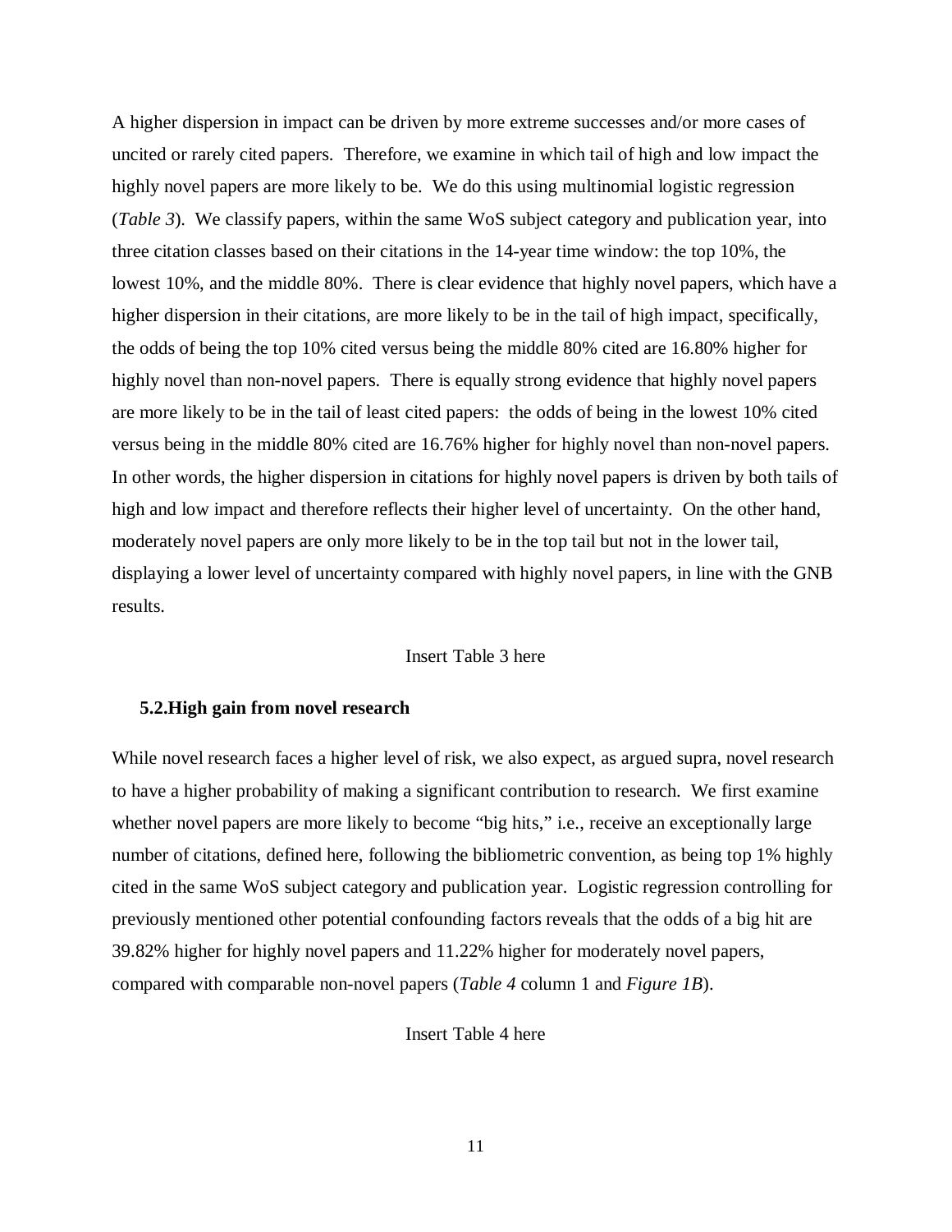A higher dispersion in impact can be driven by more extreme successes and/or more cases of uncited or rarely cited papers. Therefore, we examine in which tail of high and low impact the highly novel papers are more likely to be. We do this using multinomial logistic regression (*Table 3*). We classify papers, within the same WoS subject category and publication year, into three citation classes based on their citations in the 14-year time window: the top 10%, the lowest 10%, and the middle 80%. There is clear evidence that highly novel papers, which have a higher dispersion in their citations, are more likely to be in the tail of high impact, specifically, the odds of being the top 10% cited versus being the middle 80% cited are 16.80% higher for highly novel than non-novel papers. There is equally strong evidence that highly novel papers are more likely to be in the tail of least cited papers: the odds of being in the lowest 10% cited versus being in the middle 80% cited are 16.76% higher for highly novel than non-novel papers. In other words, the higher dispersion in citations for highly novel papers is driven by both tails of high and low impact and therefore reflects their higher level of uncertainty. On the other hand, moderately novel papers are only more likely to be in the top tail but not in the lower tail, displaying a lower level of uncertainty compared with highly novel papers, in line with the GNB results.

Insert Table 3 here

### 5.2. High gain from novel research

While novel research faces a higher level of risk, we also expect, as argued supra, novel research to have a higher probability of making a significant contribution to research. We first examine whether novel papers are more likely to become "big hits," i.e., receive an exceptionally large number of citations, defined here, following the bibliometric convention, as being top 1% highly cited in the same WoS subject category and publication year. Logistic regression controlling for previously mentioned other potential confounding factors reveals that the odds of a big hit are 39.82% higher for highly novel papers and 11.22% higher for moderately novel papers, compared with comparable non-novel papers (*Table 4* column 1 and *Figure 1B*).

Insert Table 4 here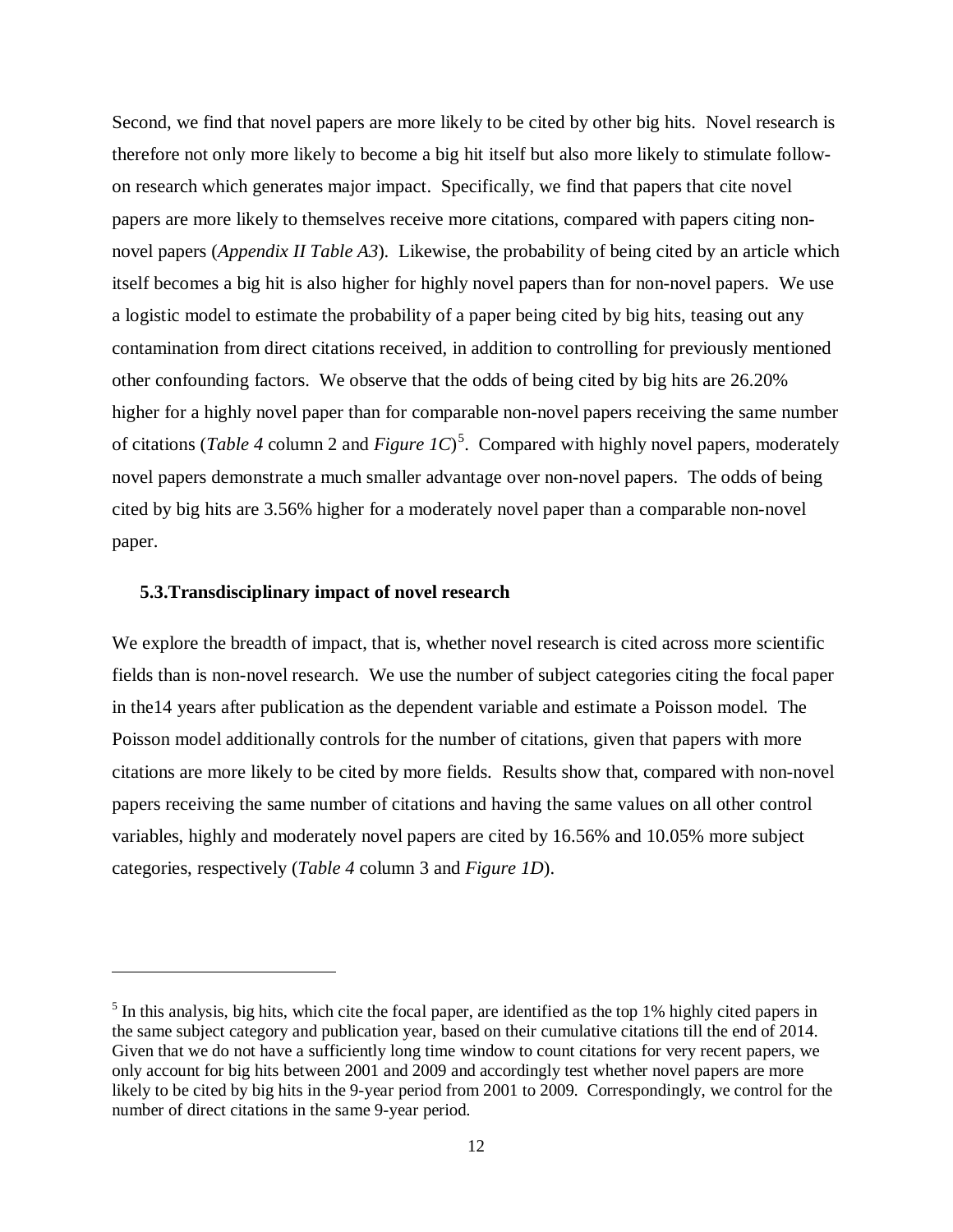Second, we find that novel papers are more likely to be cited by other big hits. Novel research is therefore not only more likely to become a big hit itself but also more likely to stimulate follow-on research which generates major impact. Specifically, we find that papers that cite novel papers are more likely to themselves receive more citations, compared with papers citing non-novel papers (*Appendix II Table A3*). Likewise, the probability of being cited by an article which itself becomes a big hit is also higher for highly novel papers than for non-novel papers. We use a logistic model to estimate the probability of a paper being cited by big hits, teasing out any contamination from direct citations received, in addition to controlling for previously mentioned other confounding factors. We observe that the odds of being cited by big hits are 26.20% higher for a highly novel paper than for comparable non-novel papers receiving the same number of citations (*Table 4* column 2 and *Figure 1C*)[5]. Compared with highly novel papers, moderately novel papers demonstrate a much smaller advantage over non-novel papers. The odds of being cited by big hits are 3.56% higher for a moderately novel paper than a comparable non-novel paper.

### 5.3. Transdisciplinary impact of novel research

We explore the breadth of impact, that is, whether novel research is cited across more scientific fields than is non-novel research. We use the number of subject categories citing the focal paper in the14 years after publication as the dependent variable and estimate a Poisson model. The Poisson model additionally controls for the number of citations, given that papers with more citations are more likely to be cited by more fields. Results show that, compared with non-novel papers receiving the same number of citations and having the same values on all other control variables, highly and moderately novel papers are cited by 16.56% and 10.05% more subject categories, respectively (*Table 4* column 3 and *Figure 1D*).

---

[5] In this analysis, big hits, which cite the focal paper, are identified as the top 1% highly cited papers in the same subject category and publication year, based on their cumulative citations till the end of 2014. Given that we do not have a sufficiently long time window to count citations for very recent papers, we only account for big hits between 2001 and 2009 and accordingly test whether novel papers are more likely to be cited by big hits in the 9-year period from 2001 to 2009. Correspondingly, we control for the number of direct citations in the same 9-year period.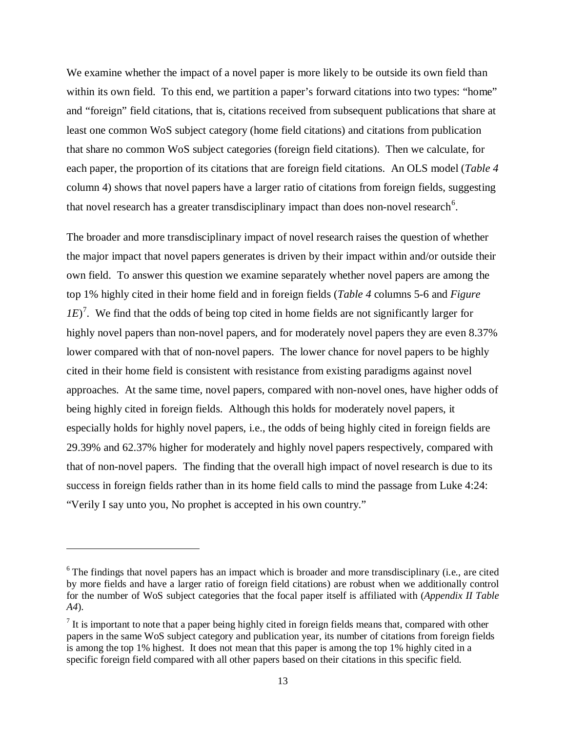We examine whether the impact of a novel paper is more likely to be outside its own field than within its own field. To this end, we partition a paper's forward citations into two types: "home" and "foreign" field citations, that is, citations received from subsequent publications that share at least one common WoS subject category (home field citations) and citations from publication that share no common WoS subject categories (foreign field citations). Then we calculate, for each paper, the proportion of its citations that are foreign field citations. An OLS model (*Table 4* column 4) shows that novel papers have a larger ratio of citations from foreign fields, suggesting that novel research has a greater transdisciplinary impact than does non-novel research[6].

The broader and more transdisciplinary impact of novel research raises the question of whether the major impact that novel papers generates is driven by their impact within and/or outside their own field. To answer this question we examine separately whether novel papers are among the top 1% highly cited in their home field and in foreign fields (*Table 4* columns 5-6 and *Figure 1E*)[7]. We find that the odds of being top cited in home fields are not significantly larger for highly novel papers than non-novel papers, and for moderately novel papers they are even 8.37% lower compared with that of non-novel papers. The lower chance for novel papers to be highly cited in their home field is consistent with resistance from existing paradigms against novel approaches. At the same time, novel papers, compared with non-novel ones, have higher odds of being highly cited in foreign fields. Although this holds for moderately novel papers, it especially holds for highly novel papers, i.e., the odds of being highly cited in foreign fields are 29.39% and 62.37% higher for moderately and highly novel papers respectively, compared with that of non-novel papers. The finding that the overall high impact of novel research is due to its success in foreign fields rather than in its home field calls to mind the passage from Luke 4:24: "Verily I say unto you, No prophet is accepted in his own country."

---

[6] The findings that novel papers has an impact which is broader and more transdisciplinary (i.e., are cited by more fields and have a larger ratio of foreign field citations) are robust when we additionally control for the number of WoS subject categories that the focal paper itself is affiliated with (*Appendix II Table A4*).

[7] It is important to note that a paper being highly cited in foreign fields means that, compared with other papers in the same WoS subject category and publication year, its number of citations from foreign fields is among the top 1% highest. It does not mean that this paper is among the top 1% highly cited in a specific foreign field compared with all other papers based on their citations in this specific field.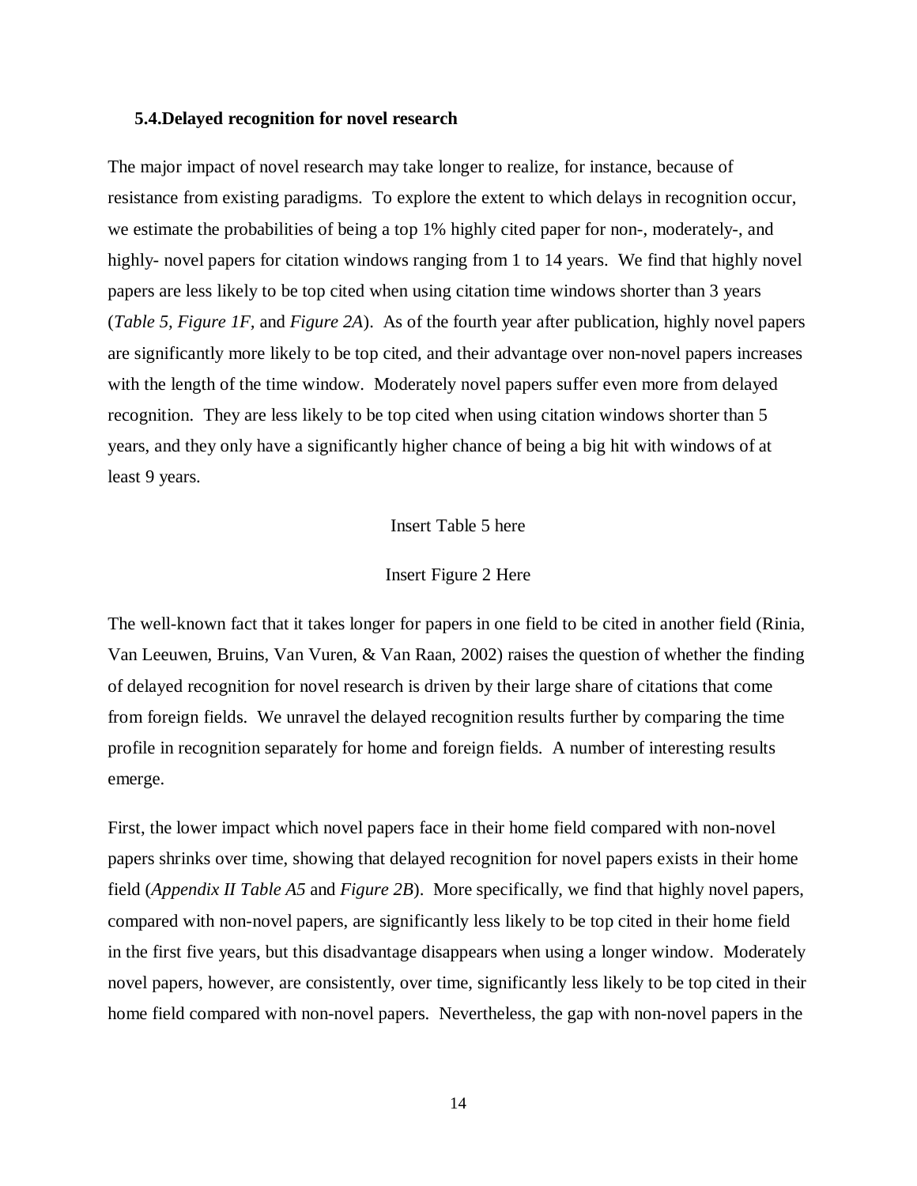### 5.4. Delayed recognition for novel research

The major impact of novel research may take longer to realize, for instance, because of resistance from existing paradigms. To explore the extent to which delays in recognition occur, we estimate the probabilities of being a top 1% highly cited paper for non-, moderately-, and highly- novel papers for citation windows ranging from 1 to 14 years. We find that highly novel papers are less likely to be top cited when using citation time windows shorter than 3 years (*Table 5, Figure 1F,* and *Figure 2A*). As of the fourth year after publication, highly novel papers are significantly more likely to be top cited, and their advantage over non-novel papers increases with the length of the time window. Moderately novel papers suffer even more from delayed recognition. They are less likely to be top cited when using citation windows shorter than 5 years, and they only have a significantly higher chance of being a big hit with windows of at least 9 years.

Insert Table 5 here

Insert Figure 2 Here

The well-known fact that it takes longer for papers in one field to be cited in another field (Rinia, Van Leeuwen, Bruins, Van Vuren, & Van Raan, 2002) raises the question of whether the finding of delayed recognition for novel research is driven by their large share of citations that come from foreign fields. We unravel the delayed recognition results further by comparing the time profile in recognition separately for home and foreign fields. A number of interesting results emerge.

First, the lower impact which novel papers face in their home field compared with non-novel papers shrinks over time, showing that delayed recognition for novel papers exists in their home field (*Appendix II Table A5* and *Figure 2B*). More specifically, we find that highly novel papers, compared with non-novel papers, are significantly less likely to be top cited in their home field in the first five years, but this disadvantage disappears when using a longer window. Moderately novel papers, however, are consistently, over time, significantly less likely to be top cited in their home field compared with non-novel papers. Nevertheless, the gap with non-novel papers in the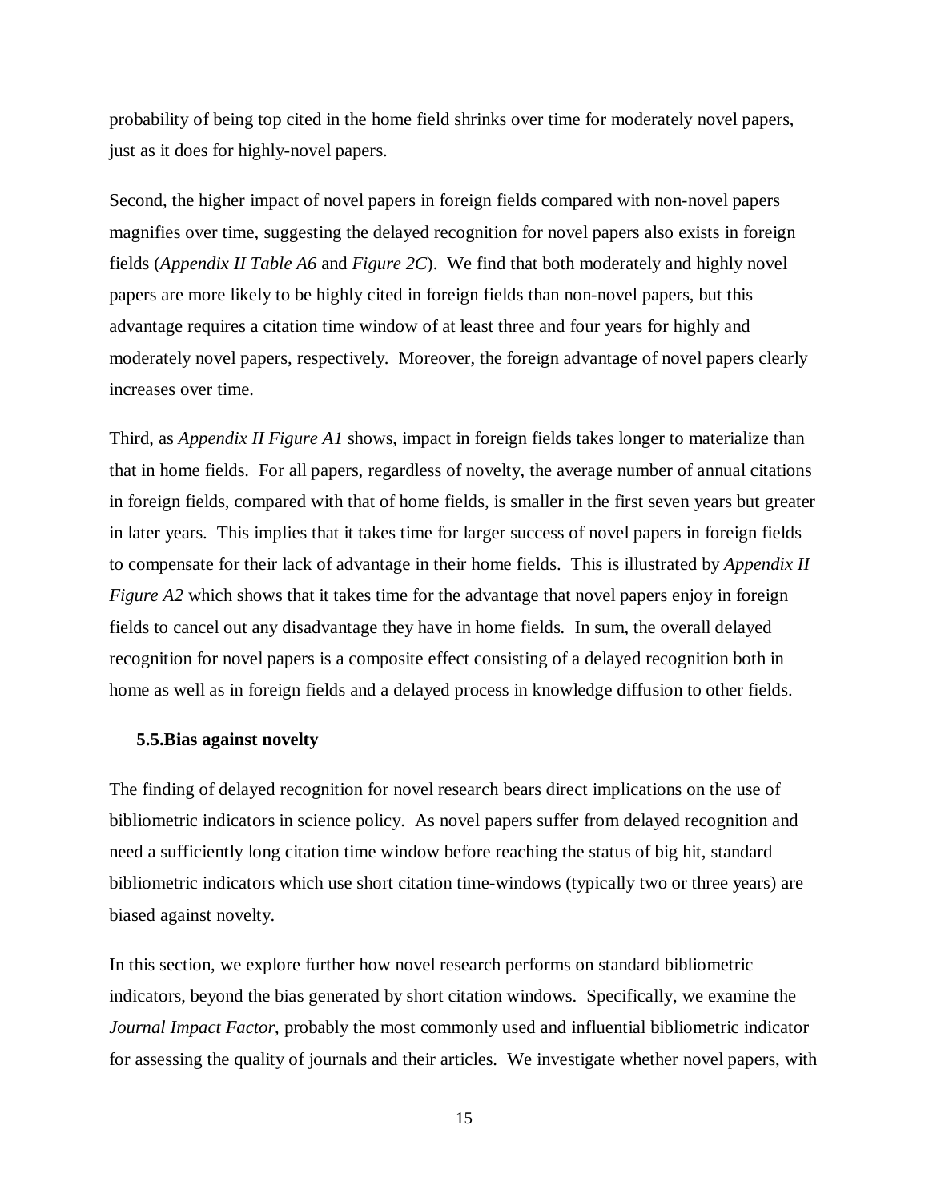probability of being top cited in the home field shrinks over time for moderately novel papers, just as it does for highly-novel papers.

Second, the higher impact of novel papers in foreign fields compared with non-novel papers magnifies over time, suggesting the delayed recognition for novel papers also exists in foreign fields (*Appendix II Table A6* and *Figure 2C*). We find that both moderately and highly novel papers are more likely to be highly cited in foreign fields than non-novel papers, but this advantage requires a citation time window of at least three and four years for highly and moderately novel papers, respectively. Moreover, the foreign advantage of novel papers clearly increases over time.

Third, as *Appendix II Figure A1* shows, impact in foreign fields takes longer to materialize than that in home fields. For all papers, regardless of novelty, the average number of annual citations in foreign fields, compared with that of home fields, is smaller in the first seven years but greater in later years. This implies that it takes time for larger success of novel papers in foreign fields to compensate for their lack of advantage in their home fields. This is illustrated by *Appendix II Figure A2* which shows that it takes time for the advantage that novel papers enjoy in foreign fields to cancel out any disadvantage they have in home fields. In sum, the overall delayed recognition for novel papers is a composite effect consisting of a delayed recognition both in home as well as in foreign fields and a delayed process in knowledge diffusion to other fields.

### 5.5. Bias against novelty

The finding of delayed recognition for novel research bears direct implications on the use of bibliometric indicators in science policy. As novel papers suffer from delayed recognition and need a sufficiently long citation time window before reaching the status of big hit, standard bibliometric indicators which use short citation time-windows (typically two or three years) are biased against novelty.

In this section, we explore further how novel research performs on standard bibliometric indicators, beyond the bias generated by short citation windows. Specifically, we examine the *Journal Impact Factor*, probably the most commonly used and influential bibliometric indicator for assessing the quality of journals and their articles. We investigate whether novel papers, with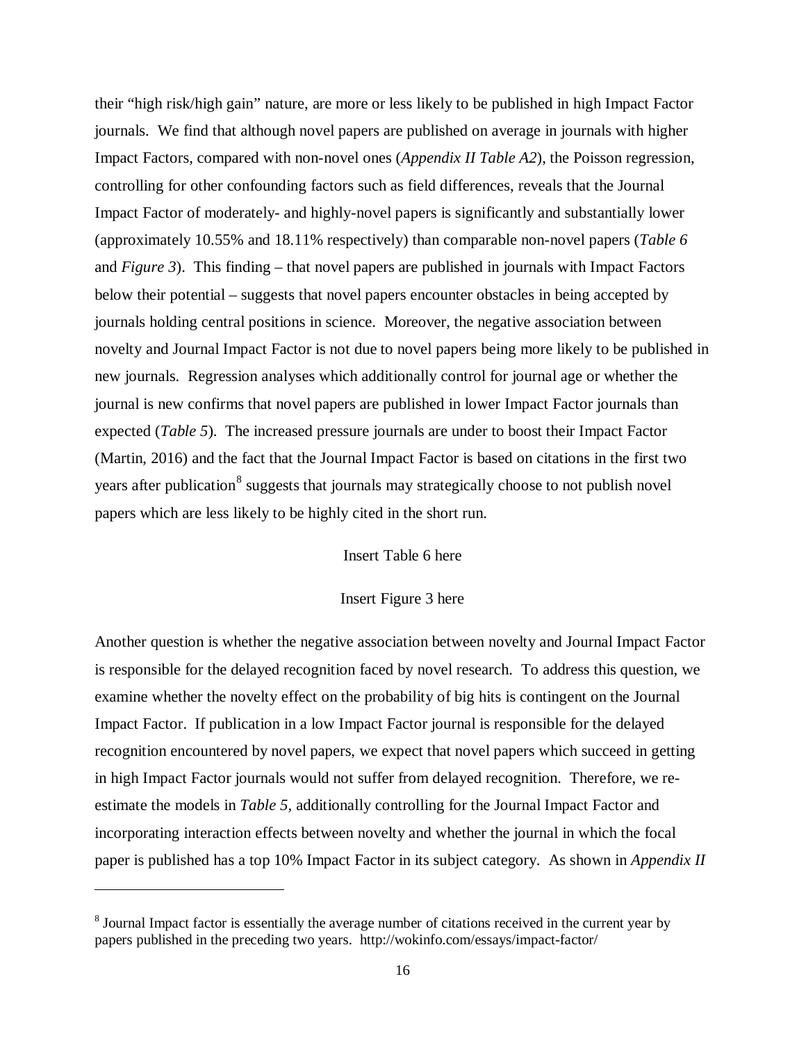their "high risk/high gain" nature, are more or less likely to be published in high Impact Factor journals. We find that although novel papers are published on average in journals with higher Impact Factors, compared with non-novel ones (*Appendix II Table A2*), the Poisson regression, controlling for other confounding factors such as field differences, reveals that the Journal Impact Factor of moderately- and highly-novel papers is significantly and substantially lower (approximately 10.55% and 18.11% respectively) than comparable non-novel papers (*Table 6* and *Figure 3*). This finding – that novel papers are published in journals with Impact Factors below their potential – suggests that novel papers encounter obstacles in being accepted by journals holding central positions in science. Moreover, the negative association between novelty and Journal Impact Factor is not due to novel papers being more likely to be published in new journals. Regression analyses which additionally control for journal age or whether the journal is new confirms that novel papers are published in lower Impact Factor journals than expected (*Table 5*). The increased pressure journals are under to boost their Impact Factor (Martin, 2016) and the fact that the Journal Impact Factor is based on citations in the first two years after publication[8] suggests that journals may strategically choose to not publish novel papers which are less likely to be highly cited in the short run.

Insert Table 6 here

Insert Figure 3 here

Another question is whether the negative association between novelty and Journal Impact Factor is responsible for the delayed recognition faced by novel research. To address this question, we examine whether the novelty effect on the probability of big hits is contingent on the Journal Impact Factor. If publication in a low Impact Factor journal is responsible for the delayed recognition encountered by novel papers, we expect that novel papers which succeed in getting in high Impact Factor journals would not suffer from delayed recognition. Therefore, we re-estimate the models in *Table 5*, additionally controlling for the Journal Impact Factor and incorporating interaction effects between novelty and whether the journal in which the focal paper is published has a top 10% Impact Factor in its subject category. As shown in *Appendix II*

---

[8] Journal Impact factor is essentially the average number of citations received in the current year by papers published in the preceding two years. http://wokinfo.com/essays/impact-factor/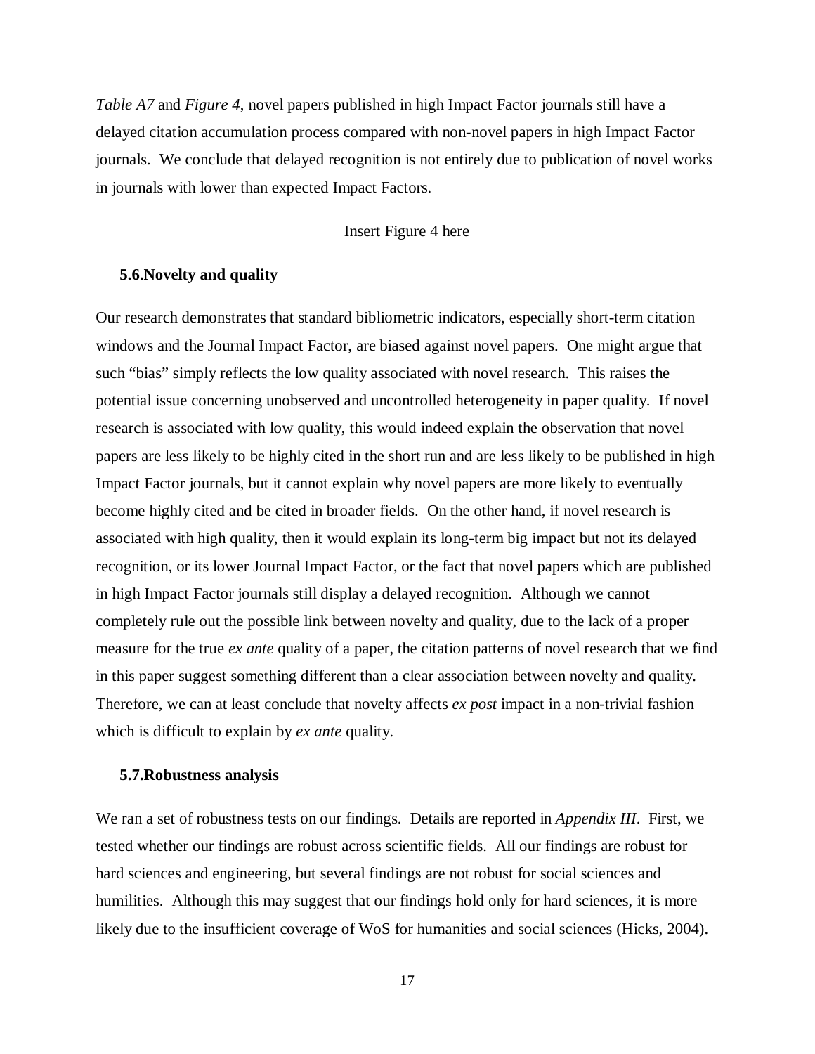*Table A7* and *Figure 4*, novel papers published in high Impact Factor journals still have a delayed citation accumulation process compared with non-novel papers in high Impact Factor journals. We conclude that delayed recognition is not entirely due to publication of novel works in journals with lower than expected Impact Factors.

Insert Figure 4 here

### 5.6. Novelty and quality

Our research demonstrates that standard bibliometric indicators, especially short-term citation windows and the Journal Impact Factor, are biased against novel papers. One might argue that such "bias" simply reflects the low quality associated with novel research. This raises the potential issue concerning unobserved and uncontrolled heterogeneity in paper quality. If novel research is associated with low quality, this would indeed explain the observation that novel papers are less likely to be highly cited in the short run and are less likely to be published in high Impact Factor journals, but it cannot explain why novel papers are more likely to eventually become highly cited and be cited in broader fields. On the other hand, if novel research is associated with high quality, then it would explain its long-term big impact but not its delayed recognition, or its lower Journal Impact Factor, or the fact that novel papers which are published in high Impact Factor journals still display a delayed recognition. Although we cannot completely rule out the possible link between novelty and quality, due to the lack of a proper measure for the true *ex ante* quality of a paper, the citation patterns of novel research that we find in this paper suggest something different than a clear association between novelty and quality. Therefore, we can at least conclude that novelty affects *ex post* impact in a non-trivial fashion which is difficult to explain by *ex ante* quality.

### 5.7. Robustness analysis

We ran a set of robustness tests on our findings. Details are reported in *Appendix III*. First, we tested whether our findings are robust across scientific fields. All our findings are robust for hard sciences and engineering, but several findings are not robust for social sciences and humilities. Although this may suggest that our findings hold only for hard sciences, it is more likely due to the insufficient coverage of WoS for humanities and social sciences (Hicks, 2004).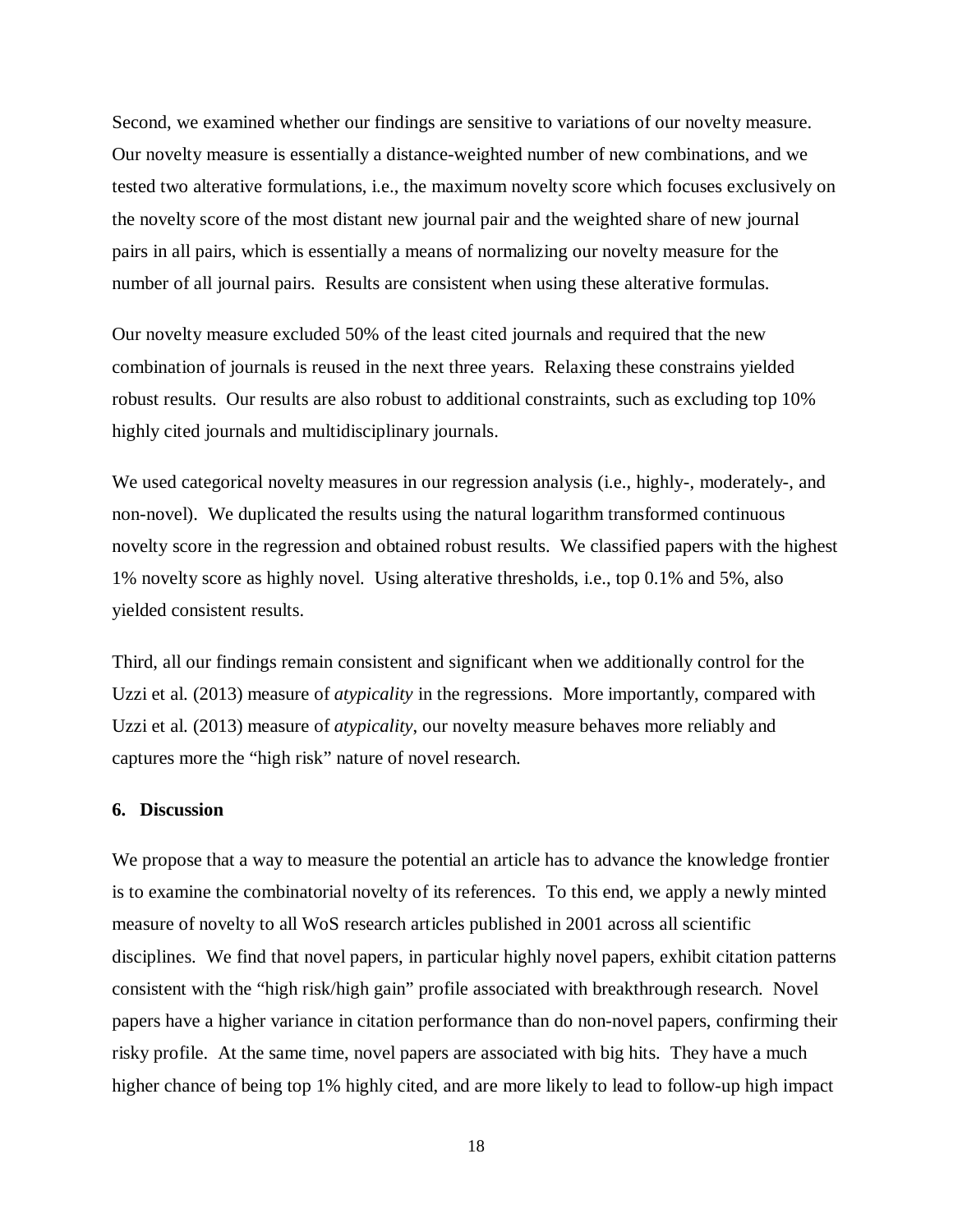Second, we examined whether our findings are sensitive to variations of our novelty measure. Our novelty measure is essentially a distance-weighted number of new combinations, and we tested two alterative formulations, i.e., the maximum novelty score which focuses exclusively on the novelty score of the most distant new journal pair and the weighted share of new journal pairs in all pairs, which is essentially a means of normalizing our novelty measure for the number of all journal pairs. Results are consistent when using these alterative formulas.

Our novelty measure excluded 50% of the least cited journals and required that the new combination of journals is reused in the next three years. Relaxing these constrains yielded robust results. Our results are also robust to additional constraints, such as excluding top 10% highly cited journals and multidisciplinary journals.

We used categorical novelty measures in our regression analysis (i.e., highly-, moderately-, and non-novel). We duplicated the results using the natural logarithm transformed continuous novelty score in the regression and obtained robust results. We classified papers with the highest 1% novelty score as highly novel. Using alterative thresholds, i.e., top 0.1% and 5%, also yielded consistent results.

Third, all our findings remain consistent and significant when we additionally control for the Uzzi et al. (2013) measure of *atypicality* in the regressions. More importantly, compared with Uzzi et al. (2013) measure of *atypicality*, our novelty measure behaves more reliably and captures more the "high risk" nature of novel research.

## 6. Discussion

We propose that a way to measure the potential an article has to advance the knowledge frontier is to examine the combinatorial novelty of its references. To this end, we apply a newly minted measure of novelty to all WoS research articles published in 2001 across all scientific disciplines. We find that novel papers, in particular highly novel papers, exhibit citation patterns consistent with the "high risk/high gain" profile associated with breakthrough research. Novel papers have a higher variance in citation performance than do non-novel papers, confirming their risky profile. At the same time, novel papers are associated with big hits. They have a much higher chance of being top 1% highly cited, and are more likely to lead to follow-up high impact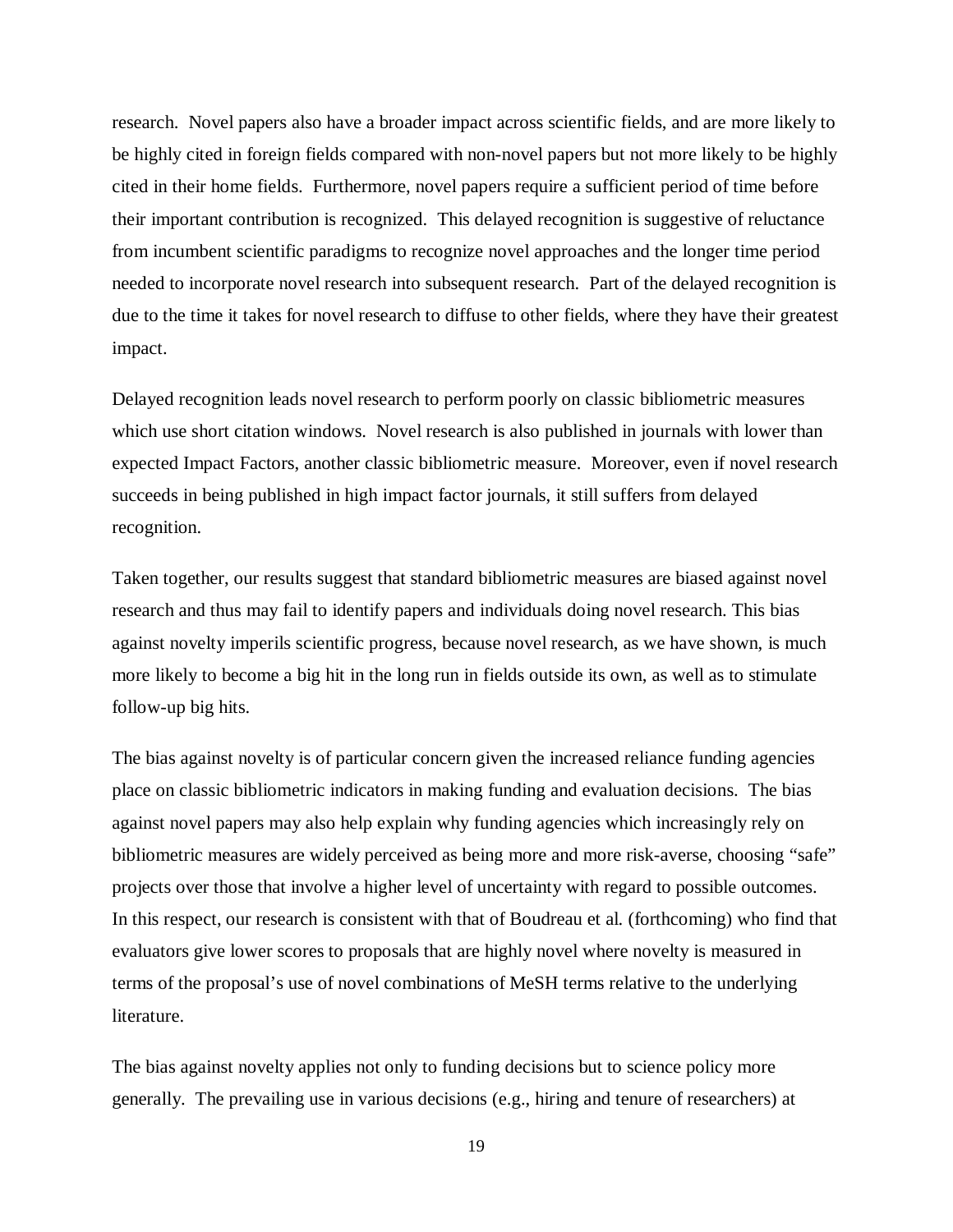research. Novel papers also have a broader impact across scientific fields, and are more likely to be highly cited in foreign fields compared with non-novel papers but not more likely to be highly cited in their home fields. Furthermore, novel papers require a sufficient period of time before their important contribution is recognized. This delayed recognition is suggestive of reluctance from incumbent scientific paradigms to recognize novel approaches and the longer time period needed to incorporate novel research into subsequent research. Part of the delayed recognition is due to the time it takes for novel research to diffuse to other fields, where they have their greatest impact.

Delayed recognition leads novel research to perform poorly on classic bibliometric measures which use short citation windows. Novel research is also published in journals with lower than expected Impact Factors, another classic bibliometric measure. Moreover, even if novel research succeeds in being published in high impact factor journals, it still suffers from delayed recognition.

Taken together, our results suggest that standard bibliometric measures are biased against novel research and thus may fail to identify papers and individuals doing novel research. This bias against novelty imperils scientific progress, because novel research, as we have shown, is much more likely to become a big hit in the long run in fields outside its own, as well as to stimulate follow-up big hits.

The bias against novelty is of particular concern given the increased reliance funding agencies place on classic bibliometric indicators in making funding and evaluation decisions. The bias against novel papers may also help explain why funding agencies which increasingly rely on bibliometric measures are widely perceived as being more and more risk-averse, choosing "safe" projects over those that involve a higher level of uncertainty with regard to possible outcomes. In this respect, our research is consistent with that of Boudreau et al. (forthcoming) who find that evaluators give lower scores to proposals that are highly novel where novelty is measured in terms of the proposal's use of novel combinations of MeSH terms relative to the underlying literature.

The bias against novelty applies not only to funding decisions but to science policy more generally. The prevailing use in various decisions (e.g., hiring and tenure of researchers) at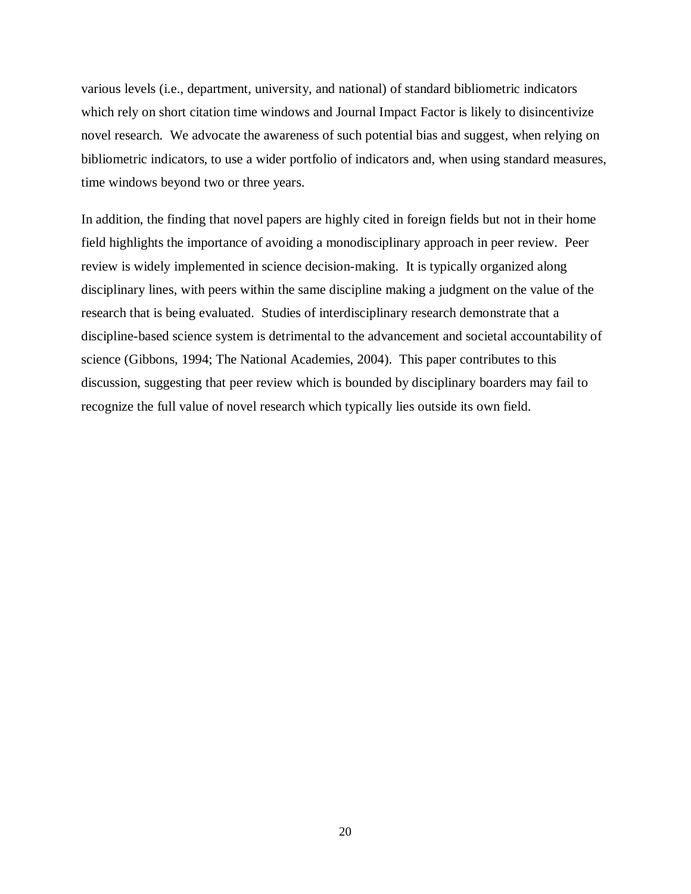various levels (i.e., department, university, and national) of standard bibliometric indicators which rely on short citation time windows and Journal Impact Factor is likely to disincentivize novel research. We advocate the awareness of such potential bias and suggest, when relying on bibliometric indicators, to use a wider portfolio of indicators and, when using standard measures, time windows beyond two or three years.

In addition, the finding that novel papers are highly cited in foreign fields but not in their home field highlights the importance of avoiding a monodisciplinary approach in peer review. Peer review is widely implemented in science decision-making. It is typically organized along disciplinary lines, with peers within the same discipline making a judgment on the value of the research that is being evaluated. Studies of interdisciplinary research demonstrate that a discipline-based science system is detrimental to the advancement and societal accountability of science (Gibbons, 1994; The National Academies, 2004). This paper contributes to this discussion, suggesting that peer review which is bounded by disciplinary boarders may fail to recognize the full value of novel research which typically lies outside its own field.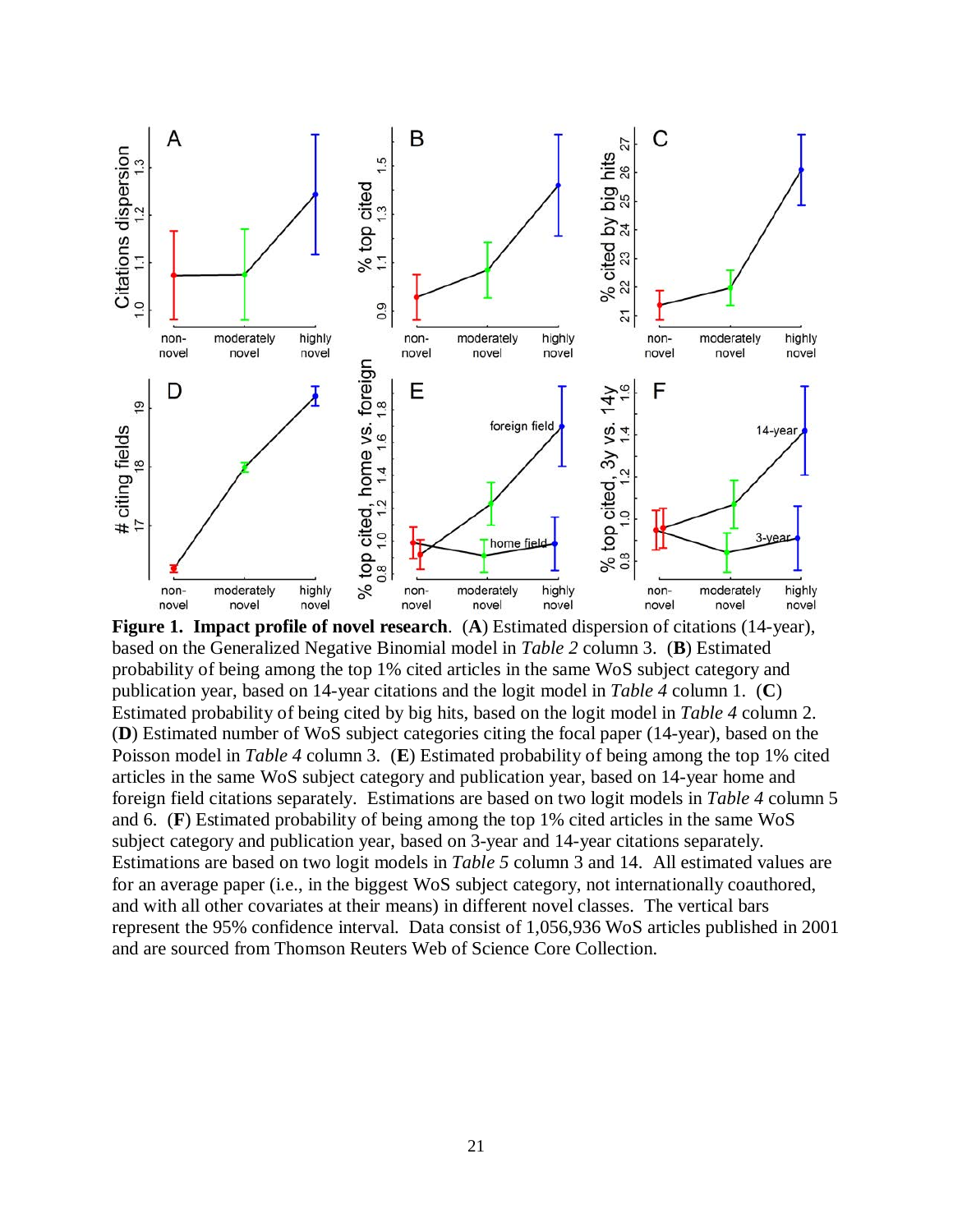**Figure 1. Impact profile of novel research**. (**A**) Estimated dispersion of citations (14-year), based on the Generalized Negative Binomial model in *Table 2* column 3. (**B**) Estimated probability of being among the top 1% cited articles in the same WoS subject category and publication year, based on 14-year citations and the logit model in *Table 4* column 1. (**C**) Estimated probability of being cited by big hits, based on the logit model in *Table 4* column 2. (**D**) Estimated number of WoS subject categories citing the focal paper (14-year), based on the Poisson model in *Table 4* column 3. (**E**) Estimated probability of being among the top 1% cited articles in the same WoS subject category and publication year, based on 14-year home and foreign field citations separately. Estimations are based on two logit models in *Table 4* column 5 and 6. (**F**) Estimated probability of being among the top 1% cited articles in the same WoS subject category and publication year, based on 3-year and 14-year citations separately. Estimations are based on two logit models in *Table 5* column 3 and 14. All estimated values are for an average paper (i.e., in the biggest WoS subject category, not internationally coauthored, and with all other covariates at their means) in different novel classes. The vertical bars represent the 95% confidence interval. Data consist of 1,056,936 WoS articles published in 2001 and are sourced from Thomson Reuters Web of Science Core Collection.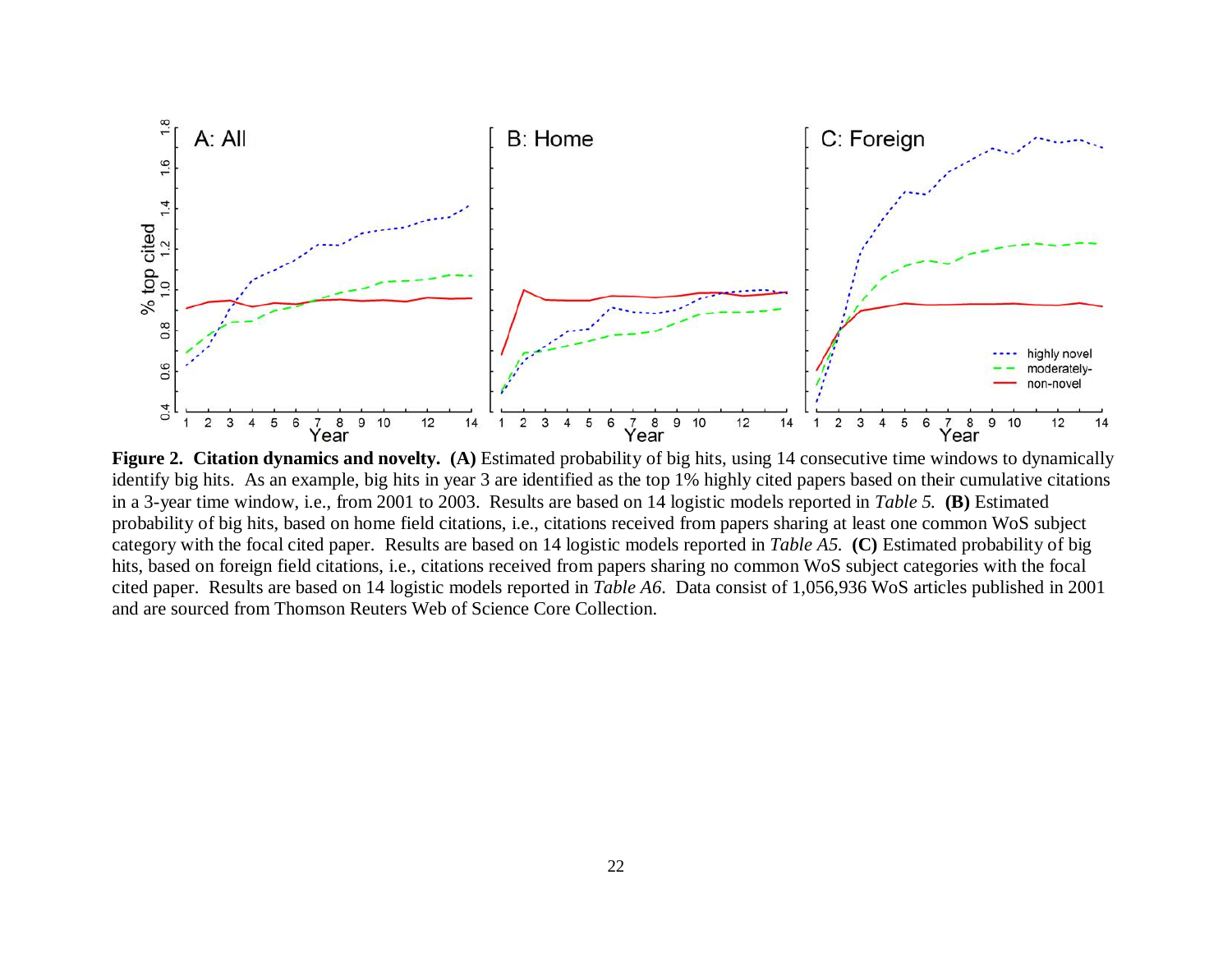**Figure 2. Citation dynamics and novelty. (A)** Estimated probability of big hits, using 14 consecutive time windows to dynamically identify big hits. As an example, big hits in year 3 are identified as the top 1% highly cited papers based on their cumulative citations in a 3-year time window, i.e., from 2001 to 2003. Results are based on 14 logistic models reported in *Table 5.* **(B)** Estimated probability of big hits, based on home field citations, i.e., citations received from papers sharing at least one common WoS subject category with the focal cited paper. Results are based on 14 logistic models reported in *Table A5.* **(C)** Estimated probability of big hits, based on foreign field citations, i.e., citations received from papers sharing no common WoS subject categories with the focal cited paper. Results are based on 14 logistic models reported in *Table A6*. Data consist of 1,056,936 WoS articles published in 2001 and are sourced from Thomson Reuters Web of Science Core Collection.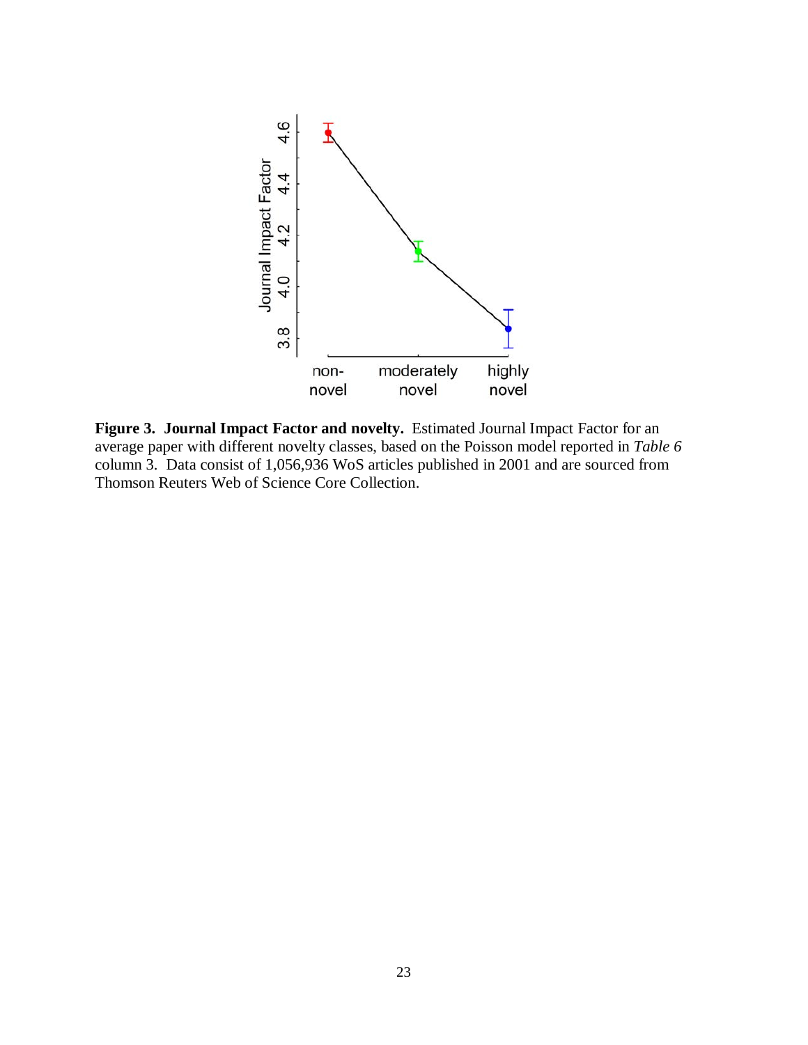**Figure 3. Journal Impact Factor and novelty.** Estimated Journal Impact Factor for an average paper with different novelty classes, based on the Poisson model reported in *Table 6* column 3. Data consist of 1,056,936 WoS articles published in 2001 and are sourced from Thomson Reuters Web of Science Core Collection.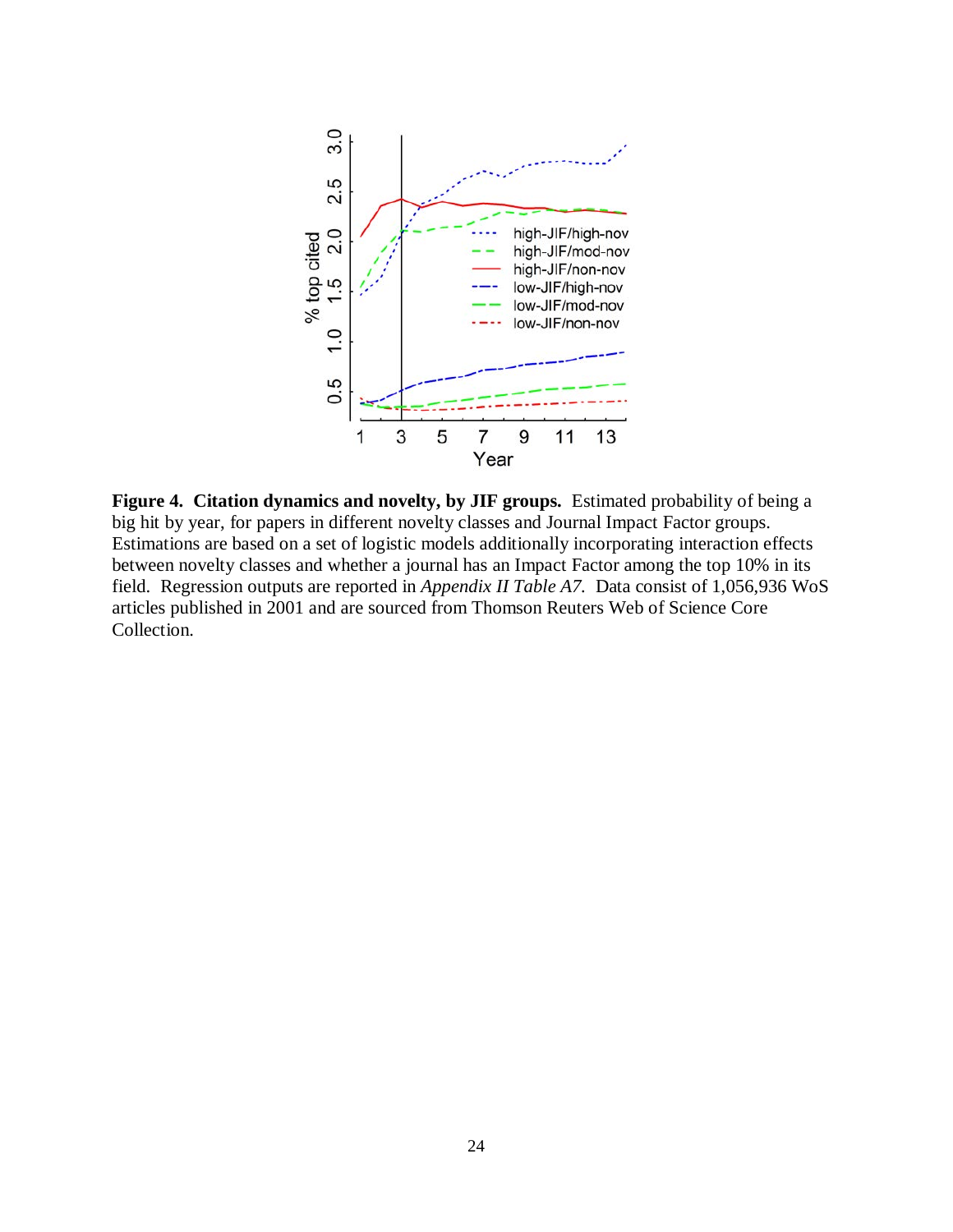**Figure 4. Citation dynamics and novelty, by JIF groups.** Estimated probability of being a big hit by year, for papers in different novelty classes and Journal Impact Factor groups. Estimations are based on a set of logistic models additionally incorporating interaction effects between novelty classes and whether a journal has an Impact Factor among the top 10% in its field. Regression outputs are reported in *Appendix II Table A7.* Data consist of 1,056,936 WoS articles published in 2001 and are sourced from Thomson Reuters Web of Science Core Collection.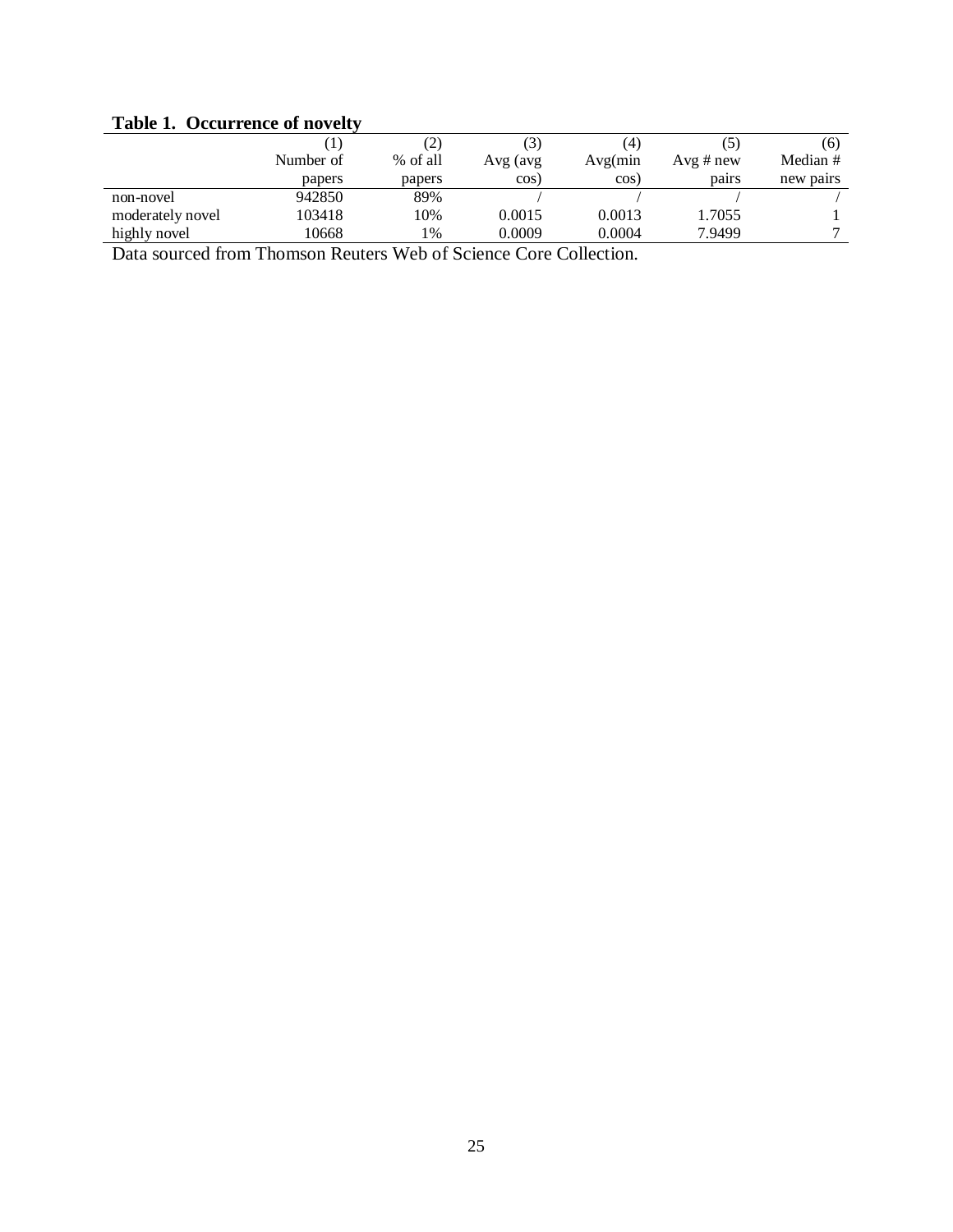**Table 1. Occurrence of novelty**

| | (1) Number of papers | (2) % of all papers | (3) Avg (avg cos) | (4) Avg(min cos) | (5) Avg # new pairs | (6) Median # new pairs |
|---|---|---|---|---|---|---|
| non-novel | 942850 | 89% | / | / | / | / |
| moderately novel | 103418 | 10% | 0.0015 | 0.0013 | 1.7055 | 1 |
| highly novel | 10668 | 1% | 0.0009 | 0.0004 | 7.9499 | 7 |

Data sourced from Thomson Reuters Web of Science Core Collection.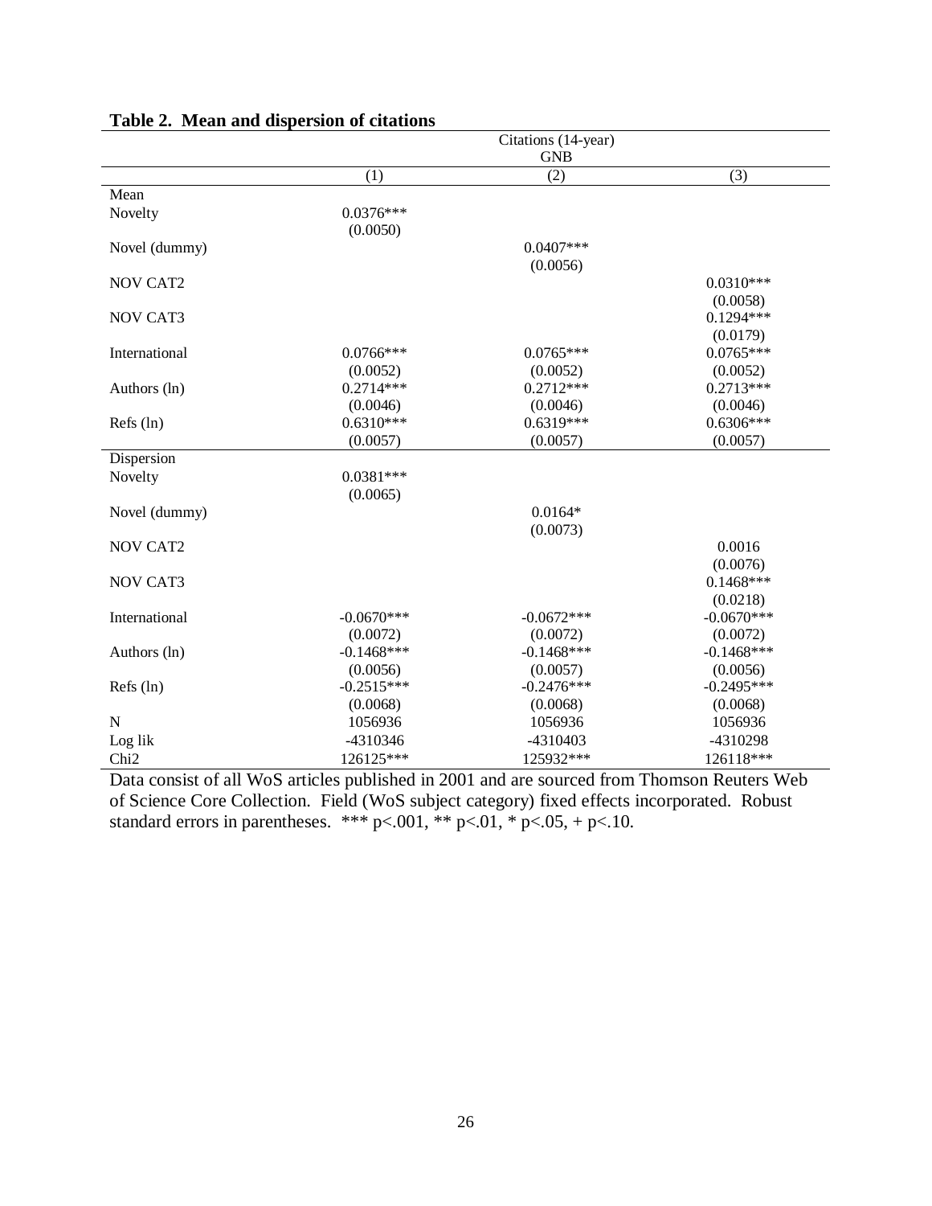**Table 2. Mean and dispersion of citations**

| | Citations (14-year) | | |
|---|---|---|---|
| | GNB | | |
| | (1) | (2) | (3) |
| Mean | | | |
| Novelty | 0.0376*** | | |
| | (0.0050) | | |
| Novel (dummy) | | 0.0407*** | |
| | | (0.0056) | |
| NOV CAT2 | | | 0.0310*** |
| | | | (0.0058) |
| NOV CAT3 | | | 0.1294*** |
| | | | (0.0179) |
| International | 0.0766*** | 0.0765*** | 0.0765*** |
| | (0.0052) | (0.0052) | (0.0052) |
| Authors (ln) | 0.2714*** | 0.2712*** | 0.2713*** |
| | (0.0046) | (0.0046) | (0.0046) |
| Refs (ln) | 0.6310*** | 0.6319*** | 0.6306*** |
| | (0.0057) | (0.0057) | (0.0057) |
| Dispersion | | | |
| Novelty | 0.0381*** | | |
| | (0.0065) | | |
| Novel (dummy) | | 0.0164* | |
| | | (0.0073) | |
| NOV CAT2 | | | 0.0016 |
| | | | (0.0076) |
| NOV CAT3 | | | 0.1468*** |
| | | | (0.0218) |
| International | -0.0670*** | -0.0672*** | -0.0670*** |
| | (0.0072) | (0.0072) | (0.0072) |
| Authors (ln) | -0.1468*** | -0.1468*** | -0.1468*** |
| | (0.0056) | (0.0057) | (0.0056) |
| Refs (ln) | -0.2515*** | -0.2476*** | -0.2495*** |
| | (0.0068) | (0.0068) | (0.0068) |
| N | 1056936 | 1056936 | 1056936 |
| Log lik | -4310346 | -4310403 | -4310298 |
| Chi2 | 126125*** | 125932*** | 126118*** |

Data consist of all WoS articles published in 2001 and are sourced from Thomson Reuters Web of Science Core Collection. Field (WoS subject category) fixed effects incorporated. Robust standard errors in parentheses. *** p<.001, ** p<.01, * p<.05, + p<.10.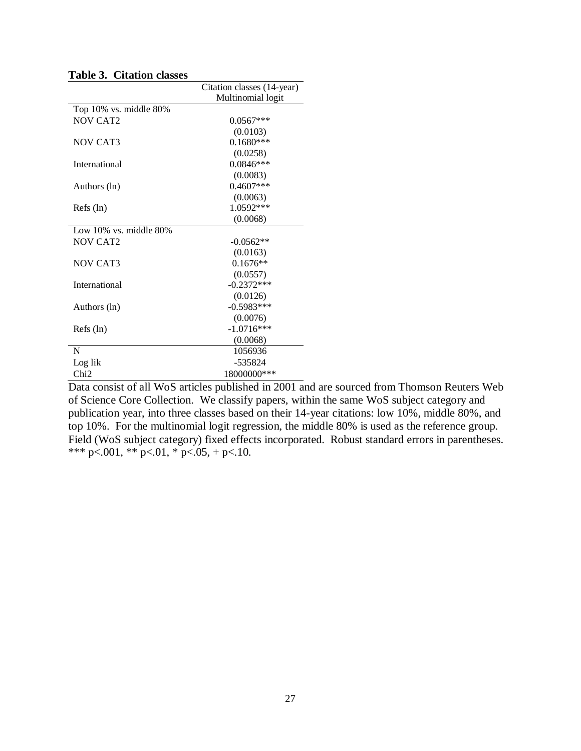**Table 3. Citation classes**

| | Citation classes (14-year) |
|---|---|
| | Multinomial logit |
| Top 10% vs. middle 80% | |
| NOV CAT2 | 0.0567*** |
| | (0.0103) |
| NOV CAT3 | 0.1680*** |
| | (0.0258) |
| International | 0.0846*** |
| | (0.0083) |
| Authors (ln) | 0.4607*** |
| | (0.0063) |
| Refs (ln) | 1.0592*** |
| | (0.0068) |
| Low 10% vs. middle 80% | |
| NOV CAT2 | -0.0562** |
| | (0.0163) |
| NOV CAT3 | 0.1676** |
| | (0.0557) |
| International | -0.2372*** |
| | (0.0126) |
| Authors (ln) | -0.5983*** |
| | (0.0076) |
| Refs (ln) | -1.0716*** |
| | (0.0068) |
| N | 1056936 |
| Log lik | -535824 |
| Chi2 | 18000000*** |

Data consist of all WoS articles published in 2001 and are sourced from Thomson Reuters Web of Science Core Collection. We classify papers, within the same WoS subject category and publication year, into three classes based on their 14-year citations: low 10%, middle 80%, and top 10%. For the multinomial logit regression, the middle 80% is used as the reference group. Field (WoS subject category) fixed effects incorporated. Robust standard errors in parentheses. *** p<.001, ** p<.01, * p<.05, + p<.10.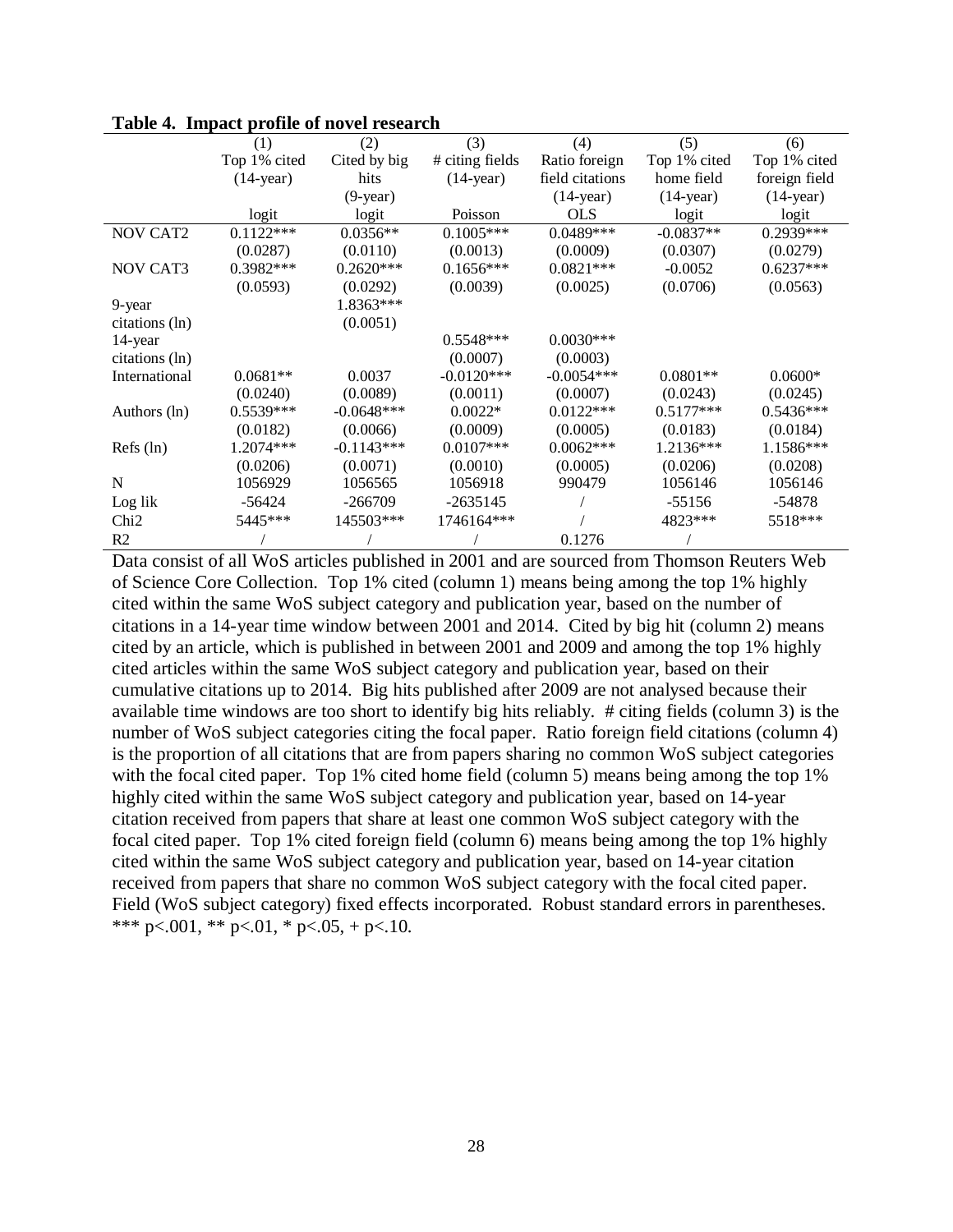**Table 4. Impact profile of novel research**

| | (1) | (2) | (3) | (4) | (5) | (6) |
|---|---|---|---|---|---|---|
| | Top 1% cited (14-year) | Cited by big hits (9-year) | # citing fields (14-year) | Ratio foreign field citations (14-year) | Top 1% cited home field (14-year) | Top 1% cited foreign field (14-year) |
| | logit | logit | Poisson | OLS | logit | logit |
| NOV CAT2 | 0.1122*** | 0.0356** | 0.1005*** | 0.0489*** | -0.0837** | 0.2939*** |
| | (0.0287) | (0.0110) | (0.0013) | (0.0009) | (0.0307) | (0.0279) |
| NOV CAT3 | 0.3982*** | 0.2620*** | 0.1656*** | 0.0821*** | -0.0052 | 0.6237*** |
| | (0.0593) | (0.0292) | (0.0039) | (0.0025) | (0.0706) | (0.0563) |
| 9-year citations (ln) | | 1.8363*** | | | | |
| | | (0.0051) | | | | |
| 14-year citations (ln) | | | 0.5548*** | 0.0030*** | | |
| | | | (0.0007) | (0.0003) | | |
| International | 0.0681** | 0.0037 | -0.0120*** | -0.0054*** | 0.0801** | 0.0600* |
| | (0.0240) | (0.0089) | (0.0011) | (0.0007) | (0.0243) | (0.0245) |
| Authors (ln) | 0.5539*** | -0.0648*** | 0.0022* | 0.0122*** | 0.5177*** | 0.5436*** |
| | (0.0182) | (0.0066) | (0.0009) | (0.0005) | (0.0183) | (0.0184) |
| Refs (ln) | 1.2074*** | -0.1143*** | 0.0107*** | 0.0062*** | 1.2136*** | 1.1586*** |
| | (0.0206) | (0.0071) | (0.0010) | (0.0005) | (0.0206) | (0.0208) |
| N | 1056929 | 1056565 | 1056918 | 990479 | 1056146 | 1056146 |
| Log lik | -56424 | -266709 | -2635145 | / | -55156 | -54878 |
| Chi2 | 5445*** | 145503*** | 1746164*** | / | 4823*** | 5518*** |
| R2 | / | / | / | 0.1276 | / | |

Data consist of all WoS articles published in 2001 and are sourced from Thomson Reuters Web of Science Core Collection. Top 1% cited (column 1) means being among the top 1% highly cited within the same WoS subject category and publication year, based on the number of citations in a 14-year time window between 2001 and 2014. Cited by big hit (column 2) means cited by an article, which is published in between 2001 and 2009 and among the top 1% highly cited articles within the same WoS subject category and publication year, based on their cumulative citations up to 2014. Big hits published after 2009 are not analysed because their available time windows are too short to identify big hits reliably. # citing fields (column 3) is the number of WoS subject categories citing the focal paper. Ratio foreign field citations (column 4) is the proportion of all citations that are from papers sharing no common WoS subject categories with the focal cited paper. Top 1% cited home field (column 5) means being among the top 1% highly cited within the same WoS subject category and publication year, based on 14-year citation received from papers that share at least one common WoS subject category with the focal cited paper. Top 1% cited foreign field (column 6) means being among the top 1% highly cited within the same WoS subject category and publication year, based on 14-year citation received from papers that share no common WoS subject category with the focal cited paper. Field (WoS subject category) fixed effects incorporated. Robust standard errors in parentheses. *** p<.001, ** p<.01, * p<.05, + p<.10.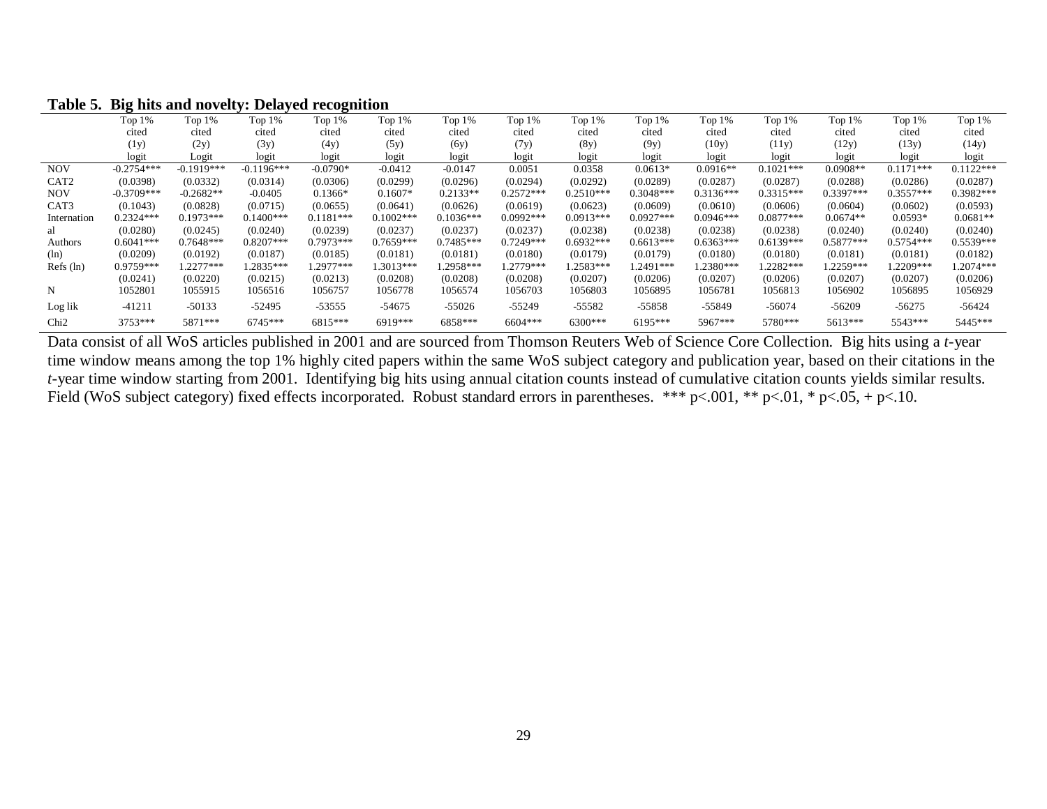**Table 5. Big hits and novelty: Delayed recognition**

| | Top 1% cited (1y) logit | Top 1% cited (2y) Logit | Top 1% cited (3y) Logit | Top 1% cited (4y) logit | Top 1% cited (5y) logit | Top 1% cited (6y) logit | Top 1% cited (7y) logit | Top 1% cited (8y) logit | Top 1% cited (9y) logit | Top 1% cited (10y) logit | Top 1% cited (11y) logit | Top 1% cited (12y) logit | Top 1% cited (13y) logit | Top 1% cited (14y) logit |
|---|---|---|---|---|---|---|---|---|---|---|---|---|---|---|
| NOV CAT2 | -0.2754*** | -0.1919*** | -0.1196*** | -0.0790* | -0.0412 | -0.0147 | 0.0051 | 0.0358 | 0.0613* | 0.0916** | 0.1021*** | 0.0908** | 0.1171*** | 0.1122*** |
| | (0.0398) | (0.0332) | (0.0314) | (0.0306) | (0.0299) | (0.0296) | (0.0294) | (0.0292) | (0.0289) | (0.0287) | (0.0287) | (0.0288) | (0.0286) | (0.0287) |
| NOV CAT3 | -0.3709*** | -0.2682** | -0.0405 | 0.1366* | 0.1607* | 0.2133** | 0.2572*** | 0.2510*** | 0.3048*** | 0.3136*** | 0.3315*** | 0.3397*** | 0.3557*** | 0.3982*** |
| | (0.1043) | (0.0828) | (0.0715) | (0.0655) | (0.0641) | (0.0626) | (0.0619) | (0.0623) | (0.0609) | (0.0610) | (0.0606) | (0.0604) | (0.0602) | (0.0593) |
| International | 0.2324*** | 0.1973*** | 0.1400*** | 0.1181*** | 0.1002*** | 0.1036*** | 0.0992*** | 0.0913*** | 0.0927*** | 0.0946*** | 0.0877*** | 0.0674** | 0.0593* | 0.0681** |
| | (0.0280) | (0.0245) | (0.0240) | (0.0239) | (0.0237) | (0.0237) | (0.0237) | (0.0238) | (0.0238) | (0.0238) | (0.0238) | (0.0240) | (0.0240) | (0.0240) |
| Authors (ln) | 0.6041*** | 0.7648*** | 0.8207*** | 0.7973*** | 0.7659*** | 0.7485*** | 0.7249*** | 0.6932*** | 0.6613*** | 0.6363*** | 0.6139*** | 0.5877*** | 0.5754*** | 0.5539*** |
| | (0.0209) | (0.0192) | (0.0187) | (0.0185) | (0.0181) | (0.0181) | (0.0180) | (0.0179) | (0.0179) | (0.0180) | (0.0180) | (0.0181) | (0.0181) | (0.0182) |
| Refs (ln) | 0.9759*** | 1.2277*** | 1.2835*** | 1.2977*** | 1.3013*** | 1.2958*** | 1.2779*** | 1.2583*** | 1.2491*** | 1.2380*** | 1.2282*** | 1.2259*** | 1.2209*** | 1.2074*** |
| | (0.0241) | (0.0220) | (0.0215) | (0.0213) | (0.0208) | (0.0208) | (0.0208) | (0.0207) | (0.0206) | (0.0207) | (0.0206) | (0.0207) | (0.0207) | (0.0206) |
| N | 1052801 | 1055915 | 1056516 | 1056757 | 1056778 | 1056574 | 1056703 | 1056803 | 1056895 | 1056781 | 1056813 | 1056902 | 1056895 | 1056929 |
| Log lik | -41211 | -50133 | -52495 | -53555 | -54675 | -55026 | -55249 | -55582 | -55858 | -55849 | -56074 | -56209 | -56275 | -56424 |
| Chi2 | 3753*** | 5871*** | 6745*** | 6815*** | 6919*** | 6858*** | 6604*** | 6300*** | 6195*** | 5967*** | 5780*** | 5613*** | 5543*** | 5445*** |

Data consist of all WoS articles published in 2001 and are sourced from Thomson Reuters Web of Science Core Collection. Big hits using a *t*-year time window means among the top 1% highly cited papers within the same WoS subject category and publication year, based on their citations in the *t*-year time window starting from 2001. Identifying big hits using annual citation counts instead of cumulative citation counts yields similar results. Field (WoS subject category) fixed effects incorporated. Robust standard errors in parentheses. *** p<.001, ** p<.01, * p<.05, + p<.10.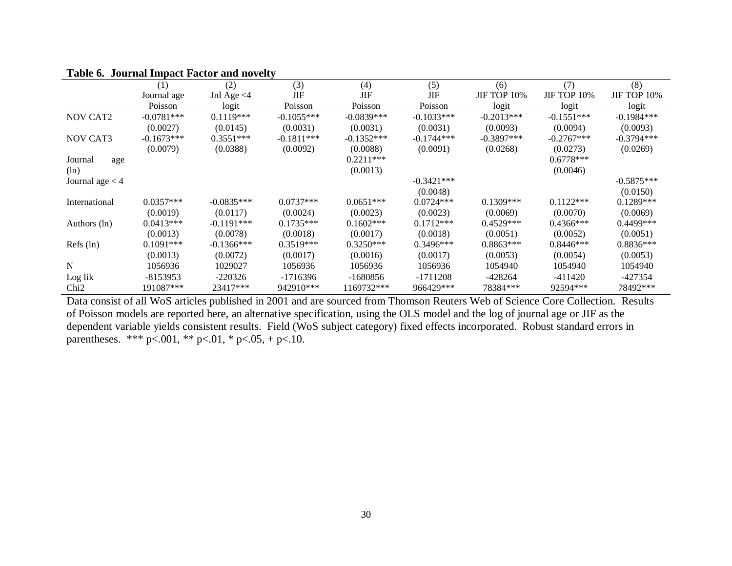**Table 6. Journal Impact Factor and novelty**

| | (1) | (2) | (3) | (4) | (5) | (6) | (7) | (8) |
|---|---|---|---|---|---|---|---|---|
| | Journal age | Jnl Age <4 | JIF | JIF | JIF | JIF TOP 10% | JIF TOP 10% | JIF TOP 10% |
| | Poisson | logit | Poisson | Poisson | Poisson | logit | logit | logit |
| NOV CAT2 | -0.0781*** | 0.1119*** | -0.1055*** | -0.0839*** | -0.1033*** | -0.2013*** | -0.1551*** | -0.1984*** |
| | (0.0027) | (0.0145) | (0.0031) | (0.0031) | (0.0031) | (0.0093) | (0.0094) | (0.0093) |
| NOV CAT3 | -0.1673*** | 0.3551*** | -0.1811*** | -0.1352*** | -0.1744*** | -0.3897*** | -0.2767*** | -0.3794*** |
| | (0.0079) | (0.0388) | (0.0092) | (0.0088) | (0.0091) | (0.0268) | (0.0273) | (0.0269) |
| Journal age (ln) | | | | 0.2211*** | | | 0.6778*** | |
| | | | | (0.0013) | | | (0.0046) | |
| Journal age < 4 | | | | | -0.3421*** | | | -0.5875*** |
| | | | | | (0.0048) | | | (0.0150) |
| International | 0.0357*** | -0.0835*** | 0.0737*** | 0.0651*** | 0.0724*** | 0.1309*** | 0.1122*** | 0.1289*** |
| | (0.0019) | (0.0117) | (0.0024) | (0.0023) | (0.0023) | (0.0069) | (0.0070) | (0.0069) |
| Authors (ln) | 0.0413*** | -0.1191*** | 0.1735*** | 0.1602*** | 0.1712*** | 0.4529*** | 0.4366*** | 0.4499*** |
| | (0.0013) | (0.0078) | (0.0018) | (0.0017) | (0.0018) | (0.0051) | (0.0052) | (0.0051) |
| Refs (ln) | 0.1091*** | -0.1366*** | 0.3519*** | 0.3250*** | 0.3496*** | 0.8863*** | 0.8446*** | 0.8836*** |
| | (0.0013) | (0.0072) | (0.0017) | (0.0016) | (0.0017) | (0.0053) | (0.0054) | (0.0053) |
| N | 1056936 | 1029027 | 1056936 | 1056936 | 1056936 | 1054940 | 1054940 | 1054940 |
| Log lik | -8153953 | -220326 | -1716396 | -1680856 | -1711208 | -428264 | -411420 | -427354 |
| Chi2 | 191087*** | 23417*** | 942910*** | 1169732*** | 966429*** | 78384*** | 92594*** | 78492*** |

Data consist of all WoS articles published in 2001 and are sourced from Thomson Reuters Web of Science Core Collection. Results of Poisson models are reported here, an alternative specification, using the OLS model and the log of journal age or JIF as the dependent variable yields consistent results. Field (WoS subject category) fixed effects incorporated. Robust standard errors in parentheses. *** p<.001, ** p<.01, * p<.05, + p<.10.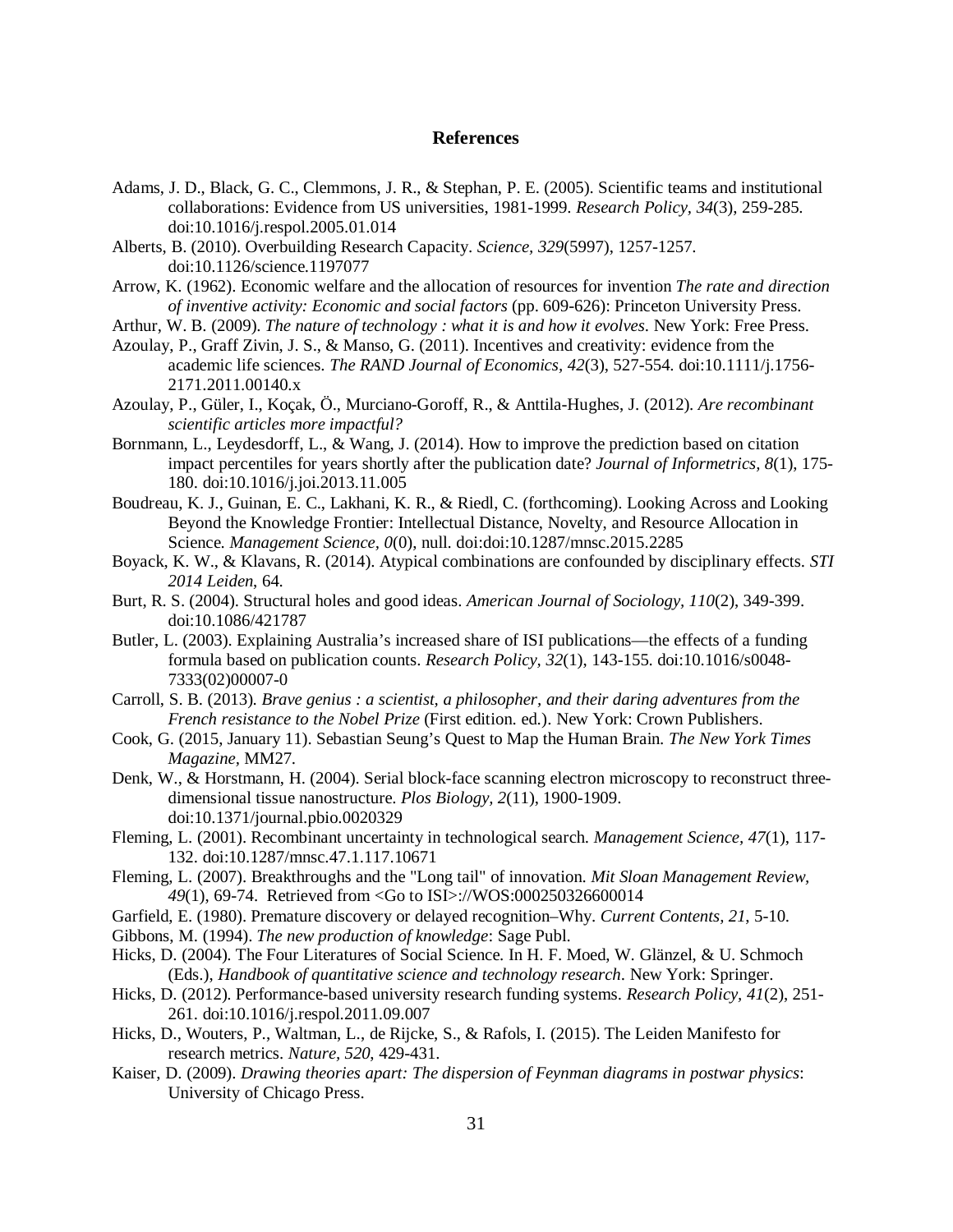# References

Adams, J. D., Black, G. C., Clemmons, J. R., & Stephan, P. E. (2005). Scientific teams and institutional collaborations: Evidence from US universities, 1981-1999. *Research Policy, 34*(3), 259-285. doi:10.1016/j.respol.2005.01.014

Alberts, B. (2010). Overbuilding Research Capacity. *Science, 329*(5997), 1257-1257. doi:10.1126/science.1197077

Arrow, K. (1962). Economic welfare and the allocation of resources for invention *The rate and direction of inventive activity: Economic and social factors* (pp. 609-626): Princeton University Press.

Arthur, W. B. (2009). *The nature of technology : what it is and how it evolves*. New York: Free Press.

Azoulay, P., Graff Zivin, J. S., & Manso, G. (2011). Incentives and creativity: evidence from the academic life sciences. *The RAND Journal of Economics, 42*(3), 527-554. doi:10.1111/j.1756-2171.2011.00140.x

Azoulay, P., Güler, I., Koçak, Ö., Murciano-Goroff, R., & Anttila-Hughes, J. (2012). *Are recombinant scientific articles more impactful?*

Bornmann, L., Leydesdorff, L., & Wang, J. (2014). How to improve the prediction based on citation impact percentiles for years shortly after the publication date? *Journal of Informetrics, 8*(1), 175-180. doi:10.1016/j.joi.2013.11.005

Boudreau, K. J., Guinan, E. C., Lakhani, K. R., & Riedl, C. (forthcoming). Looking Across and Looking Beyond the Knowledge Frontier: Intellectual Distance, Novelty, and Resource Allocation in Science. *Management Science, 0*(0), null. doi:doi:10.1287/mnsc.2015.2285

Boyack, K. W., & Klavans, R. (2014). Atypical combinations are confounded by disciplinary effects. *STI 2014 Leiden*, 64.

Burt, R. S. (2004). Structural holes and good ideas. *American Journal of Sociology, 110*(2), 349-399. doi:10.1086/421787

Butler, L. (2003). Explaining Australia's increased share of ISI publications—the effects of a funding formula based on publication counts. *Research Policy, 32*(1), 143-155. doi:10.1016/s0048-7333(02)00007-0

Carroll, S. B. (2013). *Brave genius : a scientist, a philosopher, and their daring adventures from the French resistance to the Nobel Prize* (First edition. ed.). New York: Crown Publishers.

Cook, G. (2015, January 11). Sebastian Seung's Quest to Map the Human Brain. *The New York Times Magazine,* MM27.

Denk, W., & Horstmann, H. (2004). Serial block-face scanning electron microscopy to reconstruct three-dimensional tissue nanostructure. *Plos Biology, 2*(11), 1900-1909. doi:10.1371/journal.pbio.0020329

Fleming, L. (2001). Recombinant uncertainty in technological search. *Management Science, 47*(1), 117-132. doi:10.1287/mnsc.47.1.117.10671

Fleming, L. (2007). Breakthroughs and the "Long tail" of innovation. *Mit Sloan Management Review, 49*(1), 69-74. Retrieved from <Go to ISI>://WOS:000250326600014

Garfield, E. (1980). Premature discovery or delayed recognition–Why. *Current Contents, 21*, 5-10.

Gibbons, M. (1994). *The new production of knowledge*: Sage Publ.

Hicks, D. (2004). The Four Literatures of Social Science. In H. F. Moed, W. Glänzel, & U. Schmoch (Eds.), *Handbook of quantitative science and technology research*. New York: Springer.

Hicks, D. (2012). Performance-based university research funding systems. *Research Policy, 41*(2), 251-261. doi:10.1016/j.respol.2011.09.007

Hicks, D., Wouters, P., Waltman, L., de Rijcke, S., & Rafols, I. (2015). The Leiden Manifesto for research metrics. *Nature, 520,* 429-431.

Kaiser, D. (2009). *Drawing theories apart: The dispersion of Feynman diagrams in postwar physics*: University of Chicago Press.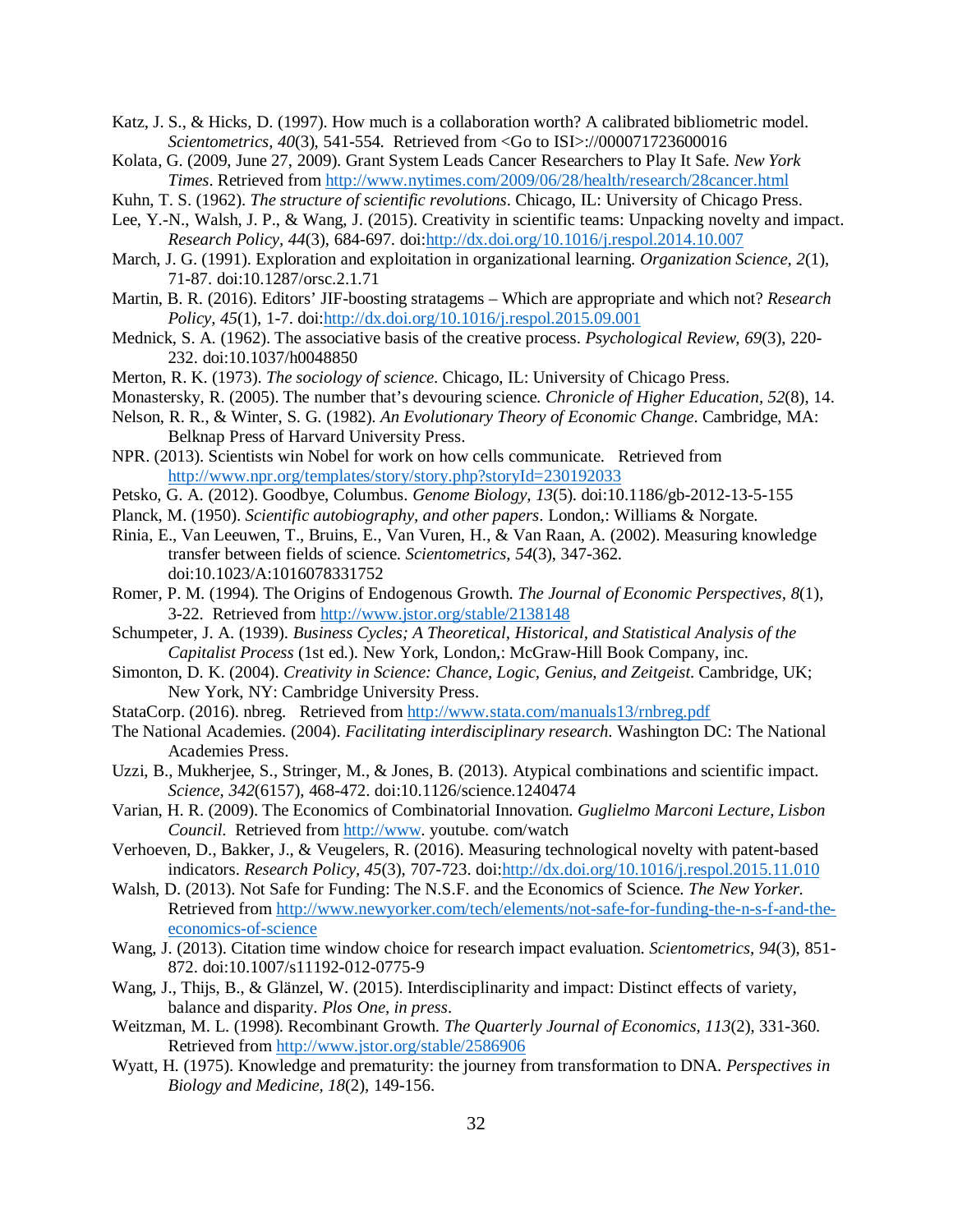Katz, J. S., & Hicks, D. (1997). How much is a collaboration worth? A calibrated bibliometric model. *Scientometrics, 40*(3), 541-554. Retrieved from <Go to ISI>://000071723600016

Kolata, G. (2009, June 27, 2009). Grant System Leads Cancer Researchers to Play It Safe. *New York Times*. Retrieved from http://www.nytimes.com/2009/06/28/health/research/28cancer.html

Kuhn, T. S. (1962). *The structure of scientific revolutions*. Chicago, IL: University of Chicago Press.

Lee, Y.-N., Walsh, J. P., & Wang, J. (2015). Creativity in scientific teams: Unpacking novelty and impact. *Research Policy, 44*(3), 684-697. doi:http://dx.doi.org/10.1016/j.respol.2014.10.007

March, J. G. (1991). Exploration and exploitation in organizational learning. *Organization Science, 2*(1), 71-87. doi:10.1287/orsc.2.1.71

Martin, B. R. (2016). Editors' JIF-boosting stratagems – Which are appropriate and which not? *Research Policy, 45*(1), 1-7. doi:http://dx.doi.org/10.1016/j.respol.2015.09.001

Mednick, S. A. (1962). The associative basis of the creative process. *Psychological Review, 69*(3), 220-232. doi:10.1037/h0048850

Merton, R. K. (1973). *The sociology of science*. Chicago, IL: University of Chicago Press.

Monastersky, R. (2005). The number that's devouring science. *Chronicle of Higher Education, 52*(8), 14.

Nelson, R. R., & Winter, S. G. (1982). *An Evolutionary Theory of Economic Change*. Cambridge, MA: Belknap Press of Harvard University Press.

NPR. (2013). Scientists win Nobel for work on how cells communicate. Retrieved from http://www.npr.org/templates/story/story.php?storyId=230192033

Petsko, G. A. (2012). Goodbye, Columbus. *Genome Biology, 13*(5). doi:10.1186/gb-2012-13-5-155

Planck, M. (1950). *Scientific autobiography, and other papers*. London,: Williams & Norgate.

Rinia, E., Van Leeuwen, T., Bruins, E., Van Vuren, H., & Van Raan, A. (2002). Measuring knowledge transfer between fields of science. *Scientometrics, 54*(3), 347-362. doi:10.1023/A:1016078331752

Romer, P. M. (1994). The Origins of Endogenous Growth. *The Journal of Economic Perspectives, 8*(1), 3-22. Retrieved from http://www.jstor.org/stable/2138148

Schumpeter, J. A. (1939). *Business Cycles; A Theoretical, Historical, and Statistical Analysis of the Capitalist Process* (1st ed.). New York, London,: McGraw-Hill Book Company, inc.

Simonton, D. K. (2004). *Creativity in Science: Chance, Logic, Genius, and Zeitgeist*. Cambridge, UK; New York, NY: Cambridge University Press.

StataCorp. (2016). nbreg. Retrieved from http://www.stata.com/manuals13/rnbreg.pdf

The National Academies. (2004). *Facilitating interdisciplinary research*. Washington DC: The National Academies Press.

Uzzi, B., Mukherjee, S., Stringer, M., & Jones, B. (2013). Atypical combinations and scientific impact. *Science, 342*(6157), 468-472. doi:10.1126/science.1240474

Varian, H. R. (2009). The Economics of Combinatorial Innovation. *Guglielmo Marconi Lecture, Lisbon Council*. Retrieved from http://www. youtube. com/watch

Verhoeven, D., Bakker, J., & Veugelers, R. (2016). Measuring technological novelty with patent-based indicators. *Research Policy, 45*(3), 707-723. doi:http://dx.doi.org/10.1016/j.respol.2015.11.010

Walsh, D. (2013). Not Safe for Funding: The N.S.F. and the Economics of Science. *The New Yorker*. Retrieved from http://www.newyorker.com/tech/elements/not-safe-for-funding-the-n-s-f-and-the-economics-of-science

Wang, J. (2013). Citation time window choice for research impact evaluation. *Scientometrics, 94*(3), 851-872. doi:10.1007/s11192-012-0775-9

Wang, J., Thijs, B., & Glänzel, W. (2015). Interdisciplinarity and impact: Distinct effects of variety, balance and disparity. *Plos One, in press*.

Weitzman, M. L. (1998). Recombinant Growth. *The Quarterly Journal of Economics, 113*(2), 331-360. Retrieved from http://www.jstor.org/stable/2586906

Wyatt, H. (1975). Knowledge and prematurity: the journey from transformation to DNA. *Perspectives in Biology and Medicine, 18*(2), 149-156.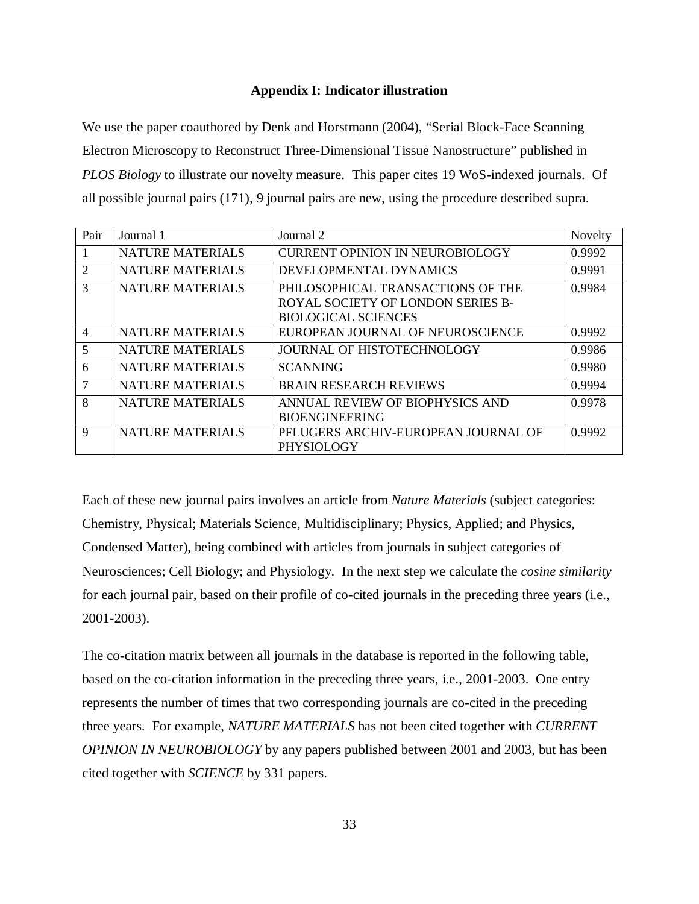## Appendix I: Indicator illustration

We use the paper coauthored by Denk and Horstmann (2004), "Serial Block-Face Scanning Electron Microscopy to Reconstruct Three-Dimensional Tissue Nanostructure" published in *PLOS Biology* to illustrate our novelty measure. This paper cites 19 WoS-indexed journals. Of all possible journal pairs (171), 9 journal pairs are new, using the procedure described supra.

| Pair | Journal 1 | Journal 2 | Novelty |
|---|---|---|---|
| 1 | NATURE MATERIALS | CURRENT OPINION IN NEUROBIOLOGY | 0.9992 |
| 2 | NATURE MATERIALS | DEVELOPMENTAL DYNAMICS | 0.9991 |
| 3 | NATURE MATERIALS | PHILOSOPHICAL TRANSACTIONS OF THE ROYAL SOCIETY OF LONDON SERIES B-BIOLOGICAL SCIENCES | 0.9984 |
| 4 | NATURE MATERIALS | EUROPEAN JOURNAL OF NEUROSCIENCE | 0.9992 |
| 5 | NATURE MATERIALS | JOURNAL OF HISTOTECHNOLOGY | 0.9986 |
| 6 | NATURE MATERIALS | SCANNING | 0.9980 |
| 7 | NATURE MATERIALS | BRAIN RESEARCH REVIEWS | 0.9994 |
| 8 | NATURE MATERIALS | ANNUAL REVIEW OF BIOPHYSICS AND BIOENGINEERING | 0.9978 |
| 9 | NATURE MATERIALS | PFLUGERS ARCHIV-EUROPEAN JOURNAL OF PHYSIOLOGY | 0.9992 |

Each of these new journal pairs involves an article from *Nature Materials* (subject categories: Chemistry, Physical; Materials Science, Multidisciplinary; Physics, Applied; and Physics, Condensed Matter), being combined with articles from journals in subject categories of Neurosciences; Cell Biology; and Physiology. In the next step we calculate the *cosine similarity* for each journal pair, based on their profile of co-cited journals in the preceding three years (i.e., 2001-2003).

The co-citation matrix between all journals in the database is reported in the following table, based on the co-citation information in the preceding three years, i.e., 2001-2003. One entry represents the number of times that two corresponding journals are co-cited in the preceding three years. For example, *NATURE MATERIALS* has not been cited together with *CURRENT OPINION IN NEUROBIOLOGY* by any papers published between 2001 and 2003, but has been cited together with *SCIENCE* by 331 papers.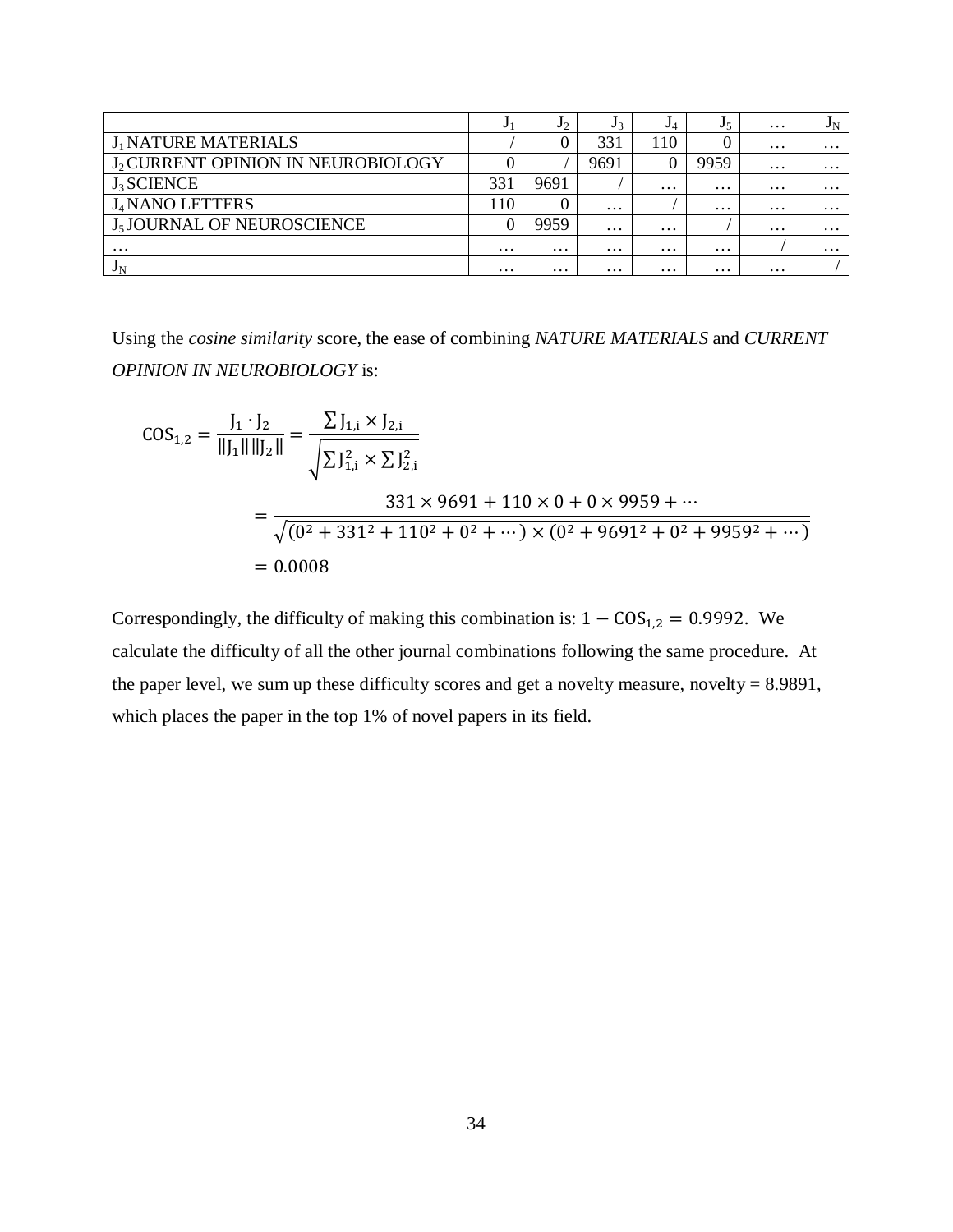| | $J_1$ | $J_2$ | $J_3$ | $J_4$ | $J_5$ | … | $J_N$ |
|---|---|---|---|---|---|---|---|
| $J_1$ NATURE MATERIALS | / | 0 | 331 | 110 | 0 | … | … |
| $J_2$ CURRENT OPINION IN NEUROBIOLOGY | 0 | / | 9691 | 0 | 9959 | … | … |
| $J_3$ SCIENCE | 331 | 9691 | / | … | … | … | … |
| $J_4$ NANO LETTERS | 110 | 0 | … | / | … | … | … |
| $J_5$ JOURNAL OF NEUROSCIENCE | 0 | 9959 | … | … | / | … | … |
| … | … | … | … | … | … | / | … |
| $J_N$ | … | … | … | … | … | … | / |

Using the *cosine similarity* score, the ease of combining *NATURE MATERIALS* and *CURRENT OPINION IN NEUROBIOLOGY* is:

$$\mathrm{COS}_{1,2} = \frac{J_1 \cdot J_2}{\|J_1\| \|J_2\|} = \frac{\sum J_{1,i} \times J_{2,i}}{\sqrt{\sum J_{1,i}^2 \times \sum J_{2,i}^2}}$$

$$= \frac{331 \times 9691 + 110 \times 0 + 0 \times 9959 + \cdots}{\sqrt{(0^2 + 331^2 + 110^2 + 0^2 + \cdots) \times (0^2 + 9691^2 + 0^2 + 9959^2 + \cdots)}}$$

$$= 0.0008$$

Correspondingly, the difficulty of making this combination is: $1 - \mathrm{COS}_{1,2} = 0.9992$. We calculate the difficulty of all the other journal combinations following the same procedure. At the paper level, we sum up these difficulty scores and get a novelty measure, novelty = 8.9891, which places the paper in the top 1% of novel papers in its field.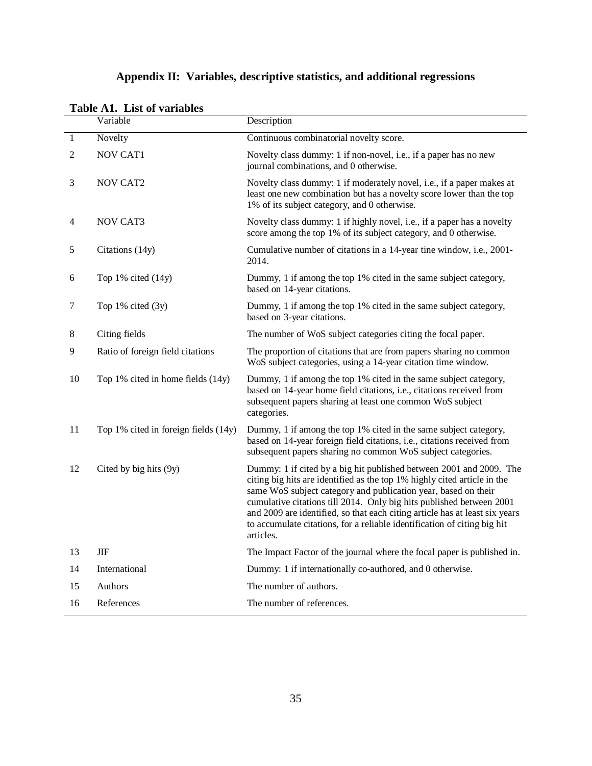## Appendix II: Variables, descriptive statistics, and additional regressions

**Table A1. List of variables**

| | Variable | Description |
|---|---|---|
| 1 | Novelty | Continuous combinatorial novelty score. |
| 2 | NOV CAT1 | Novelty class dummy: 1 if non-novel, i.e., if a paper has no new journal combinations, and 0 otherwise. |
| 3 | NOV CAT2 | Novelty class dummy: 1 if moderately novel, i.e., if a paper makes at least one new combination but has a novelty score lower than the top 1% of its subject category, and 0 otherwise. |
| 4 | NOV CAT3 | Novelty class dummy: 1 if highly novel, i.e., if a paper has a novelty score among the top 1% of its subject category, and 0 otherwise. |
| 5 | Citations (14y) | Cumulative number of citations in a 14-year tine window, i.e., 2001-2014. |
| 6 | Top 1% cited (14y) | Dummy, 1 if among the top 1% cited in the same subject category, based on 14-year citations. |
| 7 | Top 1% cited (3y) | Dummy, 1 if among the top 1% cited in the same subject category, based on 3-year citations. |
| 8 | Citing fields | The number of WoS subject categories citing the focal paper. |
| 9 | Ratio of foreign field citations | The proportion of citations that are from papers sharing no common WoS subject categories, using a 14-year citation time window. |
| 10 | Top 1% cited in home fields (14y) | Dummy, 1 if among the top 1% cited in the same subject category, based on 14-year home field citations, i.e., citations received from subsequent papers sharing at least one common WoS subject categories. |
| 11 | Top 1% cited in foreign fields (14y) | Dummy, 1 if among the top 1% cited in the same subject category, based on 14-year foreign field citations, i.e., citations received from subsequent papers sharing no common WoS subject categories. |
| 12 | Cited by big hits (9y) | Dummy: 1 if cited by a big hit published between 2001 and 2009. The citing big hits are identified as the top 1% highly cited article in the same WoS subject category and publication year, based on their cumulative citations till 2014. Only big hits published between 2001 and 2009 are identified, so that each citing article has at least six years to accumulate citations, for a reliable identification of citing big hit articles. |
| 13 | JIF | The Impact Factor of the journal where the focal paper is published in. |
| 14 | International | Dummy: 1 if internationally co-authored, and 0 otherwise. |
| 15 | Authors | The number of authors. |
| 16 | References | The number of references. |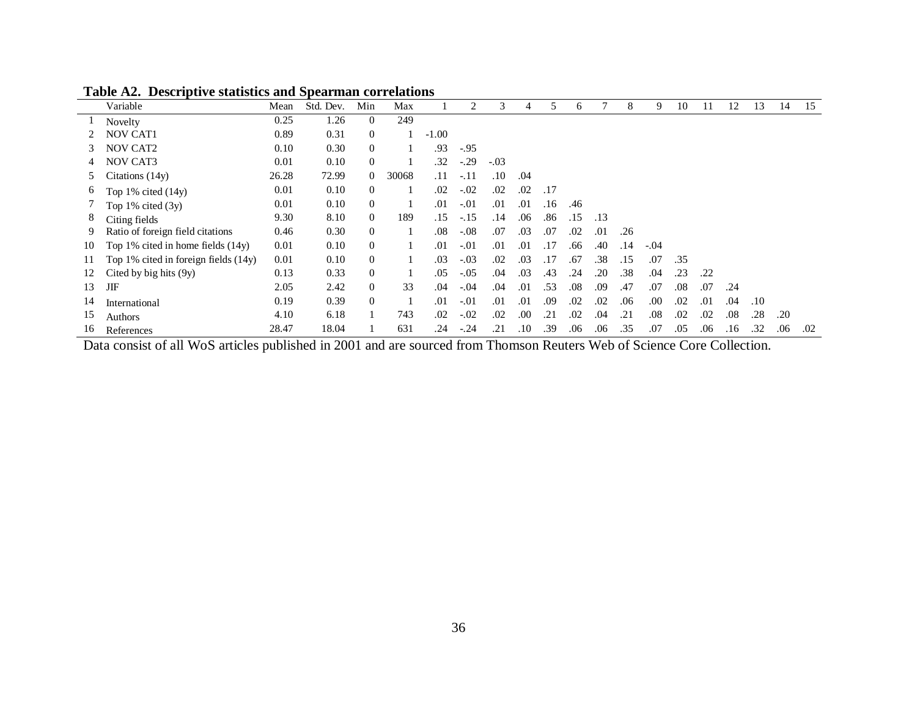**Table A2. Descriptive statistics and Spearman correlations**

| | Variable | Mean | Std. Dev. | Min | Max | 1 | 2 | 3 | 4 | 5 | 6 | 7 | 8 | 9 | 10 | 11 | 12 | 13 | 14 | 15 |
|---|---|---|---|---|---|---|---|---|---|---|---|---|---|---|---|---|---|---|---|---|
| 1 | Novelty | 0.25 | 1.26 | 0 | 249 | | | | | | | | | | | | | | | |
| 2 | NOV CAT1 | 0.89 | 0.31 | 0 | 1 | -1.00 | | | | | | | | | | | | | | |
| 3 | NOV CAT2 | 0.10 | 0.30 | 0 | 1 | .93 | -.95 | | | | | | | | | | | | | |
| 4 | NOV CAT3 | 0.01 | 0.10 | 0 | 1 | .32 | -.29 | -.03 | | | | | | | | | | | | |
| 5 | Citations (14y) | 26.28 | 72.99 | 0 | 30068 | .11 | -.11 | .10 | .04 | | | | | | | | | | | |
| 6 | Top 1% cited (14y) | 0.01 | 0.10 | 0 | 1 | .02 | -.02 | .02 | .02 | .17 | | | | | | | | | | |
| 7 | Top 1% cited (3y) | 0.01 | 0.10 | 0 | 1 | .01 | -.01 | .01 | .01 | .16 | .46 | | | | | | | | | |
| 8 | Citing fields | 9.30 | 8.10 | 0 | 189 | .15 | -.15 | .14 | .06 | .86 | .15 | .13 | | | | | | | | |
| 9 | Ratio of foreign field citations | 0.46 | 0.30 | 0 | 1 | .08 | -.08 | .07 | .03 | .07 | .02 | .01 | .26 | | | | | | | |
| 10 | Top 1% cited in home fields (14y) | 0.01 | 0.10 | 0 | 1 | .01 | -.01 | .01 | .01 | .17 | .66 | .40 | .14 | -.04 | | | | | | |
| 11 | Top 1% cited in foreign fields (14y) | 0.01 | 0.10 | 0 | 1 | .03 | -.03 | .02 | .03 | .17 | .67 | .38 | .15 | .07 | .35 | | | | | |
| 12 | Cited by big hits (9y) | 0.13 | 0.33 | 0 | 1 | .05 | -.05 | .04 | .03 | .43 | .24 | .20 | .38 | .04 | .23 | .22 | | | | |
| 13 | JIF | 2.05 | 2.42 | 0 | 33 | .04 | -.04 | .04 | .01 | .53 | .08 | .09 | .47 | .07 | .08 | .07 | .24 | | | |
| 14 | International | 0.19 | 0.39 | 0 | 1 | .01 | -.01 | .01 | .01 | .09 | .02 | .02 | .06 | .00 | .02 | .01 | .04 | .10 | | |
| 15 | Authors | 4.10 | 6.18 | 1 | 743 | .02 | -.02 | .02 | .00 | .21 | .02 | .04 | .21 | .08 | .02 | .02 | .08 | .28 | .20 | |
| 16 | References | 28.47 | 18.04 | 1 | 631 | .24 | -.24 | .21 | .10 | .39 | .06 | .06 | .35 | .07 | .05 | .06 | .16 | .32 | .06 | .02 |

Data consist of all WoS articles published in 2001 and are sourced from Thomson Reuters Web of Science Core Collection.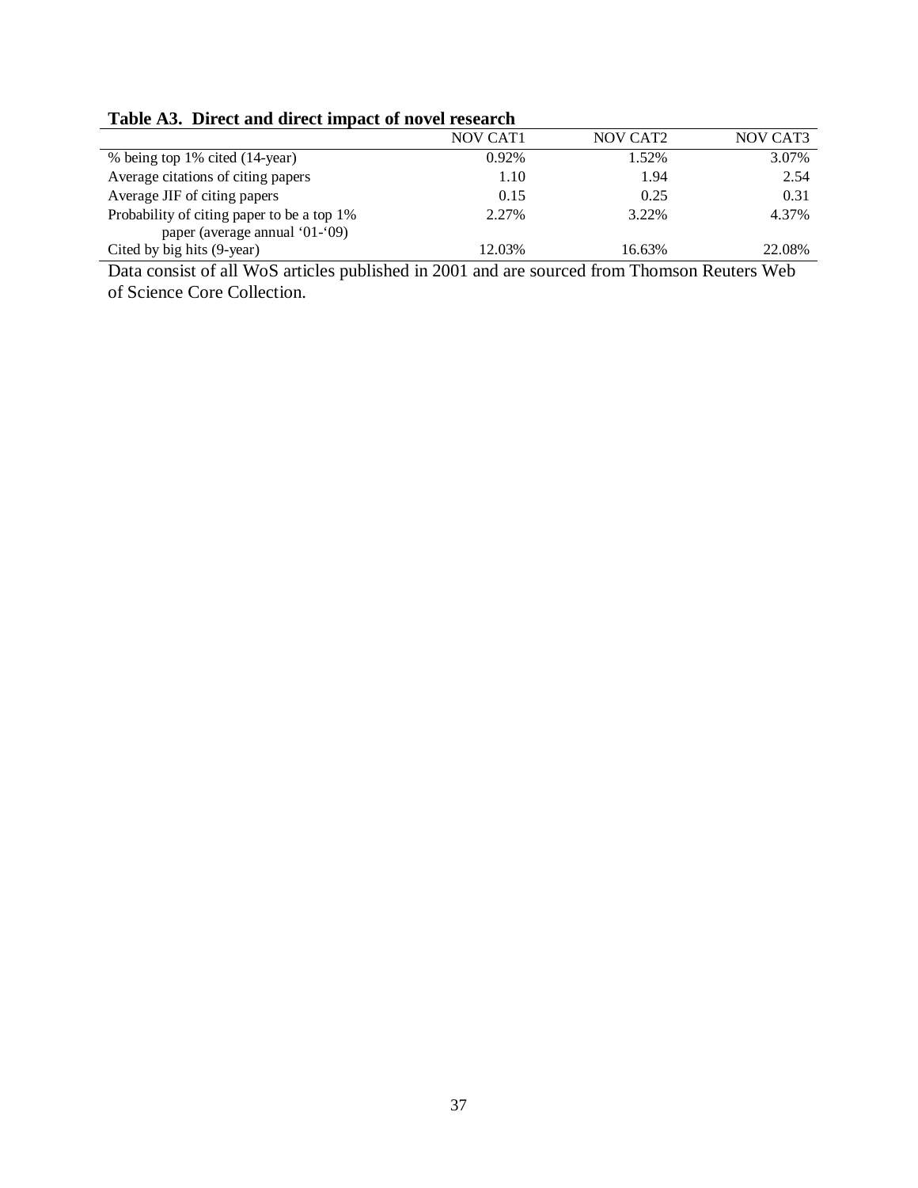**Table A3. Direct and direct impact of novel research**

| | NOV CAT1 | NOV CAT2 | NOV CAT3 |
|---|---|---|---|
| % being top 1% cited (14-year) | 0.92% | 1.52% | 3.07% |
| Average citations of citing papers | 1.10 | 1.94 | 2.54 |
| Average JIF of citing papers | 0.15 | 0.25 | 0.31 |
| Probability of citing paper to be a top 1% paper (average annual '01-'09) | 2.27% | 3.22% | 4.37% |
| Cited by big hits (9-year) | 12.03% | 16.63% | 22.08% |

Data consist of all WoS articles published in 2001 and are sourced from Thomson Reuters Web of Science Core Collection.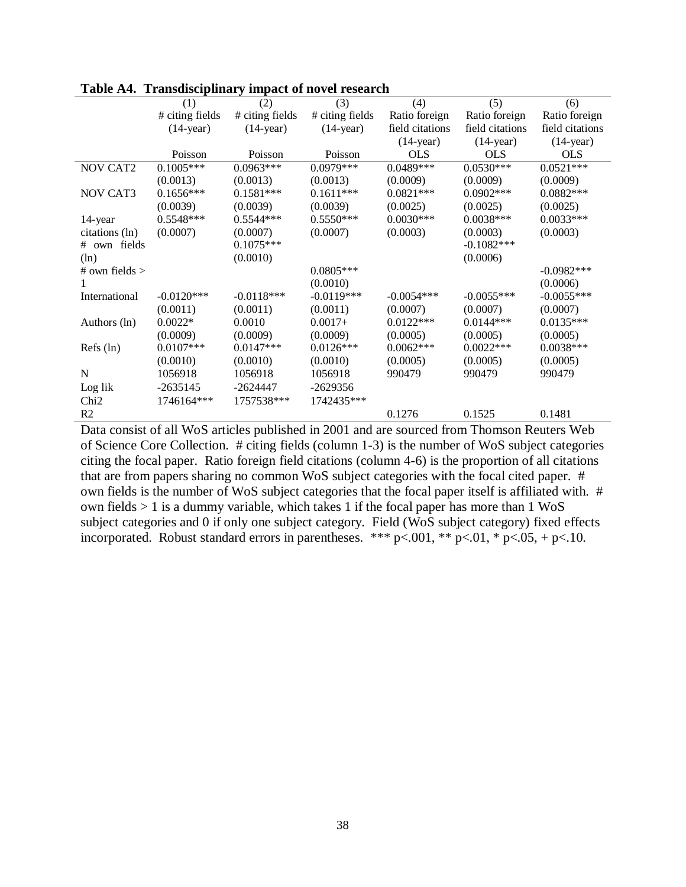**Table A4. Transdisciplinary impact of novel research**

| | (1) | (2) | (3) | (4) | (5) | (6) |
|---|---|---|---|---|---|---|
| | # citing fields (14-year) | # citing fields (14-year) | # citing fields (14-year) | Ratio foreign field citations (14-year) | Ratio foreign field citations (14-year) | Ratio foreign field citations (14-year) |
| | Poisson | Poisson | Poisson | OLS | OLS | OLS |
| NOV CAT2 | 0.1005*** | 0.0963*** | 0.0979*** | 0.0489*** | 0.0530*** | 0.0521*** |
| | (0.0013) | (0.0013) | (0.0013) | (0.0009) | (0.0009) | (0.0009) |
| NOV CAT3 | 0.1656*** | 0.1581*** | 0.1611*** | 0.0821*** | 0.0902*** | 0.0882*** |
| | (0.0039) | (0.0039) | (0.0039) | (0.0025) | (0.0025) | (0.0025) |
| 14-year citations (ln) | 0.5548*** | 0.5544*** | 0.5550*** | 0.0030*** | 0.0038*** | 0.0033*** |
| | (0.0007) | (0.0007) | (0.0007) | (0.0003) | (0.0003) | (0.0003) |
| # own fields (ln) | | 0.1075*** | | | -0.1082*** | |
| | | (0.0010) | | | (0.0006) | |
| # own fields > 1 | | | 0.0805*** | | | -0.0982*** |
| | | | (0.0010) | | | (0.0006) |
| International | -0.0120*** | -0.0118*** | -0.0119*** | -0.0054*** | -0.0055*** | -0.0055*** |
| | (0.0011) | (0.0011) | (0.0011) | (0.0007) | (0.0007) | (0.0007) |
| Authors (ln) | 0.0022* | 0.0010 | 0.0017+ | 0.0122*** | 0.0144*** | 0.0135*** |
| | (0.0009) | (0.0009) | (0.0009) | (0.0005) | (0.0005) | (0.0005) |
| Refs (ln) | 0.0107*** | 0.0147*** | 0.0126*** | 0.0062*** | 0.0022*** | 0.0038*** |
| | (0.0010) | (0.0010) | (0.0010) | (0.0005) | (0.0005) | (0.0005) |
| N | 1056918 | 1056918 | 1056918 | 990479 | 990479 | 990479 |
| Log lik | -2635145 | -2624447 | -2629356 | | | |
| Chi2 | 1746164*** | 1757538*** | 1742435*** | | | |
| R2 | | | | 0.1276 | 0.1525 | 0.1481 |

Data consist of all WoS articles published in 2001 and are sourced from Thomson Reuters Web of Science Core Collection. # citing fields (column 1-3) is the number of WoS subject categories citing the focal paper. Ratio foreign field citations (column 4-6) is the proportion of all citations that are from papers sharing no common WoS subject categories with the focal cited paper. # own fields is the number of WoS subject categories that the focal paper itself is affiliated with. # own fields > 1 is a dummy variable, which takes 1 if the focal paper has more than 1 WoS subject categories and 0 if only one subject category. Field (WoS subject category) fixed effects incorporated. Robust standard errors in parentheses. *** p<.001, ** p<.01, * p<.05, + p<.10.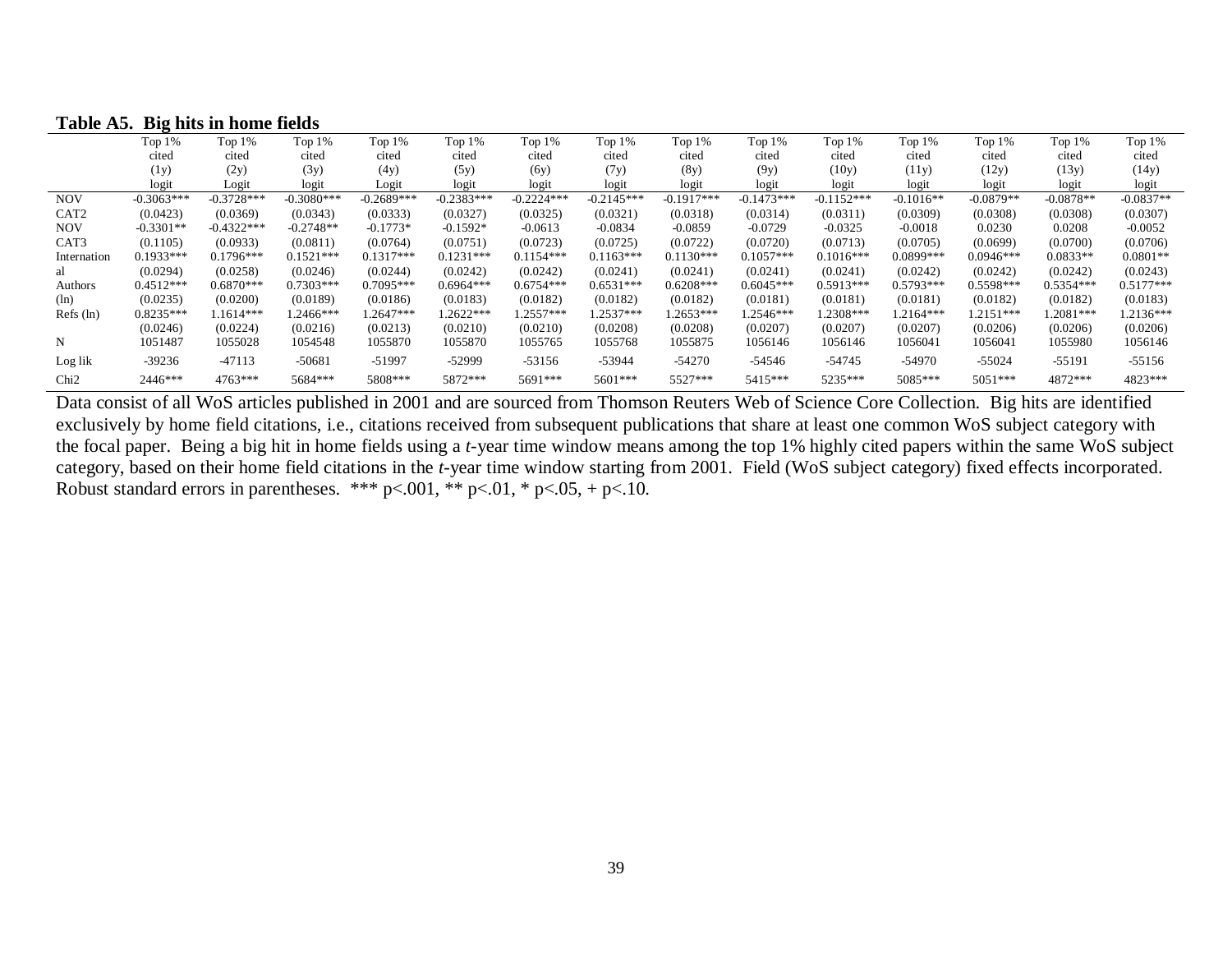**Table A5. Big hits in home fields**

| | Top 1% cited (1y) logit | Top 1% cited (2y) Logit | Top 1% cited (3y) logit | Top 1% cited (4y) Logit | Top 1% cited (5y) logit | Top 1% cited (6y) logit | Top 1% cited (7y) logit | Top 1% cited (8y) logit | Top 1% cited (9y) logit | Top 1% cited (10y) logit | Top 1% cited (11y) logit | Top 1% cited (12y) logit | Top 1% cited (13y) logit | Top 1% cited (14y) logit |
|---|---|---|---|---|---|---|---|---|---|---|---|---|---|---|
| NOV | -0.3063*** | -0.3728*** | -0.3080*** | -0.2689*** | -0.2383*** | -0.2224*** | -0.2145*** | -0.1917*** | -0.1473*** | -0.1152*** | -0.1016** | -0.0879** | -0.0878** | -0.0837** |
| CAT2 | (0.0423) | (0.0369) | (0.0343) | (0.0333) | (0.0327) | (0.0325) | (0.0321) | (0.0318) | (0.0314) | (0.0311) | (0.0309) | (0.0308) | (0.0308) | (0.0307) |
| NOV | -0.3301** | -0.4322*** | -0.2748** | -0.1773* | -0.1592* | -0.0613 | -0.0834 | -0.0859 | -0.0729 | -0.0325 | -0.0018 | 0.0230 | 0.0208 | -0.0052 |
| CAT3 | (0.1105) | (0.0933) | (0.0811) | (0.0764) | (0.0751) | (0.0723) | (0.0725) | (0.0722) | (0.0720) | (0.0713) | (0.0705) | (0.0699) | (0.0700) | (0.0706) |
| International | 0.1933*** | 0.1796*** | 0.1521*** | 0.1317*** | 0.1231*** | 0.1154*** | 0.1163*** | 0.1130*** | 0.1057*** | 0.1016*** | 0.0899*** | 0.0946*** | 0.0833** | 0.0801** |
| | (0.0294) | (0.0258) | (0.0246) | (0.0244) | (0.0242) | (0.0242) | (0.0241) | (0.0241) | (0.0241) | (0.0241) | (0.0242) | (0.0242) | (0.0242) | (0.0243) |
| Authors | 0.4512*** | 0.6870*** | 0.7303*** | 0.7095*** | 0.6964*** | 0.6754*** | 0.6531*** | 0.6208*** | 0.6045*** | 0.5913*** | 0.5793*** | 0.5598*** | 0.5354*** | 0.5177*** |
| (ln) | (0.0235) | (0.0200) | (0.0189) | (0.0186) | (0.0183) | (0.0182) | (0.0182) | (0.0182) | (0.0181) | (0.0181) | (0.0181) | (0.0182) | (0.0182) | (0.0183) |
| Refs (ln) | 0.8235*** | 1.1614*** | 1.2466*** | 1.2647*** | 1.2622*** | 1.2557*** | 1.2537*** | 1.2653*** | 1.2546*** | 1.2308*** | 1.2164*** | 1.2151*** | 1.2081*** | 1.2136*** |
| | (0.0246) | (0.0224) | (0.0216) | (0.0213) | (0.0210) | (0.0210) | (0.0208) | (0.0208) | (0.0207) | (0.0207) | (0.0207) | (0.0206) | (0.0206) | (0.0206) |
| N | 1051487 | 1055028 | 1054548 | 1055870 | 1055870 | 1055765 | 1055768 | 1055875 | 1056146 | 1056146 | 1056041 | 1056041 | 1055980 | 1056146 |
| Log lik | -39236 | -47113 | -50681 | -51997 | -52999 | -53156 | -53944 | -54270 | -54546 | -54745 | -54970 | -55024 | -55191 | -55156 |
| Chi2 | 2446*** | 4763*** | 5684*** | 5808*** | 5872*** | 5691*** | 5601*** | 5527*** | 5415*** | 5235*** | 5085*** | 5051*** | 4872*** | 4823*** |

Data consist of all WoS articles published in 2001 and are sourced from Thomson Reuters Web of Science Core Collection. Big hits are identified exclusively by home field citations, i.e., citations received from subsequent publications that share at least one common WoS subject category with the focal paper. Being a big hit in home fields using a *t*-year time window means among the top 1% highly cited papers within the same WoS subject category, based on their home field citations in the *t*-year time window starting from 2001. Field (WoS subject category) fixed effects incorporated. Robust standard errors in parentheses. *** p<.001, ** p<.01, * p<.05, + p<.10.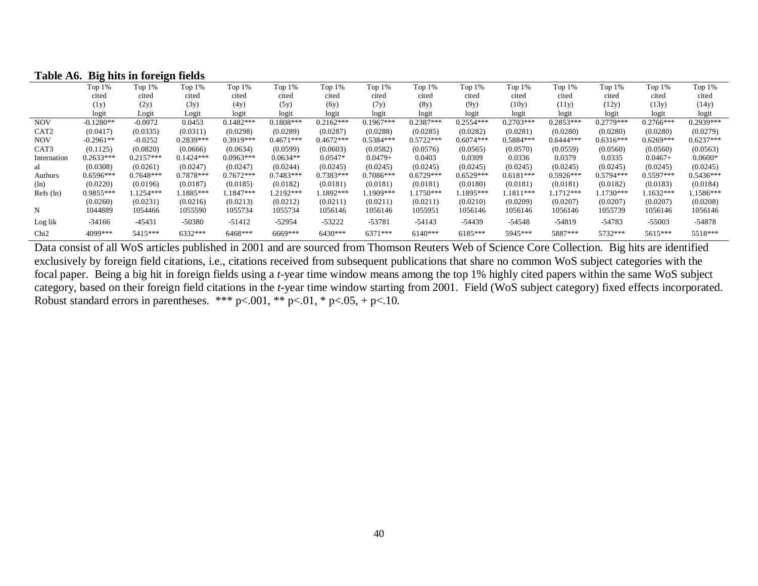**Table A6. Big hits in foreign fields**

| | Top 1% cited (1y) logit | Top 1% cited (2y) Logit | Top 1% cited (3y) Logit | Top 1% cited (4y) logit | Top 1% cited (5y) logit | Top 1% cited (6y) logit | Top 1% cited (7y) logit | Top 1% cited (8y) logit | Top 1% cited (9y) logit | Top 1% cited (10y) logit | Top 1% cited (11y) logit | Top 1% cited (12y) logit | Top 1% cited (13y) logit | Top 1% cited (14y) logit |
|---|---|---|---|---|---|---|---|---|---|---|---|---|---|---|
| NOV CAT2 | -0.1280** | -0.0072 | 0.0453 | 0.1482*** | 0.1808*** | 0.2162*** | 0.1967*** | 0.2387*** | 0.2554*** | 0.2703*** | 0.2853*** | 0.2779*** | 0.2766*** | 0.2939*** |
| | (0.0417) | (0.0335) | (0.0311) | (0.0298) | (0.0289) | (0.0287) | (0.0288) | (0.0285) | (0.0282) | (0.0281) | (0.0280) | (0.0280) | (0.0280) | (0.0279) |
| NOV CAT3 | -0.2961** | -0.0252 | 0.2839*** | 0.3919*** | 0.4671*** | 0.4672*** | 0.5384*** | 0.5722*** | 0.6074*** | 0.5884*** | 0.6444*** | 0.6316*** | 0.6269*** | 0.6237*** |
| | (0.1125) | (0.0820) | (0.0666) | (0.0634) | (0.0599) | (0.0603) | (0.0582) | (0.0576) | (0.0565) | (0.0570) | (0.0559) | (0.0560) | (0.0560) | (0.0563) |
| International | 0.2633*** | 0.2157*** | 0.1424*** | 0.0963*** | 0.0634** | 0.0547* | 0.0479+ | 0.0403 | 0.0309 | 0.0336 | 0.0379 | 0.0335 | 0.0467+ | 0.0600* |
| | (0.0308) | (0.0261) | (0.0247) | (0.0247) | (0.0244) | (0.0245) | (0.0245) | (0.0245) | (0.0245) | (0.0245) | (0.0245) | (0.0245) | (0.0245) | (0.0245) |
| Authors (ln) | 0.6596*** | 0.7648*** | 0.7878*** | 0.7672*** | 0.7483*** | 0.7383*** | 0.7086*** | 0.6729*** | 0.6529*** | 0.6181*** | 0.5926*** | 0.5794*** | 0.5597*** | 0.5436*** |
| | (0.0220) | (0.0196) | (0.0187) | (0.0185) | (0.0182) | (0.0181) | (0.0181) | (0.0181) | (0.0180) | (0.0181) | (0.0181) | (0.0182) | (0.0183) | (0.0184) |
| Refs (ln) | 0.9855*** | 1.1254*** | 1.1885*** | 1.1847*** | 1.2192*** | 1.1892*** | 1.1909*** | 1.1750*** | 1.1895*** | 1.1811*** | 1.1712*** | 1.1730*** | 1.1632*** | 1.1586*** |
| | (0.0260) | (0.0231) | (0.0216) | (0.0213) | (0.0212) | (0.0211) | (0.0211) | (0.0211) | (0.0210) | (0.0209) | (0.0207) | (0.0207) | (0.0207) | (0.0208) |
| N | 1044889 | 1054466 | 1055590 | 1055734 | 1055734 | 1056146 | 1056146 | 1055951 | 1056146 | 1056146 | 1056146 | 1055739 | 1056146 | 1056146 |
| Log lik | -34166 | -45431 | -50380 | -51412 | -52954 | -53222 | -53781 | -54143 | -54439 | -54548 | -54819 | -54783 | -55003 | -54878 |
| Chi2 | 4099*** | 5415*** | 6332*** | 6468*** | 6669*** | 6430*** | 6371*** | 6140*** | 6185*** | 5945*** | 5887*** | 5732*** | 5615*** | 5518*** |

Data consist of all WoS articles published in 2001 and are sourced from Thomson Reuters Web of Science Core Collection. Big hits are identified exclusively by foreign field citations, i.e., citations received from subsequent publications that share no common WoS subject categories with the focal paper. Being a big hit in foreign fields using a *t*-year time window means among the top 1% highly cited papers within the same WoS subject category, based on their foreign field citations in the *t*-year time window starting from 2001. Field (WoS subject category) fixed effects incorporated. Robust standard errors in parentheses. *** p<.001, ** p<.01, * p<.05, + p<.10.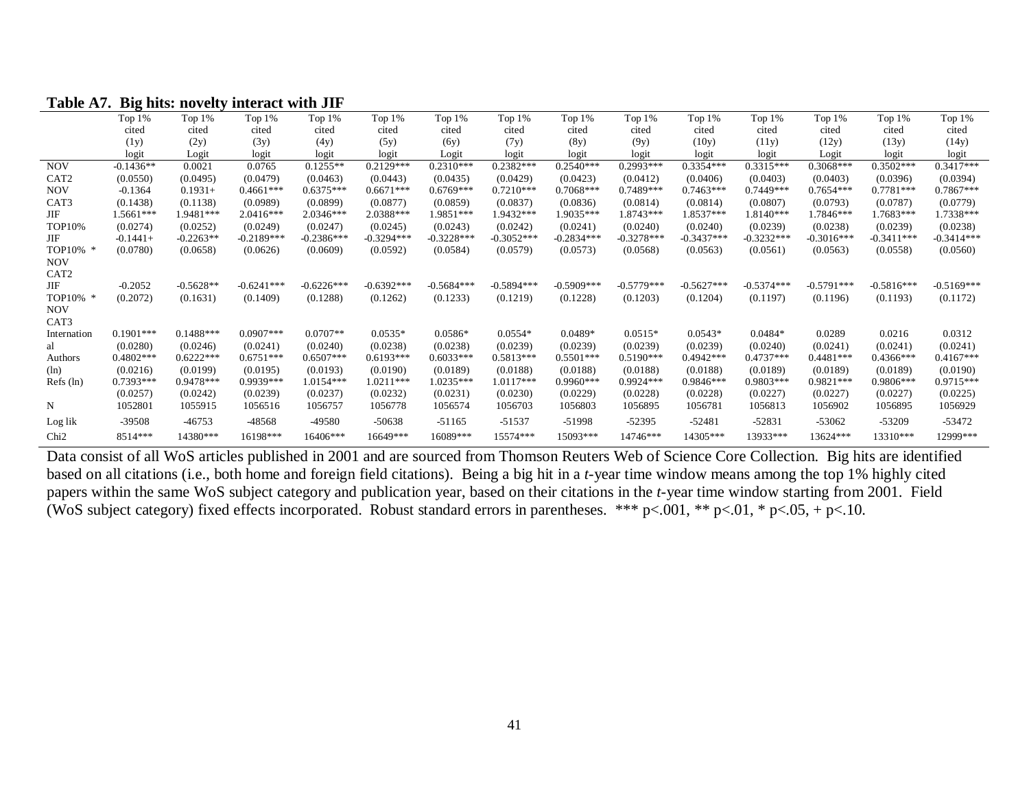**Table A7. Big hits: novelty interact with JIF**

| | Top 1% cited (1y) logit | Top 1% cited (2y) Logit | Top 1% cited (3y) logit | Top 1% cited (4y) logit | Top 1% cited (5y) logit | Top 1% cited (6y) Logit | Top 1% cited (7y) logit | Top 1% cited (8y) logit | Top 1% cited (9y) logit | Top 1% cited (10y) logit | Top 1% cited (11y) logit | Top 1% cited (12y) Logit | Top 1% cited (13y) logit | Top 1% cited (14y) logit |
|---|---|---|---|---|---|---|---|---|---|---|---|---|---|---|
| NOV CAT2 | -0.1436** | 0.0021 | 0.0765 | 0.1255** | 0.2129*** | 0.2310*** | 0.2382*** | 0.2540*** | 0.2993*** | 0.3354*** | 0.3315*** | 0.3068*** | 0.3502*** | 0.3417*** |
| | (0.0550) | (0.0495) | (0.0479) | (0.0463) | (0.0443) | (0.0435) | (0.0429) | (0.0423) | (0.0412) | (0.0406) | (0.0403) | (0.0403) | (0.0396) | (0.0394) |
| NOV CAT3 | -0.1364 | 0.1931+ | 0.4661*** | 0.6375*** | 0.6671*** | 0.6769*** | 0.7210*** | 0.7068*** | 0.7489*** | 0.7463*** | 0.7449*** | 0.7654*** | 0.7781*** | 0.7867*** |
| | (0.1438) | (0.1138) | (0.0989) | (0.0899) | (0.0877) | (0.0859) | (0.0837) | (0.0836) | (0.0814) | (0.0814) | (0.0807) | (0.0793) | (0.0787) | (0.0779) |
| JIF TOP10% | 1.5661*** | 1.9481*** | 2.0416*** | 2.0346*** | 2.0388*** | 1.9851*** | 1.9432*** | 1.9035*** | 1.8743*** | 1.8537*** | 1.8140*** | 1.7846*** | 1.7683*** | 1.7338*** |
| | (0.0274) | (0.0252) | (0.0249) | (0.0247) | (0.0245) | (0.0243) | (0.0242) | (0.0241) | (0.0240) | (0.0240) | (0.0239) | (0.0238) | (0.0239) | (0.0238) |
| JIF TOP10% * NOV CAT2 | -0.1441+ | -0.2263** | -0.2189*** | -0.2386*** | -0.3294*** | -0.3228*** | -0.3052*** | -0.2834*** | -0.3278*** | -0.3437*** | -0.3232*** | -0.3016*** | -0.3411*** | -0.3414*** |
| | (0.0780) | (0.0658) | (0.0626) | (0.0609) | (0.0592) | (0.0584) | (0.0579) | (0.0573) | (0.0568) | (0.0563) | (0.0561) | (0.0563) | (0.0558) | (0.0560) |
| JIF TOP10% * NOV CAT3 | -0.2052 | -0.5628** | -0.6241*** | -0.6226*** | -0.6392*** | -0.5684*** | -0.5894*** | -0.5909*** | -0.5779*** | -0.5627*** | -0.5374*** | -0.5791*** | -0.5816*** | -0.5169*** |
| | (0.2072) | (0.1631) | (0.1409) | (0.1288) | (0.1262) | (0.1233) | (0.1219) | (0.1228) | (0.1203) | (0.1204) | (0.1197) | (0.1196) | (0.1193) | (0.1172) |
| International | 0.1901*** | 0.1488*** | 0.0907*** | 0.0707** | 0.0535* | 0.0586* | 0.0554* | 0.0489* | 0.0515* | 0.0543* | 0.0484* | 0.0289 | 0.0216 | 0.0312 |
| | (0.0280) | (0.0246) | (0.0241) | (0.0240) | (0.0238) | (0.0238) | (0.0239) | (0.0239) | (0.0239) | (0.0239) | (0.0240) | (0.0241) | (0.0241) | (0.0241) |
| Authors (ln) | 0.4802*** | 0.6222*** | 0.6751*** | 0.6507*** | 0.6193*** | 0.6033*** | 0.5813*** | 0.5501*** | 0.5190*** | 0.4942*** | 0.4737*** | 0.4481*** | 0.4366*** | 0.4167*** |
| | (0.0216) | (0.0199) | (0.0195) | (0.0193) | (0.0190) | (0.0189) | (0.0188) | (0.0188) | (0.0188) | (0.0188) | (0.0189) | (0.0189) | (0.0189) | (0.0190) |
| Refs (ln) | 0.7393*** | 0.9478*** | 0.9939*** | 1.0154*** | 1.0211*** | 1.0235*** | 1.0117*** | 0.9960*** | 0.9924*** | 0.9846*** | 0.9803*** | 0.9821*** | 0.9806*** | 0.9715*** |
| | (0.0257) | (0.0242) | (0.0239) | (0.0237) | (0.0232) | (0.0231) | (0.0230) | (0.0229) | (0.0228) | (0.0228) | (0.0227) | (0.0227) | (0.0227) | (0.0225) |
| N | 1052801 | 1055915 | 1056516 | 1056757 | 1056778 | 1056574 | 1056703 | 1056803 | 1056895 | 1056781 | 1056813 | 1056902 | 1056895 | 1056929 |
| Log lik | -39508 | -46753 | -48568 | -49580 | -50638 | -51165 | -51537 | -51998 | -52395 | -52481 | -52831 | -53062 | -53209 | -53472 |
| Chi2 | 8514*** | 14380*** | 16198*** | 16406*** | 16649*** | 16089*** | 15574*** | 15093*** | 14746*** | 14305*** | 13933*** | 13624*** | 13310*** | 12999*** |

Data consist of all WoS articles published in 2001 and are sourced from Thomson Reuters Web of Science Core Collection. Big hits are identified based on all citations (i.e., both home and foreign field citations). Being a big hit in a *t*-year time window means among the top 1% highly cited papers within the same WoS subject category and publication year, based on their citations in the *t*-year time window starting from 2001. Field (WoS subject category) fixed effects incorporated. Robust standard errors in parentheses. *** p<.001, ** p<.01, * p<.05, + p<.10.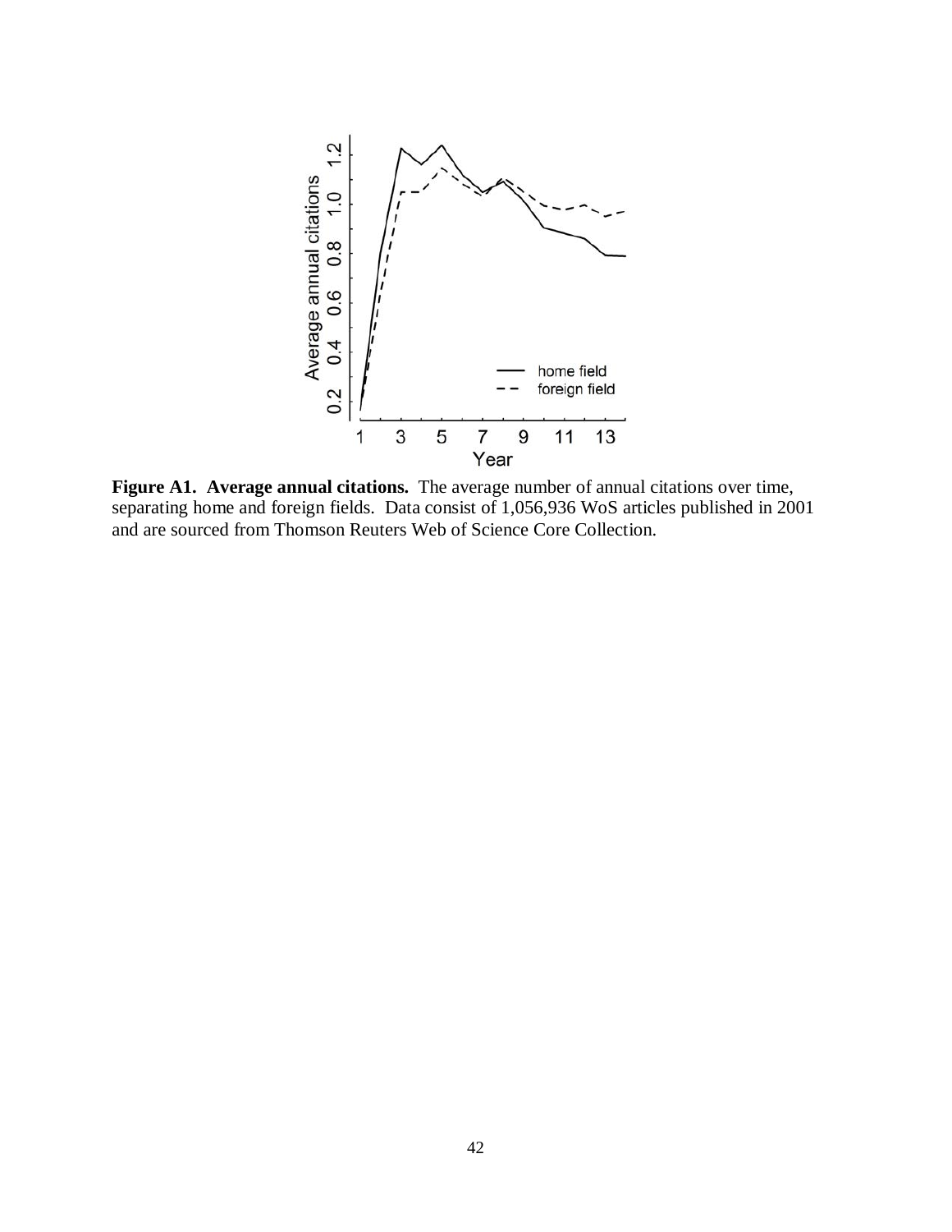**Figure A1. Average annual citations.** The average number of annual citations over time, separating home and foreign fields. Data consist of 1,056,936 WoS articles published in 2001 and are sourced from Thomson Reuters Web of Science Core Collection.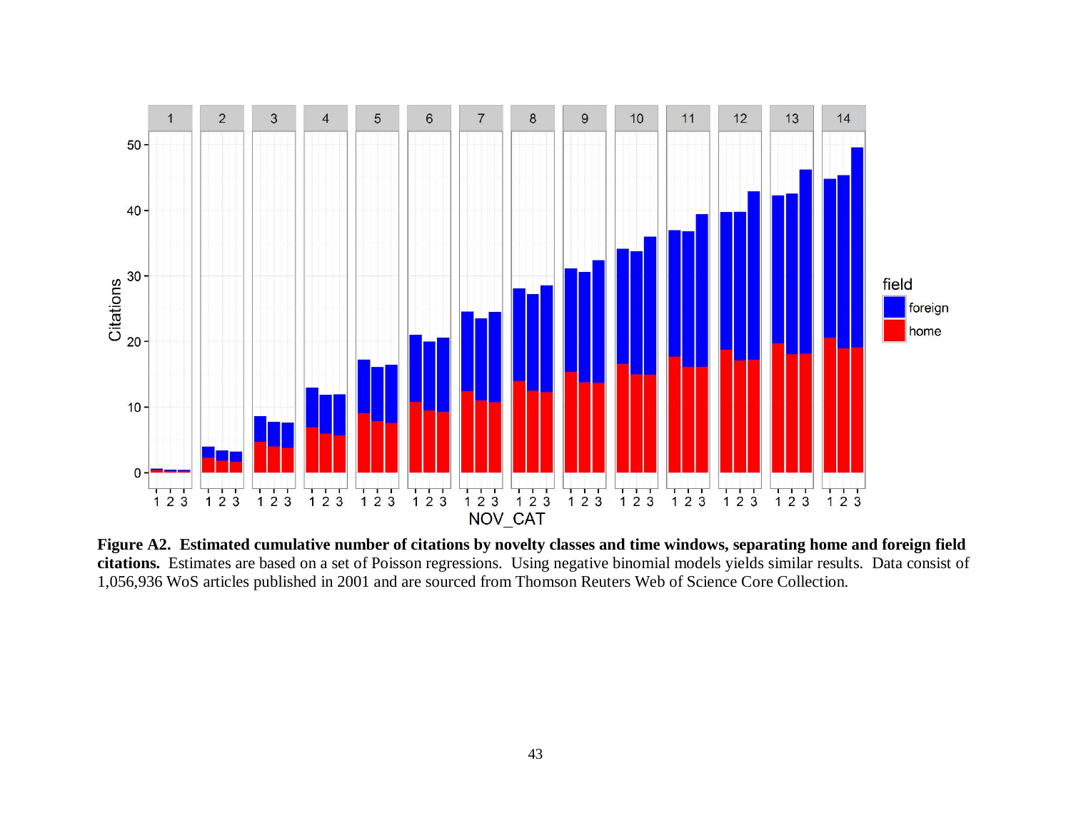**Figure A2. Estimated cumulative number of citations by novelty classes and time windows, separating home and foreign field citations.** Estimates are based on a set of Poisson regressions. Using negative binomial models yields similar results. Data consist of 1,056,936 WoS articles published in 2001 and are sourced from Thomson Reuters Web of Science Core Collection.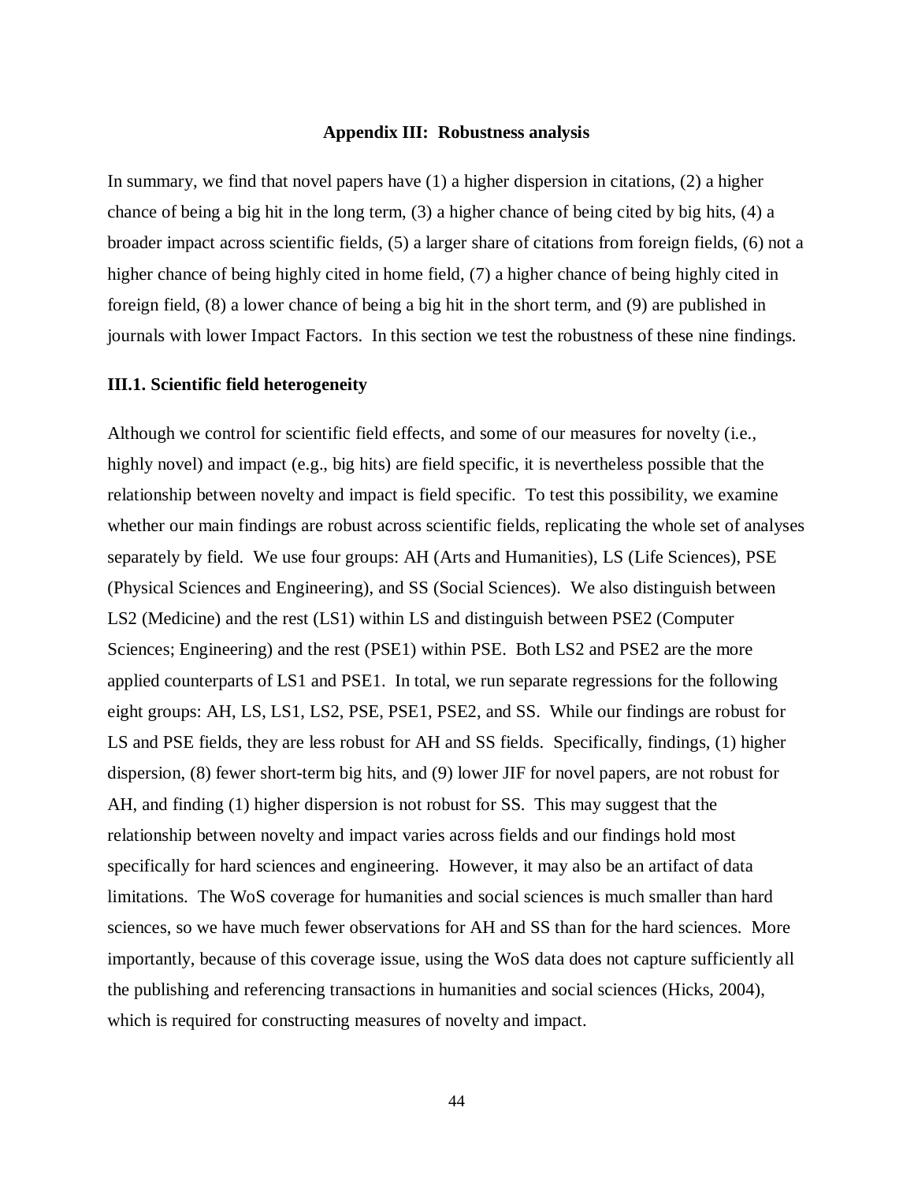## Appendix III: Robustness analysis

In summary, we find that novel papers have (1) a higher dispersion in citations, (2) a higher chance of being a big hit in the long term, (3) a higher chance of being cited by big hits, (4) a broader impact across scientific fields, (5) a larger share of citations from foreign fields, (6) not a higher chance of being highly cited in home field, (7) a higher chance of being highly cited in foreign field, (8) a lower chance of being a big hit in the short term, and (9) are published in journals with lower Impact Factors. In this section we test the robustness of these nine findings.

### III.1. Scientific field heterogeneity

Although we control for scientific field effects, and some of our measures for novelty (i.e., highly novel) and impact (e.g., big hits) are field specific, it is nevertheless possible that the relationship between novelty and impact is field specific. To test this possibility, we examine whether our main findings are robust across scientific fields, replicating the whole set of analyses separately by field. We use four groups: AH (Arts and Humanities), LS (Life Sciences), PSE (Physical Sciences and Engineering), and SS (Social Sciences). We also distinguish between LS2 (Medicine) and the rest (LS1) within LS and distinguish between PSE2 (Computer Sciences; Engineering) and the rest (PSE1) within PSE. Both LS2 and PSE2 are the more applied counterparts of LS1 and PSE1. In total, we run separate regressions for the following eight groups: AH, LS, LS1, LS2, PSE, PSE1, PSE2, and SS. While our findings are robust for LS and PSE fields, they are less robust for AH and SS fields. Specifically, findings, (1) higher dispersion, (8) fewer short-term big hits, and (9) lower JIF for novel papers, are not robust for AH, and finding (1) higher dispersion is not robust for SS. This may suggest that the relationship between novelty and impact varies across fields and our findings hold most specifically for hard sciences and engineering. However, it may also be an artifact of data limitations. The WoS coverage for humanities and social sciences is much smaller than hard sciences, so we have much fewer observations for AH and SS than for the hard sciences. More importantly, because of this coverage issue, using the WoS data does not capture sufficiently all the publishing and referencing transactions in humanities and social sciences (Hicks, 2004), which is required for constructing measures of novelty and impact.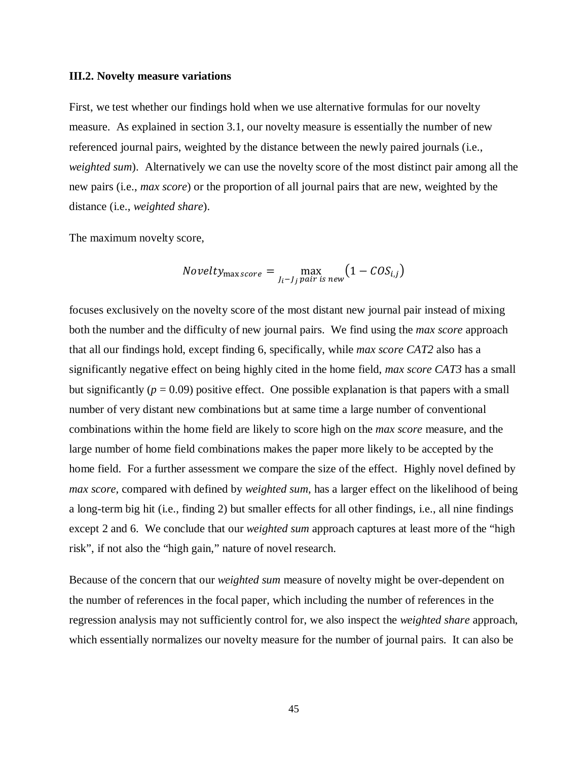### III.2. Novelty measure variations

First, we test whether our findings hold when we use alternative formulas for our novelty measure. As explained in section 3.1, our novelty measure is essentially the number of new referenced journal pairs, weighted by the distance between the newly paired journals (i.e., *weighted sum*). Alternatively we can use the novelty score of the most distinct pair among all the new pairs (i.e., *max score*) or the proportion of all journal pairs that are new, weighted by the distance (i.e., *weighted share*).

The maximum novelty score,

$$Novelty_{\max score} = \max_{J_i - J_j \, pair \, is \, new} \left(1 - COS_{i,j}\right)$$

focuses exclusively on the novelty score of the most distant new journal pair instead of mixing both the number and the difficulty of new journal pairs. We find using the *max score* approach that all our findings hold, except finding 6, specifically, while *max score CAT2* also has a significantly negative effect on being highly cited in the home field, *max score CAT3* has a small but significantly ($p = 0.09$) positive effect. One possible explanation is that papers with a small number of very distant new combinations but at same time a large number of conventional combinations within the home field are likely to score high on the *max score* measure, and the large number of home field combinations makes the paper more likely to be accepted by the home field. For a further assessment we compare the size of the effect. Highly novel defined by *max score,* compared with defined by *weighted sum*, has a larger effect on the likelihood of being a long-term big hit (i.e., finding 2) but smaller effects for all other findings, i.e., all nine findings except 2 and 6. We conclude that our *weighted sum* approach captures at least more of the "high risk", if not also the "high gain," nature of novel research.

Because of the concern that our *weighted sum* measure of novelty might be over-dependent on the number of references in the focal paper, which including the number of references in the regression analysis may not sufficiently control for, we also inspect the *weighted share* approach, which essentially normalizes our novelty measure for the number of journal pairs. It can also be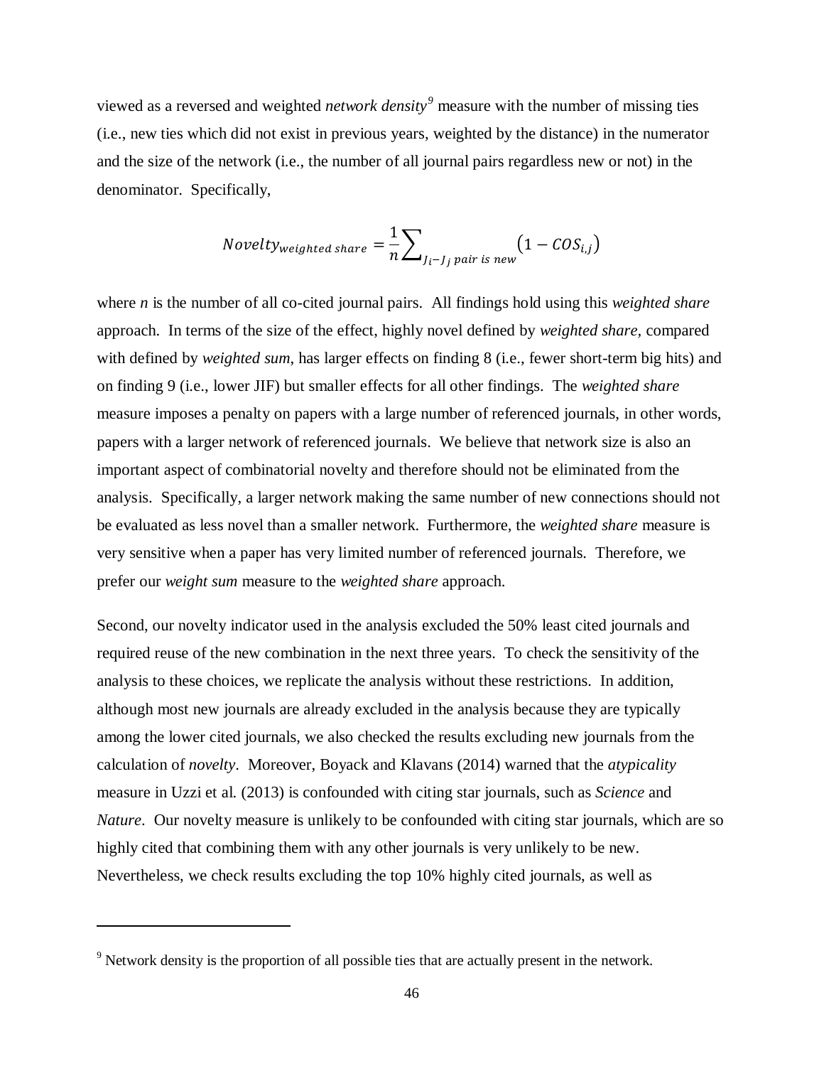viewed as a reversed and weighted *network density*[9] measure with the number of missing ties (i.e., new ties which did not exist in previous years, weighted by the distance) in the numerator and the size of the network (i.e., the number of all journal pairs regardless new or not) in the denominator. Specifically,

$$Novelty_{weighted\ share} = \frac{1}{n}\sum\nolimits_{J_i - J_j\ pair\ is\ new} \left(1 - COS_{i,j}\right)$$

where *n* is the number of all co-cited journal pairs. All findings hold using this *weighted share* approach. In terms of the size of the effect, highly novel defined by *weighted share*, compared with defined by *weighted sum*, has larger effects on finding 8 (i.e., fewer short-term big hits) and on finding 9 (i.e., lower JIF) but smaller effects for all other findings. The *weighted share* measure imposes a penalty on papers with a large number of referenced journals, in other words, papers with a larger network of referenced journals. We believe that network size is also an important aspect of combinatorial novelty and therefore should not be eliminated from the analysis. Specifically, a larger network making the same number of new connections should not be evaluated as less novel than a smaller network. Furthermore, the *weighted share* measure is very sensitive when a paper has very limited number of referenced journals. Therefore, we prefer our *weight sum* measure to the *weighted share* approach.

Second, our novelty indicator used in the analysis excluded the 50% least cited journals and required reuse of the new combination in the next three years. To check the sensitivity of the analysis to these choices, we replicate the analysis without these restrictions. In addition, although most new journals are already excluded in the analysis because they are typically among the lower cited journals, we also checked the results excluding new journals from the calculation of *novelty*. Moreover, Boyack and Klavans (2014) warned that the *atypicality* measure in Uzzi et al. (2013) is confounded with citing star journals, such as *Science* and *Nature*. Our novelty measure is unlikely to be confounded with citing star journals, which are so highly cited that combining them with any other journals is very unlikely to be new. Nevertheless, we check results excluding the top 10% highly cited journals, as well as

[9] Network density is the proportion of all possible ties that are actually present in the network.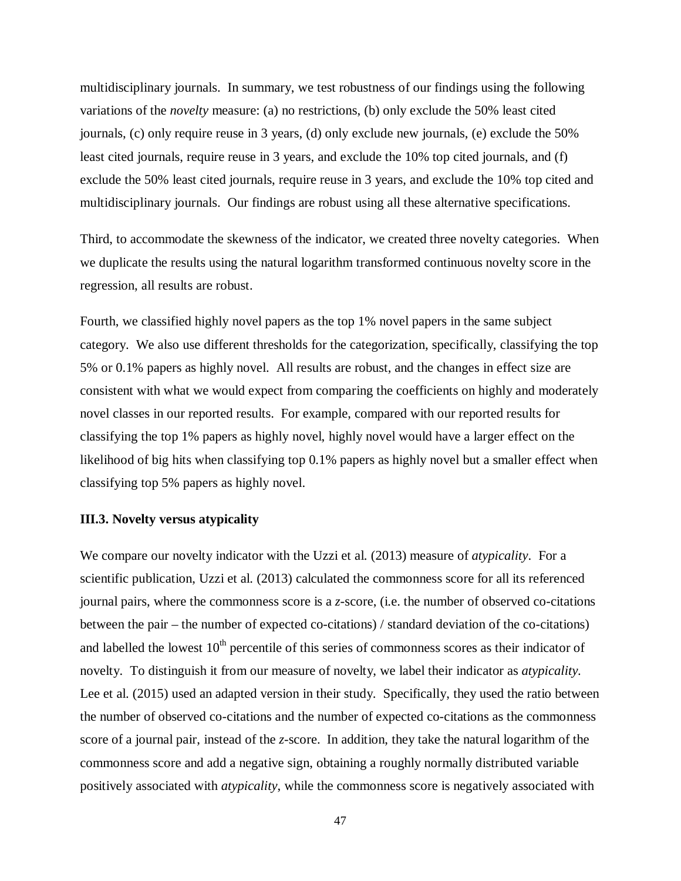multidisciplinary journals. In summary, we test robustness of our findings using the following variations of the *novelty* measure: (a) no restrictions, (b) only exclude the 50% least cited journals, (c) only require reuse in 3 years, (d) only exclude new journals, (e) exclude the 50% least cited journals, require reuse in 3 years, and exclude the 10% top cited journals, and (f) exclude the 50% least cited journals, require reuse in 3 years, and exclude the 10% top cited and multidisciplinary journals. Our findings are robust using all these alternative specifications.

Third, to accommodate the skewness of the indicator, we created three novelty categories. When we duplicate the results using the natural logarithm transformed continuous novelty score in the regression, all results are robust.

Fourth, we classified highly novel papers as the top 1% novel papers in the same subject category. We also use different thresholds for the categorization, specifically, classifying the top 5% or 0.1% papers as highly novel. All results are robust, and the changes in effect size are consistent with what we would expect from comparing the coefficients on highly and moderately novel classes in our reported results. For example, compared with our reported results for classifying the top 1% papers as highly novel, highly novel would have a larger effect on the likelihood of big hits when classifying top 0.1% papers as highly novel but a smaller effect when classifying top 5% papers as highly novel.

### III.3. Novelty versus atypicality

We compare our novelty indicator with the Uzzi et al. (2013) measure of *atypicality*. For a scientific publication, Uzzi et al. (2013) calculated the commonness score for all its referenced journal pairs, where the commonness score is a *z*-score, (i.e. the number of observed co-citations between the pair – the number of expected co-citations) / standard deviation of the co-citations) and labelled the lowest $10^{th}$ percentile of this series of commonness scores as their indicator of novelty. To distinguish it from our measure of novelty, we label their indicator as *atypicality*. Lee et al. (2015) used an adapted version in their study. Specifically, they used the ratio between the number of observed co-citations and the number of expected co-citations as the commonness score of a journal pair, instead of the *z*-score. In addition, they take the natural logarithm of the commonness score and add a negative sign, obtaining a roughly normally distributed variable positively associated with *atypicality*, while the commonness score is negatively associated with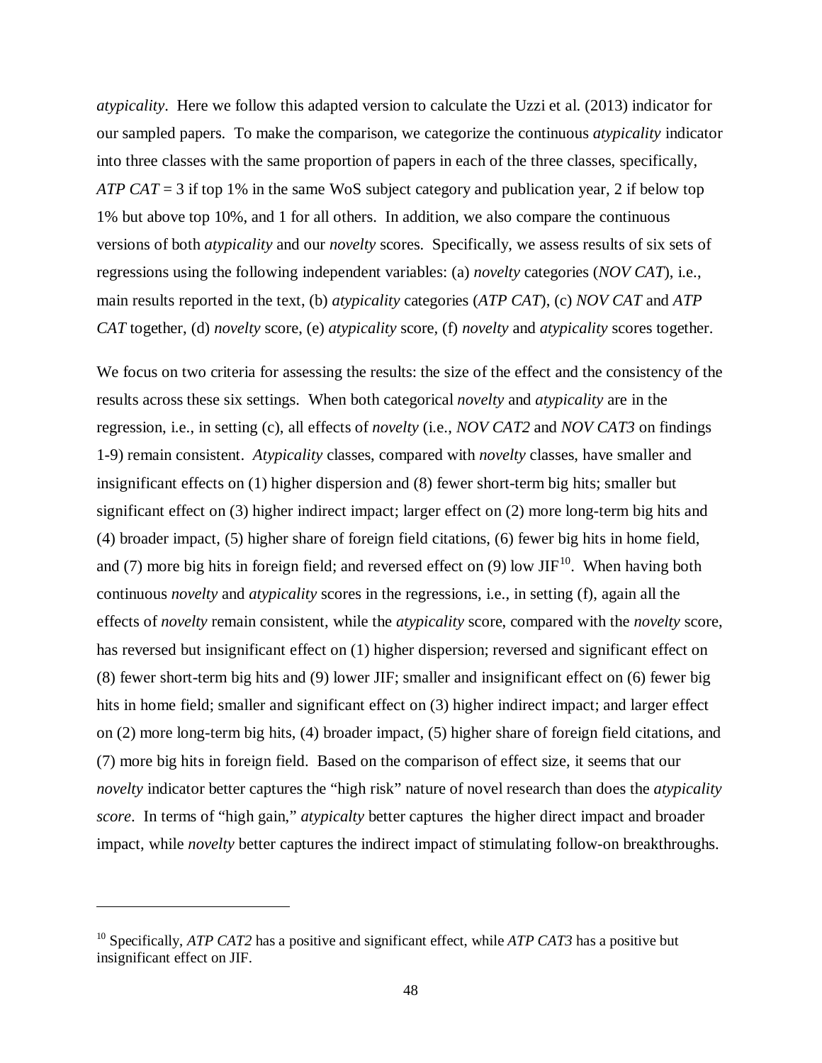*atypicality*. Here we follow this adapted version to calculate the Uzzi et al. (2013) indicator for our sampled papers. To make the comparison, we categorize the continuous *atypicality* indicator into three classes with the same proportion of papers in each of the three classes, specifically, *ATP CAT* = 3 if top 1% in the same WoS subject category and publication year, 2 if below top 1% but above top 10%, and 1 for all others. In addition, we also compare the continuous versions of both *atypicality* and our *novelty* scores. Specifically, we assess results of six sets of regressions using the following independent variables: (a) *novelty* categories (*NOV CAT*), i.e., main results reported in the text, (b) *atypicality* categories (*ATP CAT*), (c) *NOV CAT* and *ATP CAT* together, (d) *novelty* score, (e) *atypicality* score, (f) *novelty* and *atypicality* scores together.

We focus on two criteria for assessing the results: the size of the effect and the consistency of the results across these six settings. When both categorical *novelty* and *atypicality* are in the regression, i.e., in setting (c), all effects of *novelty* (i.e., *NOV CAT2* and *NOV CAT3* on findings 1-9) remain consistent. *Atypicality* classes, compared with *novelty* classes, have smaller and insignificant effects on (1) higher dispersion and (8) fewer short-term big hits; smaller but significant effect on (3) higher indirect impact; larger effect on (2) more long-term big hits and (4) broader impact, (5) higher share of foreign field citations, (6) fewer big hits in home field, and (7) more big hits in foreign field; and reversed effect on (9) low JIF[10]. When having both continuous *novelty* and *atypicality* scores in the regressions, i.e., in setting (f), again all the effects of *novelty* remain consistent, while the *atypicality* score, compared with the *novelty* score, has reversed but insignificant effect on (1) higher dispersion; reversed and significant effect on (8) fewer short-term big hits and (9) lower JIF; smaller and insignificant effect on (6) fewer big hits in home field; smaller and significant effect on (3) higher indirect impact; and larger effect on (2) more long-term big hits, (4) broader impact, (5) higher share of foreign field citations, and (7) more big hits in foreign field. Based on the comparison of effect size, it seems that our *novelty* indicator better captures the "high risk" nature of novel research than does the *atypicality score*. In terms of "high gain," *atypicalty* better captures the higher direct impact and broader impact, while *novelty* better captures the indirect impact of stimulating follow-on breakthroughs.

---

[10] Specifically, *ATP CAT2* has a positive and significant effect, while *ATP CAT3* has a positive but insignificant effect on JIF.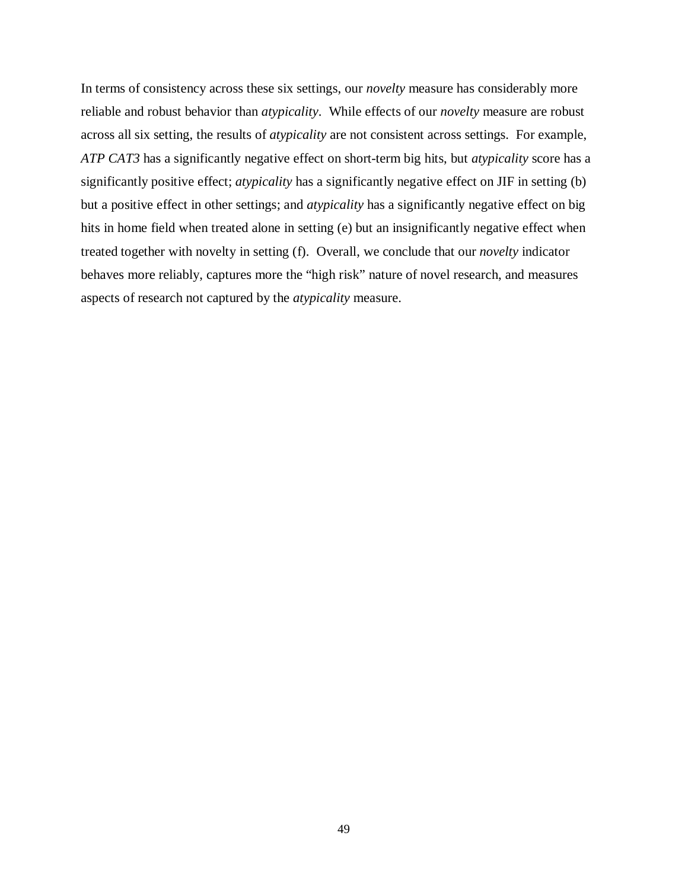In terms of consistency across these six settings, our *novelty* measure has considerably more reliable and robust behavior than *atypicality*. While effects of our *novelty* measure are robust across all six setting, the results of *atypicality* are not consistent across settings. For example, *ATP CAT3* has a significantly negative effect on short-term big hits, but *atypicality* score has a significantly positive effect; *atypicality* has a significantly negative effect on JIF in setting (b) but a positive effect in other settings; and *atypicality* has a significantly negative effect on big hits in home field when treated alone in setting (e) but an insignificantly negative effect when treated together with novelty in setting (f). Overall, we conclude that our *novelty* indicator behaves more reliably, captures more the "high risk" nature of novel research, and measures aspects of research not captured by the *atypicality* measure.